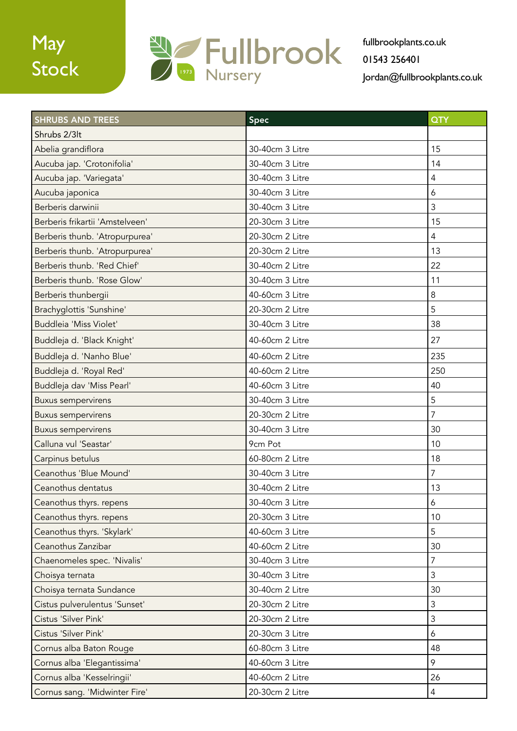# May Stock

Fullbrook Nursery 1973

fullbrookplants.co.uk
01543 256401
Jordan@fullbrookplants.co.uk

| SHRUBS AND TREES | Spec | QTY |
|---|---|---|
| Shrubs 2/3lt | | |
| Abelia grandiflora | 30-40cm 3 Litre | 15 |
| Aucuba jap. 'Crotonifolia' | 30-40cm 3 Litre | 14 |
| Aucuba jap. 'Variegata' | 30-40cm 3 Litre | 4 |
| Aucuba japonica | 30-40cm 3 Litre | 6 |
| Berberis darwinii | 30-40cm 3 Litre | 3 |
| Berberis frikartii 'Amstelveen' | 20-30cm 3 Litre | 15 |
| Berberis thunb. 'Atropurpurea' | 20-30cm 2 Litre | 4 |
| Berberis thunb. 'Atropurpurea' | 20-30cm 2 Litre | 13 |
| Berberis thunb. 'Red Chief' | 30-40cm 2 Litre | 22 |
| Berberis thunb. 'Rose Glow' | 30-40cm 3 Litre | 11 |
| Berberis thunbergii | 40-60cm 3 Litre | 8 |
| Brachyglottis 'Sunshine' | 20-30cm 2 Litre | 5 |
| Buddleia 'Miss Violet' | 30-40cm 3 Litre | 38 |
| Buddleja d. 'Black Knight' | 40-60cm 2 Litre | 27 |
| Buddleja d. 'Nanho Blue' | 40-60cm 2 Litre | 235 |
| Buddleja d. 'Royal Red' | 40-60cm 2 Litre | 250 |
| Buddleja dav 'Miss Pearl' | 40-60cm 3 Litre | 40 |
| Buxus sempervirens | 30-40cm 3 Litre | 5 |
| Buxus sempervirens | 20-30cm 2 Litre | 7 |
| Buxus sempervirens | 30-40cm 3 Litre | 30 |
| Calluna vul 'Seastar' | 9cm Pot | 10 |
| Carpinus betulus | 60-80cm 2 Litre | 18 |
| Ceanothus 'Blue Mound' | 30-40cm 3 Litre | 7 |
| Ceanothus dentatus | 30-40cm 2 Litre | 13 |
| Ceanothus thyrs. repens | 30-40cm 3 Litre | 6 |
| Ceanothus thyrs. repens | 20-30cm 3 Litre | 10 |
| Ceanothus thyrs. 'Skylark' | 40-60cm 3 Litre | 5 |
| Ceanothus Zanzibar | 40-60cm 2 Litre | 30 |
| Chaenomeles spec. 'Nivalis' | 30-40cm 3 Litre | 7 |
| Choisya ternata | 30-40cm 3 Litre | 3 |
| Choisya ternata Sundance | 30-40cm 2 Litre | 30 |
| Cistus pulverulentus 'Sunset' | 20-30cm 2 Litre | 3 |
| Cistus 'Silver Pink' | 20-30cm 2 Litre | 3 |
| Cistus 'Silver Pink' | 20-30cm 3 Litre | 6 |
| Cornus alba Baton Rouge | 60-80cm 3 Litre | 48 |
| Cornus alba 'Elegantissima' | 40-60cm 3 Litre | 9 |
| Cornus alba 'Kesselringii' | 40-60cm 2 Litre | 26 |
| Cornus sang. 'Midwinter Fire' | 20-30cm 2 Litre | 4 |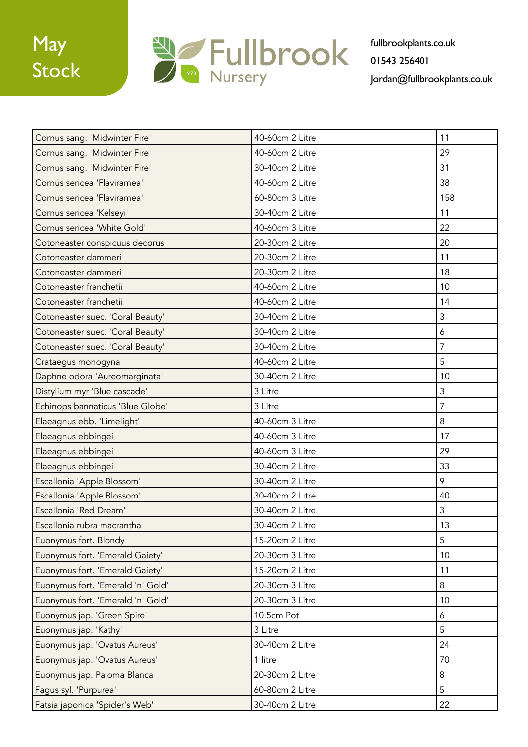May Stock

Fullbrook Nursery 1973

fullbrookplants.co.uk
01543 256401
Jordan@fullbrookplants.co.uk

| | | |
|---|---|---|
| Cornus sang. 'Midwinter Fire' | 40-60cm 2 Litre | 11 |
| Cornus sang. 'Midwinter Fire' | 40-60cm 2 Litre | 29 |
| Cornus sang. 'Midwinter Fire' | 30-40cm 2 Litre | 31 |
| Cornus sericea 'Flaviramea' | 40-60cm 2 Litre | 38 |
| Cornus sericea 'Flaviramea' | 60-80cm 3 Litre | 158 |
| Cornus sericea 'Kelseyi' | 30-40cm 2 Litre | 11 |
| Cornus sericea 'White Gold' | 40-60cm 3 Litre | 22 |
| Cotoneaster conspicuus decorus | 20-30cm 2 Litre | 20 |
| Cotoneaster dammeri | 20-30cm 2 Litre | 11 |
| Cotoneaster dammeri | 20-30cm 2 Litre | 18 |
| Cotoneaster franchetii | 40-60cm 2 Litre | 10 |
| Cotoneaster franchetii | 40-60cm 2 Litre | 14 |
| Cotoneaster suec. 'Coral Beauty' | 30-40cm 2 Litre | 3 |
| Cotoneaster suec. 'Coral Beauty' | 30-40cm 2 Litre | 6 |
| Cotoneaster suec. 'Coral Beauty' | 30-40cm 2 Litre | 7 |
| Crataegus monogyna | 40-60cm 2 Litre | 5 |
| Daphne odora 'Aureomarginata' | 30-40cm 2 Litre | 10 |
| Distylium myr 'Blue cascade' | 3 Litre | 3 |
| Echinops bannaticus 'Blue Globe' | 3 Litre | 7 |
| Elaeagnus ebb. 'Limelight' | 40-60cm 3 Litre | 8 |
| Elaeagnus ebbingei | 40-60cm 3 Litre | 17 |
| Elaeagnus ebbingei | 40-60cm 3 Litre | 29 |
| Elaeagnus ebbingei | 30-40cm 2 Litre | 33 |
| Escallonia 'Apple Blossom' | 30-40cm 2 Litre | 9 |
| Escallonia 'Apple Blossom' | 30-40cm 2 Litre | 40 |
| Escallonia 'Red Dream' | 30-40cm 2 Litre | 3 |
| Escallonia rubra macrantha | 30-40cm 2 Litre | 13 |
| Euonymus fort. Blondy | 15-20cm 2 Litre | 5 |
| Euonymus fort. 'Emerald Gaiety' | 20-30cm 3 Litre | 10 |
| Euonymus fort. 'Emerald Gaiety' | 15-20cm 2 Litre | 11 |
| Euonymus fort. 'Emerald 'n' Gold' | 20-30cm 3 Litre | 8 |
| Euonymus fort. 'Emerald 'n' Gold' | 20-30cm 3 Litre | 10 |
| Euonymus jap. 'Green Spire' | 10.5cm Pot | 6 |
| Euonymus jap. 'Kathy' | 3 Litre | 5 |
| Euonymus jap. 'Ovatus Aureus' | 30-40cm 2 Litre | 24 |
| Euonymus jap. 'Ovatus Aureus' | 1 litre | 70 |
| Euonymus jap. Paloma Blanca | 20-30cm 2 Litre | 8 |
| Fagus syl. 'Purpurea' | 60-80cm 2 Litre | 5 |
| Fatsia japonica 'Spider's Web' | 30-40cm 2 Litre | 22 |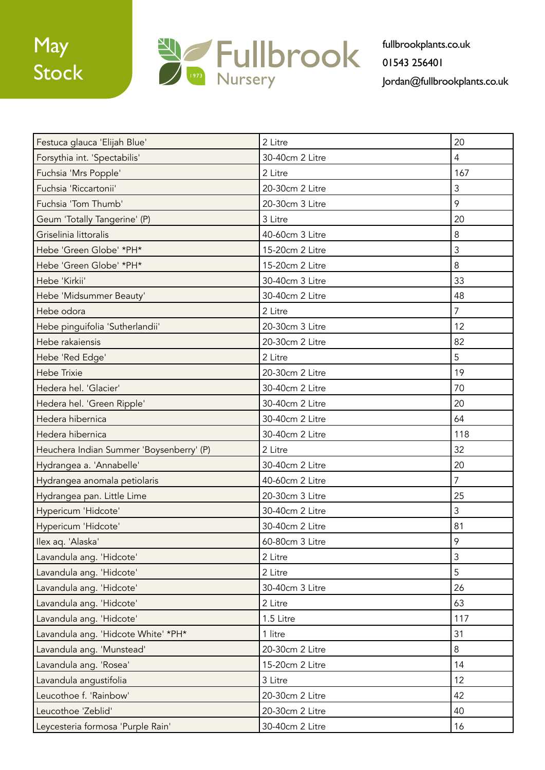May Stock

Fullbrook Nursery 1973

fullbrookplants.co.uk
01543 256401
Jordan@fullbrookplants.co.uk

| | | |
|---|---|---|
| Festuca glauca 'Elijah Blue' | 2 Litre | 20 |
| Forsythia int. 'Spectabilis' | 30-40cm 2 Litre | 4 |
| Fuchsia 'Mrs Popple' | 2 Litre | 167 |
| Fuchsia 'Riccartonii' | 20-30cm 2 Litre | 3 |
| Fuchsia 'Tom Thumb' | 20-30cm 3 Litre | 9 |
| Geum 'Totally Tangerine' (P) | 3 Litre | 20 |
| Griselinia littoralis | 40-60cm 3 Litre | 8 |
| Hebe 'Green Globe' *PH* | 15-20cm 2 Litre | 3 |
| Hebe 'Green Globe' *PH* | 15-20cm 2 Litre | 8 |
| Hebe 'Kirkii' | 30-40cm 3 Litre | 33 |
| Hebe 'Midsummer Beauty' | 30-40cm 2 Litre | 48 |
| Hebe odora | 2 Litre | 7 |
| Hebe pinguifolia 'Sutherlandii' | 20-30cm 3 Litre | 12 |
| Hebe rakaiensis | 20-30cm 2 Litre | 82 |
| Hebe 'Red Edge' | 2 Litre | 5 |
| Hebe Trixie | 20-30cm 2 Litre | 19 |
| Hedera hel. 'Glacier' | 30-40cm 2 Litre | 70 |
| Hedera hel. 'Green Ripple' | 30-40cm 2 Litre | 20 |
| Hedera hibernica | 30-40cm 2 Litre | 64 |
| Hedera hibernica | 30-40cm 2 Litre | 118 |
| Heuchera Indian Summer 'Boysenberry' (P) | 2 Litre | 32 |
| Hydrangea a. 'Annabelle' | 30-40cm 2 Litre | 20 |
| Hydrangea anomala petiolaris | 40-60cm 2 Litre | 7 |
| Hydrangea pan. Little Lime | 20-30cm 3 Litre | 25 |
| Hypericum 'Hidcote' | 30-40cm 2 Litre | 3 |
| Hypericum 'Hidcote' | 30-40cm 2 Litre | 81 |
| Ilex aq. 'Alaska' | 60-80cm 3 Litre | 9 |
| Lavandula ang. 'Hidcote' | 2 Litre | 3 |
| Lavandula ang. 'Hidcote' | 2 Litre | 5 |
| Lavandula ang. 'Hidcote' | 30-40cm 3 Litre | 26 |
| Lavandula ang. 'Hidcote' | 2 Litre | 63 |
| Lavandula ang. 'Hidcote' | 1.5 Litre | 117 |
| Lavandula ang. 'Hidcote White' *PH* | 1 litre | 31 |
| Lavandula ang. 'Munstead' | 20-30cm 2 Litre | 8 |
| Lavandula ang. 'Rosea' | 15-20cm 2 Litre | 14 |
| Lavandula angustifolia | 3 Litre | 12 |
| Leucothoe f. 'Rainbow' | 20-30cm 2 Litre | 42 |
| Leucothoe 'Zeblid' | 20-30cm 2 Litre | 40 |
| Leycesteria formosa 'Purple Rain' | 30-40cm 2 Litre | 16 |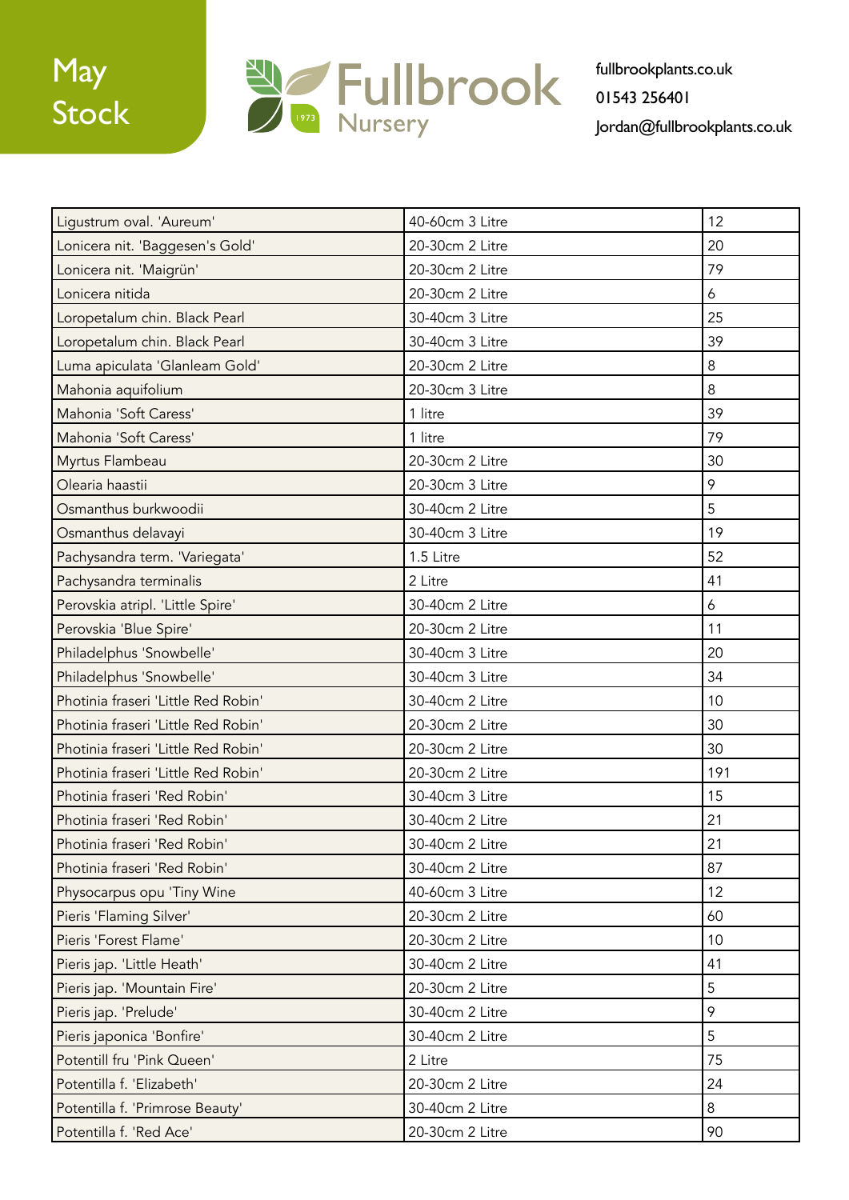May Stock

Fullbrook Nursery

fullbrookplants.co.uk
01543 256401
Jordan@fullbrookplants.co.uk

| Ligustrum oval. 'Aureum' | 40-60cm 3 Litre | 12 |
|---|---|---|
| Lonicera nit. 'Baggesen's Gold' | 20-30cm 2 Litre | 20 |
| Lonicera nit. 'Maigrün' | 20-30cm 2 Litre | 79 |
| Lonicera nitida | 20-30cm 2 Litre | 6 |
| Loropetalum chin. Black Pearl | 30-40cm 3 Litre | 25 |
| Loropetalum chin. Black Pearl | 30-40cm 3 Litre | 39 |
| Luma apiculata 'Glanleam Gold' | 20-30cm 2 Litre | 8 |
| Mahonia aquifolium | 20-30cm 3 Litre | 8 |
| Mahonia 'Soft Caress' | 1 litre | 39 |
| Mahonia 'Soft Caress' | 1 litre | 79 |
| Myrtus Flambeau | 20-30cm 2 Litre | 30 |
| Olearia haastii | 20-30cm 3 Litre | 9 |
| Osmanthus burkwoodii | 30-40cm 2 Litre | 5 |
| Osmanthus delavayi | 30-40cm 3 Litre | 19 |
| Pachysandra term. 'Variegata' | 1.5 Litre | 52 |
| Pachysandra terminalis | 2 Litre | 41 |
| Perovskia atripl. 'Little Spire' | 30-40cm 2 Litre | 6 |
| Perovskia 'Blue Spire' | 20-30cm 2 Litre | 11 |
| Philadelphus 'Snowbelle' | 30-40cm 3 Litre | 20 |
| Philadelphus 'Snowbelle' | 30-40cm 3 Litre | 34 |
| Photinia fraseri 'Little Red Robin' | 30-40cm 2 Litre | 10 |
| Photinia fraseri 'Little Red Robin' | 20-30cm 2 Litre | 30 |
| Photinia fraseri 'Little Red Robin' | 20-30cm 2 Litre | 30 |
| Photinia fraseri 'Little Red Robin' | 20-30cm 2 Litre | 191 |
| Photinia fraseri 'Red Robin' | 30-40cm 3 Litre | 15 |
| Photinia fraseri 'Red Robin' | 30-40cm 2 Litre | 21 |
| Photinia fraseri 'Red Robin' | 30-40cm 2 Litre | 21 |
| Photinia fraseri 'Red Robin' | 30-40cm 2 Litre | 87 |
| Physocarpus opu 'Tiny Wine | 40-60cm 3 Litre | 12 |
| Pieris 'Flaming Silver' | 20-30cm 2 Litre | 60 |
| Pieris 'Forest Flame' | 20-30cm 2 Litre | 10 |
| Pieris jap. 'Little Heath' | 30-40cm 2 Litre | 41 |
| Pieris jap. 'Mountain Fire' | 20-30cm 2 Litre | 5 |
| Pieris jap. 'Prelude' | 30-40cm 2 Litre | 9 |
| Pieris japonica 'Bonfire' | 30-40cm 2 Litre | 5 |
| Potentill fru 'Pink Queen' | 2 Litre | 75 |
| Potentilla f. 'Elizabeth' | 20-30cm 2 Litre | 24 |
| Potentilla f. 'Primrose Beauty' | 30-40cm 2 Litre | 8 |
| Potentilla f. 'Red Ace' | 20-30cm 2 Litre | 90 |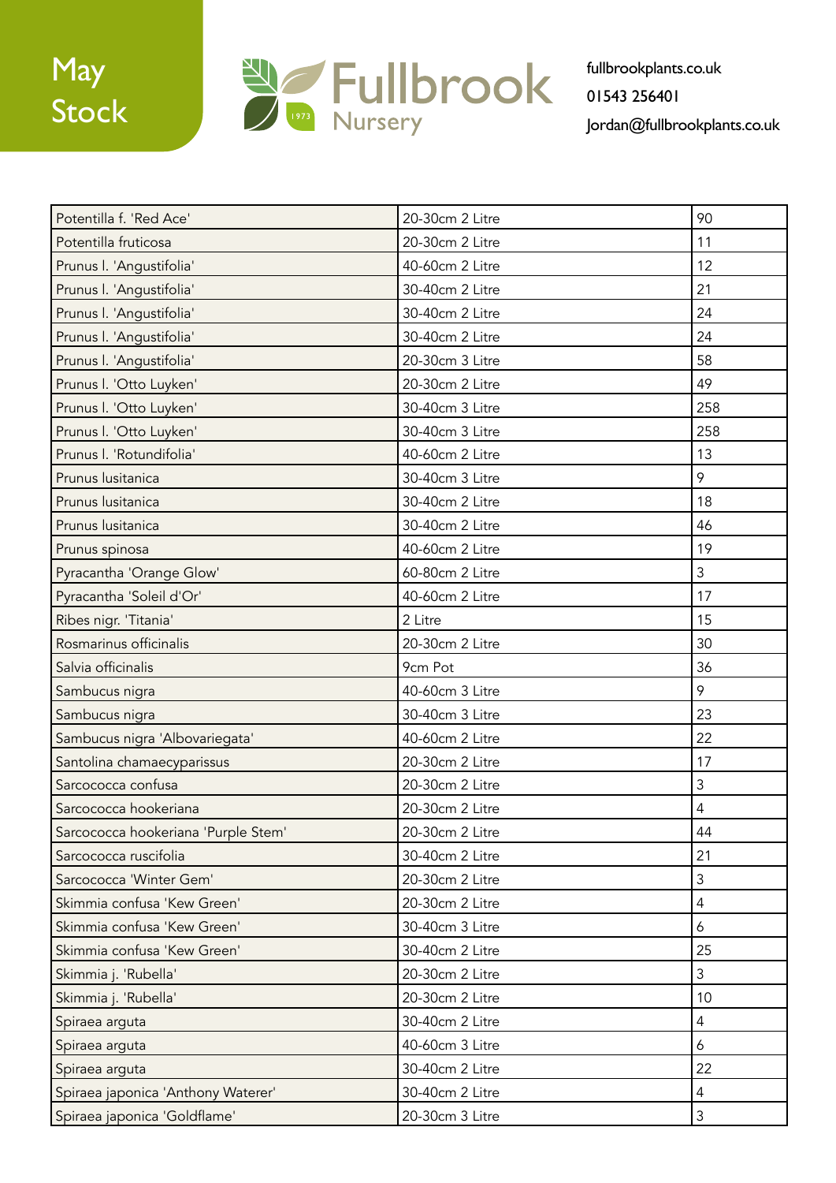May Stock

Fullbrook Nursery

fullbrookplants.co.uk
01543 256401
Jordan@fullbrookplants.co.uk

| Potentilla f. 'Red Ace' | 20-30cm 2 Litre | 90 |
|---|---|---|
| Potentilla fruticosa | 20-30cm 2 Litre | 11 |
| Prunus l. 'Angustifolia' | 40-60cm 2 Litre | 12 |
| Prunus l. 'Angustifolia' | 30-40cm 2 Litre | 21 |
| Prunus l. 'Angustifolia' | 30-40cm 2 Litre | 24 |
| Prunus l. 'Angustifolia' | 30-40cm 2 Litre | 24 |
| Prunus l. 'Angustifolia' | 20-30cm 3 Litre | 58 |
| Prunus l. 'Otto Luyken' | 20-30cm 2 Litre | 49 |
| Prunus l. 'Otto Luyken' | 30-40cm 3 Litre | 258 |
| Prunus l. 'Otto Luyken' | 30-40cm 3 Litre | 258 |
| Prunus l. 'Rotundifolia' | 40-60cm 2 Litre | 13 |
| Prunus lusitanica | 30-40cm 3 Litre | 9 |
| Prunus lusitanica | 30-40cm 2 Litre | 18 |
| Prunus lusitanica | 30-40cm 2 Litre | 46 |
| Prunus spinosa | 40-60cm 2 Litre | 19 |
| Pyracantha 'Orange Glow' | 60-80cm 2 Litre | 3 |
| Pyracantha 'Soleil d'Or' | 40-60cm 2 Litre | 17 |
| Ribes nigr. 'Titania' | 2 Litre | 15 |
| Rosmarinus officinalis | 20-30cm 2 Litre | 30 |
| Salvia officinalis | 9cm Pot | 36 |
| Sambucus nigra | 40-60cm 3 Litre | 9 |
| Sambucus nigra | 30-40cm 3 Litre | 23 |
| Sambucus nigra 'Albovariegata' | 40-60cm 2 Litre | 22 |
| Santolina chamaecyparissus | 20-30cm 2 Litre | 17 |
| Sarcococca confusa | 20-30cm 2 Litre | 3 |
| Sarcococca hookeriana | 20-30cm 2 Litre | 4 |
| Sarcococca hookeriana 'Purple Stem' | 20-30cm 2 Litre | 44 |
| Sarcococca ruscifolia | 30-40cm 2 Litre | 21 |
| Sarcococca 'Winter Gem' | 20-30cm 2 Litre | 3 |
| Skimmia confusa 'Kew Green' | 20-30cm 2 Litre | 4 |
| Skimmia confusa 'Kew Green' | 30-40cm 3 Litre | 6 |
| Skimmia confusa 'Kew Green' | 30-40cm 2 Litre | 25 |
| Skimmia j. 'Rubella' | 20-30cm 2 Litre | 3 |
| Skimmia j. 'Rubella' | 20-30cm 2 Litre | 10 |
| Spiraea arguta | 30-40cm 2 Litre | 4 |
| Spiraea arguta | 40-60cm 3 Litre | 6 |
| Spiraea arguta | 30-40cm 2 Litre | 22 |
| Spiraea japonica 'Anthony Waterer' | 30-40cm 2 Litre | 4 |
| Spiraea japonica 'Goldflame' | 20-30cm 3 Litre | 3 |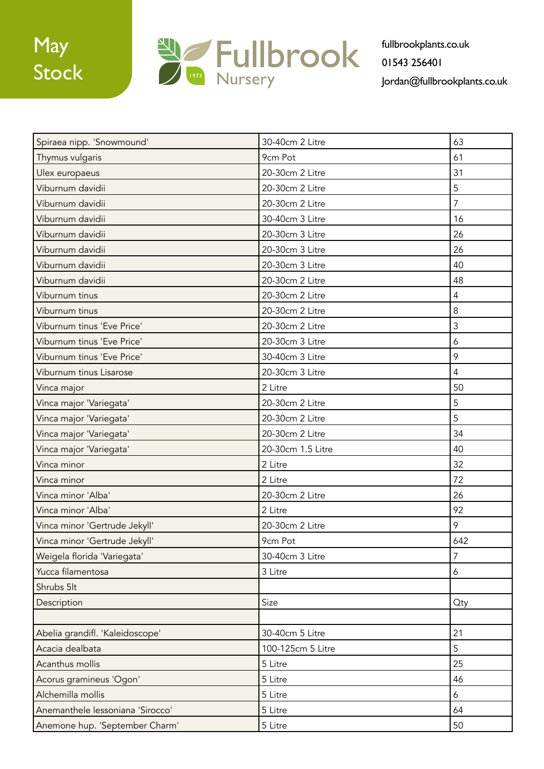May Stock

Fullbrook Nursery 1973

fullbrookplants.co.uk
01543 256401
Jordan@fullbrookplants.co.uk

| | | |
|---|---|---|
| Spiraea nipp. 'Snowmound' | 30-40cm 2 Litre | 63 |
| Thymus vulgaris | 9cm Pot | 61 |
| Ulex europaeus | 20-30cm 2 Litre | 31 |
| Viburnum davidii | 20-30cm 2 Litre | 5 |
| Viburnum davidii | 20-30cm 2 Litre | 7 |
| Viburnum davidii | 30-40cm 3 Litre | 16 |
| Viburnum davidii | 20-30cm 3 Litre | 26 |
| Viburnum davidii | 20-30cm 3 Litre | 26 |
| Viburnum davidii | 20-30cm 3 Litre | 40 |
| Viburnum davidii | 20-30cm 2 Litre | 48 |
| Viburnum tinus | 20-30cm 2 Litre | 4 |
| Viburnum tinus | 20-30cm 2 Litre | 8 |
| Viburnum tinus 'Eve Price' | 20-30cm 2 Litre | 3 |
| Viburnum tinus 'Eve Price' | 20-30cm 3 Litre | 6 |
| Viburnum tinus 'Eve Price' | 30-40cm 3 Litre | 9 |
| Viburnum tinus Lisarose | 20-30cm 3 Litre | 4 |
| Vinca major | 2 Litre | 50 |
| Vinca major 'Variegata' | 20-30cm 2 Litre | 5 |
| Vinca major 'Variegata' | 20-30cm 2 Litre | 5 |
| Vinca major 'Variegata' | 20-30cm 2 Litre | 34 |
| Vinca major 'Variegata' | 20-30cm 1.5 Litre | 40 |
| Vinca minor | 2 Litre | 32 |
| Vinca minor | 2 Litre | 72 |
| Vinca minor 'Alba' | 20-30cm 2 Litre | 26 |
| Vinca minor 'Alba' | 2 Litre | 92 |
| Vinca minor 'Gertrude Jekyll' | 20-30cm 2 Litre | 9 |
| Vinca minor 'Gertrude Jekyll' | 9cm Pot | 642 |
| Weigela florida 'Variegata' | 30-40cm 3 Litre | 7 |
| Yucca filamentosa | 3 Litre | 6 |
| Shrubs 5lt | | |
| Description | Size | Qty |
| | | |
| Abelia grandifl. 'Kaleidoscope' | 30-40cm 5 Litre | 21 |
| Acacia dealbata | 100-125cm 5 Litre | 5 |
| Acanthus mollis | 5 Litre | 25 |
| Acorus gramineus 'Ogon' | 5 Litre | 46 |
| Alchemilla mollis | 5 Litre | 6 |
| Anemanthele lessoniana 'Sirocco' | 5 Litre | 64 |
| Anemone hup. 'September Charm' | 5 Litre | 50 |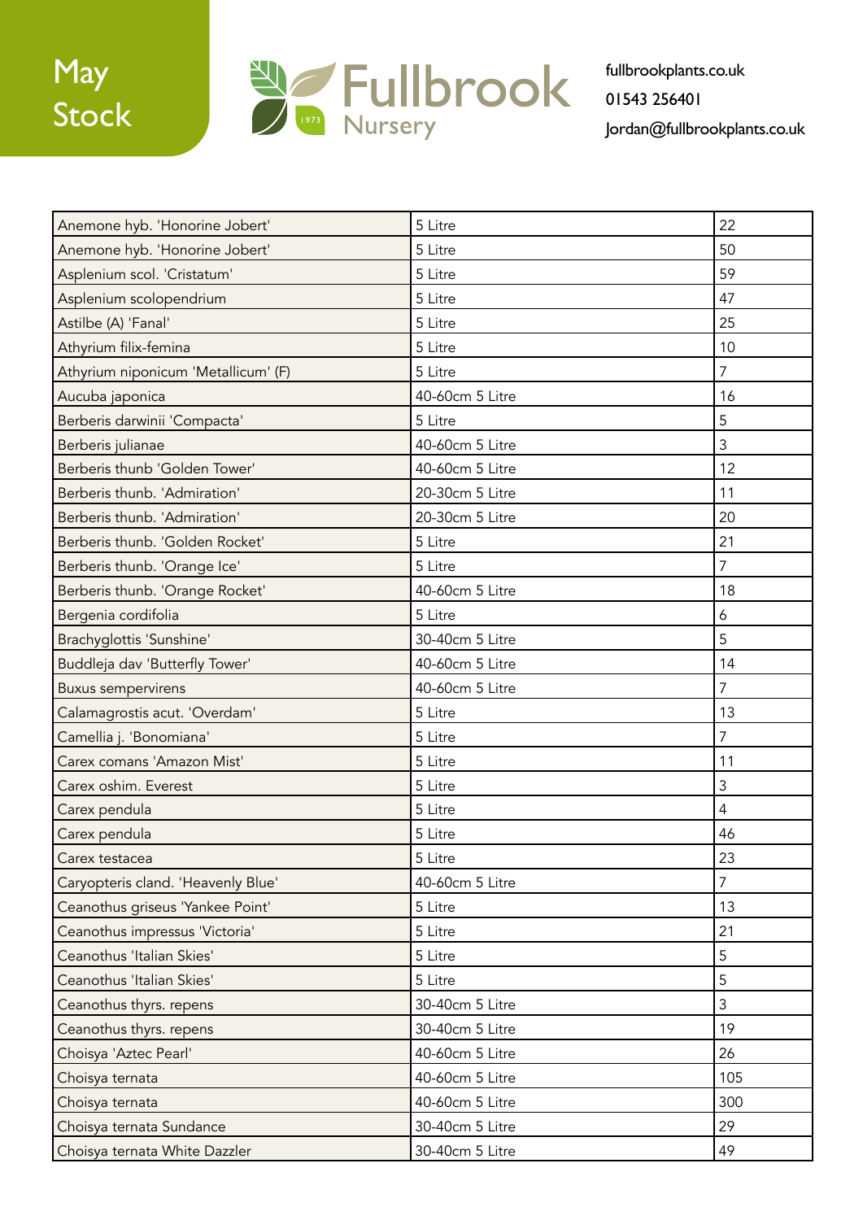# May Stock

Fullbrook Nursery 1973

fullbrookplants.co.uk
01543 256401
Jordan@fullbrookplants.co.uk

| | | |
|---|---|---|
| Anemone hyb. 'Honorine Jobert' | 5 Litre | 22 |
| Anemone hyb. 'Honorine Jobert' | 5 Litre | 50 |
| Asplenium scol. 'Cristatum' | 5 Litre | 59 |
| Asplenium scolopendrium | 5 Litre | 47 |
| Astilbe (A) 'Fanal' | 5 Litre | 25 |
| Athyrium filix-femina | 5 Litre | 10 |
| Athyrium niponicum 'Metallicum' (F) | 5 Litre | 7 |
| Aucuba japonica | 40-60cm 5 Litre | 16 |
| Berberis darwinii 'Compacta' | 5 Litre | 5 |
| Berberis julianae | 40-60cm 5 Litre | 3 |
| Berberis thunb 'Golden Tower' | 40-60cm 5 Litre | 12 |
| Berberis thunb. 'Admiration' | 20-30cm 5 Litre | 11 |
| Berberis thunb. 'Admiration' | 20-30cm 5 Litre | 20 |
| Berberis thunb. 'Golden Rocket' | 5 Litre | 21 |
| Berberis thunb. 'Orange Ice' | 5 Litre | 7 |
| Berberis thunb. 'Orange Rocket' | 40-60cm 5 Litre | 18 |
| Bergenia cordifolia | 5 Litre | 6 |
| Brachyglottis 'Sunshine' | 30-40cm 5 Litre | 5 |
| Buddleja dav 'Butterfly Tower' | 40-60cm 5 Litre | 14 |
| Buxus sempervirens | 40-60cm 5 Litre | 7 |
| Calamagrostis acut. 'Overdam' | 5 Litre | 13 |
| Camellia j. 'Bonomiana' | 5 Litre | 7 |
| Carex comans 'Amazon Mist' | 5 Litre | 11 |
| Carex oshim. Everest | 5 Litre | 3 |
| Carex pendula | 5 Litre | 4 |
| Carex pendula | 5 Litre | 46 |
| Carex testacea | 5 Litre | 23 |
| Caryopteris cland. 'Heavenly Blue' | 40-60cm 5 Litre | 7 |
| Ceanothus griseus 'Yankee Point' | 5 Litre | 13 |
| Ceanothus impressus 'Victoria' | 5 Litre | 21 |
| Ceanothus 'Italian Skies' | 5 Litre | 5 |
| Ceanothus 'Italian Skies' | 5 Litre | 5 |
| Ceanothus thyrs. repens | 30-40cm 5 Litre | 3 |
| Ceanothus thyrs. repens | 30-40cm 5 Litre | 19 |
| Choisya 'Aztec Pearl' | 40-60cm 5 Litre | 26 |
| Choisya ternata | 40-60cm 5 Litre | 105 |
| Choisya ternata | 40-60cm 5 Litre | 300 |
| Choisya ternata Sundance | 30-40cm 5 Litre | 29 |
| Choisya ternata White Dazzler | 30-40cm 5 Litre | 49 |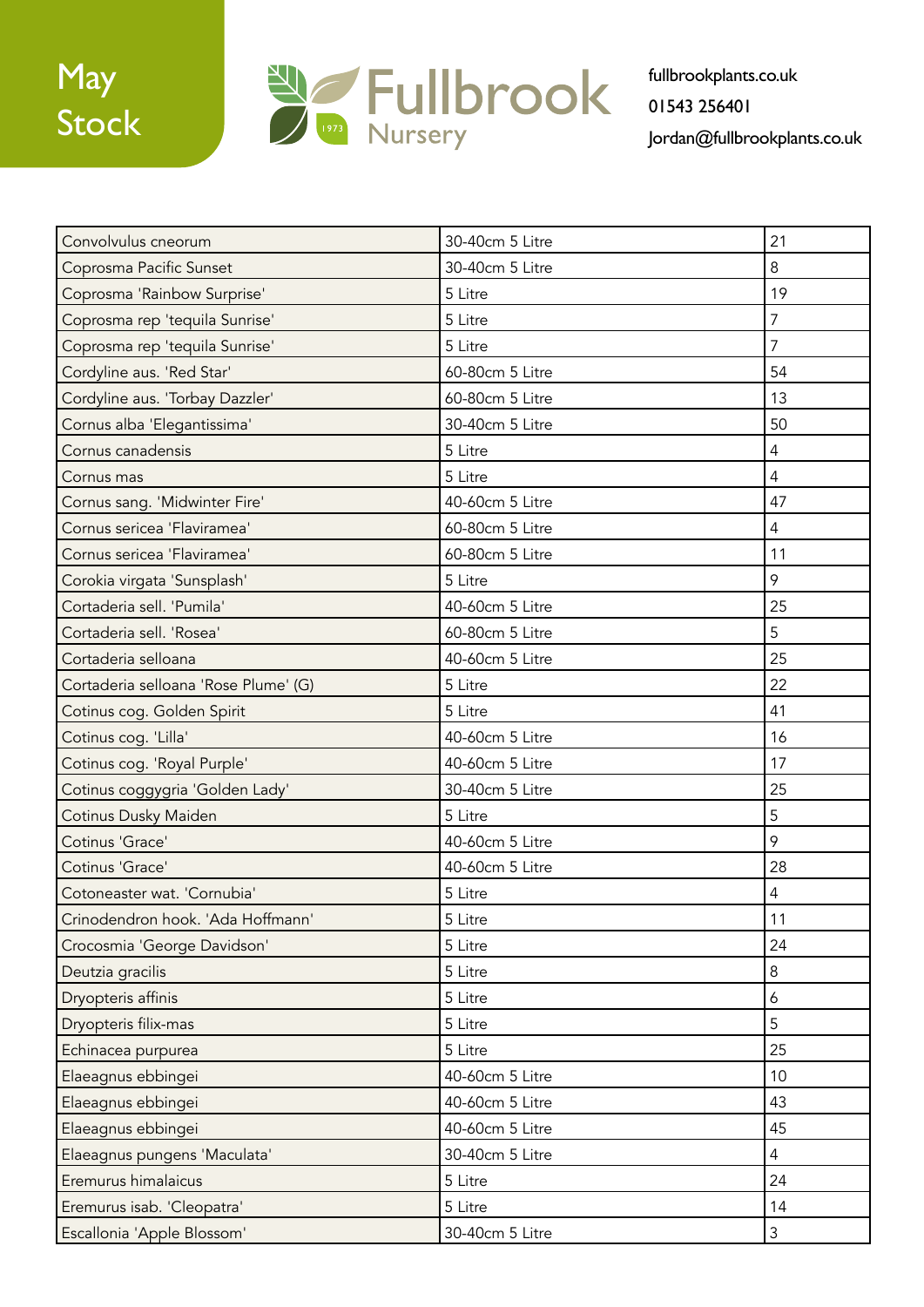May Stock

Fullbrook Nursery 1973

fullbrookplants.co.uk
01543 256401
Jordan@fullbrookplants.co.uk

| | | |
|---|---|---|
| Convolvulus cneorum | 30-40cm 5 Litre | 21 |
| Coprosma Pacific Sunset | 30-40cm 5 Litre | 8 |
| Coprosma 'Rainbow Surprise' | 5 Litre | 19 |
| Coprosma rep 'tequila Sunrise' | 5 Litre | 7 |
| Coprosma rep 'tequila Sunrise' | 5 Litre | 7 |
| Cordyline aus. 'Red Star' | 60-80cm 5 Litre | 54 |
| Cordyline aus. 'Torbay Dazzler' | 60-80cm 5 Litre | 13 |
| Cornus alba 'Elegantissima' | 30-40cm 5 Litre | 50 |
| Cornus canadensis | 5 Litre | 4 |
| Cornus mas | 5 Litre | 4 |
| Cornus sang. 'Midwinter Fire' | 40-60cm 5 Litre | 47 |
| Cornus sericea 'Flaviramea' | 60-80cm 5 Litre | 4 |
| Cornus sericea 'Flaviramea' | 60-80cm 5 Litre | 11 |
| Corokia virgata 'Sunsplash' | 5 Litre | 9 |
| Cortaderia sell. 'Pumila' | 40-60cm 5 Litre | 25 |
| Cortaderia sell. 'Rosea' | 60-80cm 5 Litre | 5 |
| Cortaderia selloana | 40-60cm 5 Litre | 25 |
| Cortaderia selloana 'Rose Plume' (G) | 5 Litre | 22 |
| Cotinus cog. Golden Spirit | 5 Litre | 41 |
| Cotinus cog. 'Lilla' | 40-60cm 5 Litre | 16 |
| Cotinus cog. 'Royal Purple' | 40-60cm 5 Litre | 17 |
| Cotinus coggygria 'Golden Lady' | 30-40cm 5 Litre | 25 |
| Cotinus Dusky Maiden | 5 Litre | 5 |
| Cotinus 'Grace' | 40-60cm 5 Litre | 9 |
| Cotinus 'Grace' | 40-60cm 5 Litre | 28 |
| Cotoneaster wat. 'Cornubia' | 5 Litre | 4 |
| Crinodendron hook. 'Ada Hoffmann' | 5 Litre | 11 |
| Crocosmia 'George Davidson' | 5 Litre | 24 |
| Deutzia gracilis | 5 Litre | 8 |
| Dryopteris affinis | 5 Litre | 6 |
| Dryopteris filix-mas | 5 Litre | 5 |
| Echinacea purpurea | 5 Litre | 25 |
| Elaeagnus ebbingei | 40-60cm 5 Litre | 10 |
| Elaeagnus ebbingei | 40-60cm 5 Litre | 43 |
| Elaeagnus ebbingei | 40-60cm 5 Litre | 45 |
| Elaeagnus pungens 'Maculata' | 30-40cm 5 Litre | 4 |
| Eremurus himalaicus | 5 Litre | 24 |
| Eremurus isab. 'Cleopatra' | 5 Litre | 14 |
| Escallonia 'Apple Blossom' | 30-40cm 5 Litre | 3 |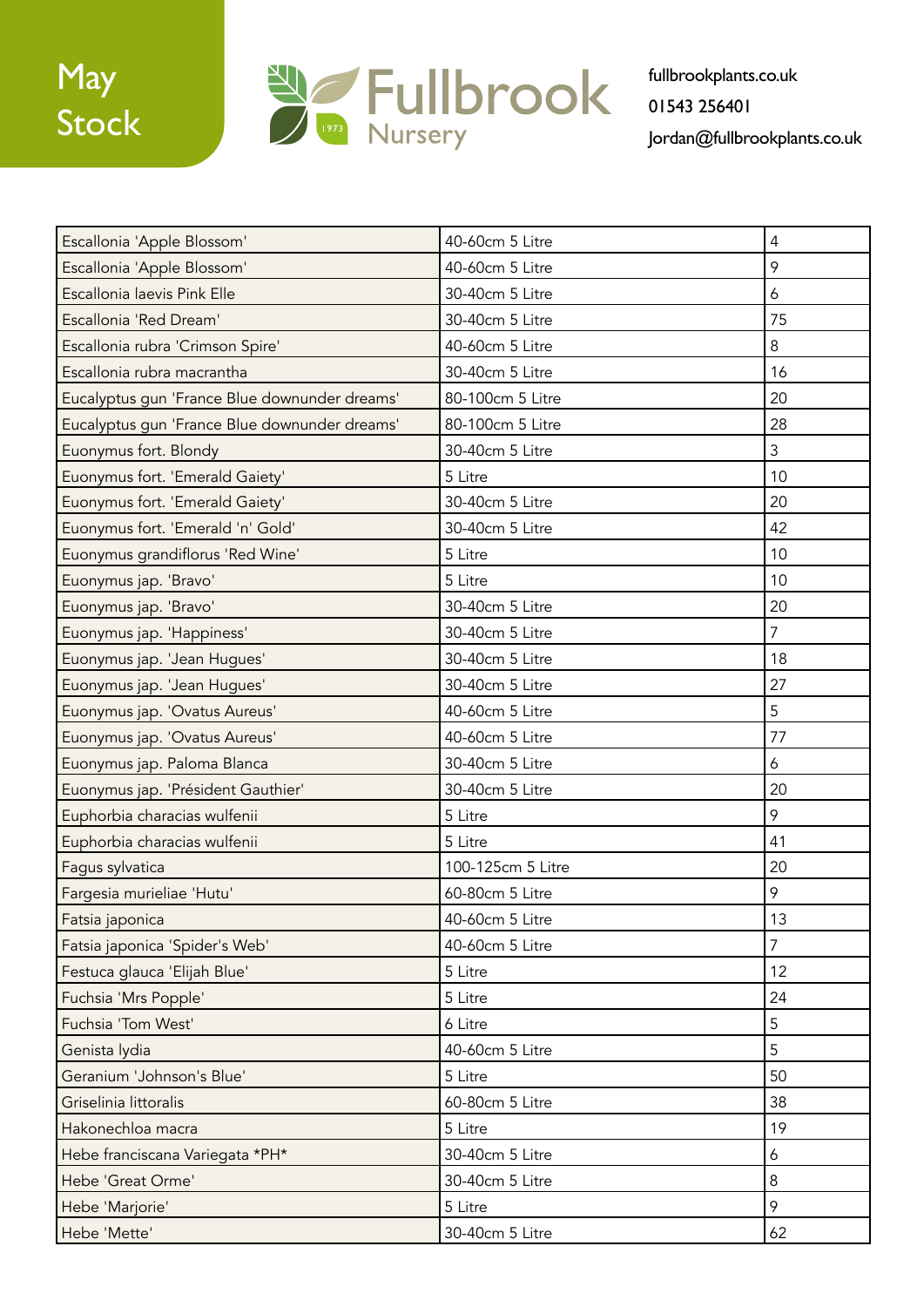May Stock

Fullbrook Nursery 1973

fullbrookplants.co.uk
01543 256401
Jordan@fullbrookplants.co.uk

| | | |
|---|---|---|
| Escallonia 'Apple Blossom' | 40-60cm 5 Litre | 4 |
| Escallonia 'Apple Blossom' | 40-60cm 5 Litre | 9 |
| Escallonia laevis Pink Elle | 30-40cm 5 Litre | 6 |
| Escallonia 'Red Dream' | 30-40cm 5 Litre | 75 |
| Escallonia rubra 'Crimson Spire' | 40-60cm 5 Litre | 8 |
| Escallonia rubra macrantha | 30-40cm 5 Litre | 16 |
| Eucalyptus gun 'France Blue downunder dreams' | 80-100cm 5 Litre | 20 |
| Eucalyptus gun 'France Blue downunder dreams' | 80-100cm 5 Litre | 28 |
| Euonymus fort. Blondy | 30-40cm 5 Litre | 3 |
| Euonymus fort. 'Emerald Gaiety' | 5 Litre | 10 |
| Euonymus fort. 'Emerald Gaiety' | 30-40cm 5 Litre | 20 |
| Euonymus fort. 'Emerald 'n' Gold' | 30-40cm 5 Litre | 42 |
| Euonymus grandiflorus 'Red Wine' | 5 Litre | 10 |
| Euonymus jap. 'Bravo' | 5 Litre | 10 |
| Euonymus jap. 'Bravo' | 30-40cm 5 Litre | 20 |
| Euonymus jap. 'Happiness' | 30-40cm 5 Litre | 7 |
| Euonymus jap. 'Jean Hugues' | 30-40cm 5 Litre | 18 |
| Euonymus jap. 'Jean Hugues' | 30-40cm 5 Litre | 27 |
| Euonymus jap. 'Ovatus Aureus' | 40-60cm 5 Litre | 5 |
| Euonymus jap. 'Ovatus Aureus' | 40-60cm 5 Litre | 77 |
| Euonymus jap. Paloma Blanca | 30-40cm 5 Litre | 6 |
| Euonymus jap. 'Président Gauthier' | 30-40cm 5 Litre | 20 |
| Euphorbia characias wulfenii | 5 Litre | 9 |
| Euphorbia characias wulfenii | 5 Litre | 41 |
| Fagus sylvatica | 100-125cm 5 Litre | 20 |
| Fargesia murieliae 'Hutu' | 60-80cm 5 Litre | 9 |
| Fatsia japonica | 40-60cm 5 Litre | 13 |
| Fatsia japonica 'Spider's Web' | 40-60cm 5 Litre | 7 |
| Festuca glauca 'Elijah Blue' | 5 Litre | 12 |
| Fuchsia 'Mrs Popple' | 5 Litre | 24 |
| Fuchsia 'Tom West' | 6 Litre | 5 |
| Genista lydia | 40-60cm 5 Litre | 5 |
| Geranium 'Johnson's Blue' | 5 Litre | 50 |
| Griselinia littoralis | 60-80cm 5 Litre | 38 |
| Hakonechloa macra | 5 Litre | 19 |
| Hebe franciscana Variegata *PH* | 30-40cm 5 Litre | 6 |
| Hebe 'Great Orme' | 30-40cm 5 Litre | 8 |
| Hebe 'Marjorie' | 5 Litre | 9 |
| Hebe 'Mette' | 30-40cm 5 Litre | 62 |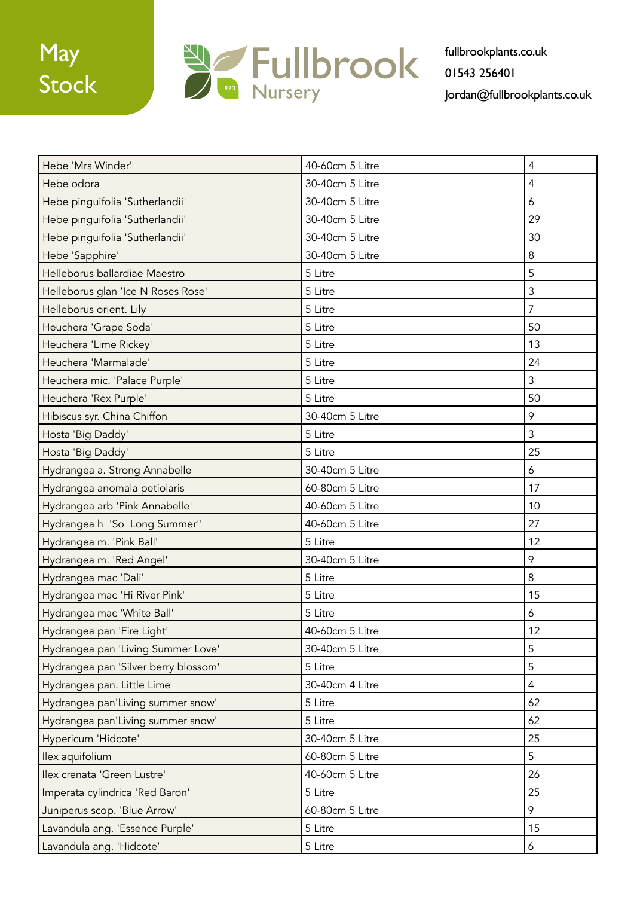May Stock

Fullbrook Nursery

fullbrookplants.co.uk
01543 256401
Jordan@fullbrookplants.co.uk

| | | |
|---|---|---|
| Hebe 'Mrs Winder' | 40-60cm 5 Litre | 4 |
| Hebe odora | 30-40cm 5 Litre | 4 |
| Hebe pinguifolia 'Sutherlandii' | 30-40cm 5 Litre | 6 |
| Hebe pinguifolia 'Sutherlandii' | 30-40cm 5 Litre | 29 |
| Hebe pinguifolia 'Sutherlandii' | 30-40cm 5 Litre | 30 |
| Hebe 'Sapphire' | 30-40cm 5 Litre | 8 |
| Helleborus ballardiae Maestro | 5 Litre | 5 |
| Helleborus glan 'Ice N Roses Rose' | 5 Litre | 3 |
| Helleborus orient. Lily | 5 Litre | 7 |
| Heuchera 'Grape Soda' | 5 Litre | 50 |
| Heuchera 'Lime Rickey' | 5 Litre | 13 |
| Heuchera 'Marmalade' | 5 Litre | 24 |
| Heuchera mic. 'Palace Purple' | 5 Litre | 3 |
| Heuchera 'Rex Purple' | 5 Litre | 50 |
| Hibiscus syr. China Chiffon | 30-40cm 5 Litre | 9 |
| Hosta 'Big Daddy' | 5 Litre | 3 |
| Hosta 'Big Daddy' | 5 Litre | 25 |
| Hydrangea a. Strong Annabelle | 30-40cm 5 Litre | 6 |
| Hydrangea anomala petiolaris | 60-80cm 5 Litre | 17 |
| Hydrangea arb 'Pink Annabelle' | 40-60cm 5 Litre | 10 |
| Hydrangea h 'So Long Summer'' | 40-60cm 5 Litre | 27 |
| Hydrangea m. 'Pink Ball' | 5 Litre | 12 |
| Hydrangea m. 'Red Angel' | 30-40cm 5 Litre | 9 |
| Hydrangea mac 'Dali' | 5 Litre | 8 |
| Hydrangea mac 'Hi River Pink' | 5 Litre | 15 |
| Hydrangea mac 'White Ball' | 5 Litre | 6 |
| Hydrangea pan 'Fire Light' | 40-60cm 5 Litre | 12 |
| Hydrangea pan 'Living Summer Love' | 30-40cm 5 Litre | 5 |
| Hydrangea pan 'Silver berry blossom' | 5 Litre | 5 |
| Hydrangea pan. Little Lime | 30-40cm 4 Litre | 4 |
| Hydrangea pan'Living summer snow' | 5 Litre | 62 |
| Hydrangea pan'Living summer snow' | 5 Litre | 62 |
| Hypericum 'Hidcote' | 30-40cm 5 Litre | 25 |
| Ilex aquifolium | 60-80cm 5 Litre | 5 |
| Ilex crenata 'Green Lustre' | 40-60cm 5 Litre | 26 |
| Imperata cylindrica 'Red Baron' | 5 Litre | 25 |
| Juniperus scop. 'Blue Arrow' | 60-80cm 5 Litre | 9 |
| Lavandula ang. 'Essence Purple' | 5 Litre | 15 |
| Lavandula ang. 'Hidcote' | 5 Litre | 6 |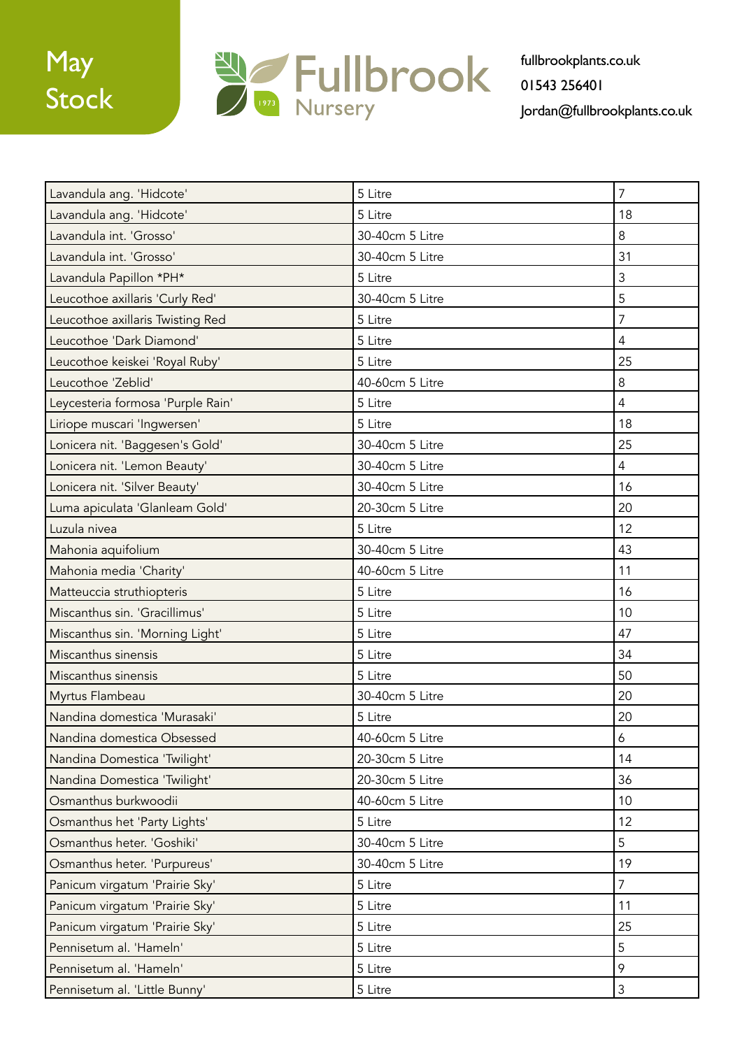May Stock

Fullbrook Nursery 1973

fullbrookplants.co.uk
01543 256401
Jordan@fullbrookplants.co.uk

| | | |
|---|---|---|
| Lavandula ang. 'Hidcote' | 5 Litre | 7 |
| Lavandula ang. 'Hidcote' | 5 Litre | 18 |
| Lavandula int. 'Grosso' | 30-40cm 5 Litre | 8 |
| Lavandula int. 'Grosso' | 30-40cm 5 Litre | 31 |
| Lavandula Papillon *PH* | 5 Litre | 3 |
| Leucothoe axillaris 'Curly Red' | 30-40cm 5 Litre | 5 |
| Leucothoe axillaris Twisting Red | 5 Litre | 7 |
| Leucothoe 'Dark Diamond' | 5 Litre | 4 |
| Leucothoe keiskei 'Royal Ruby' | 5 Litre | 25 |
| Leucothoe 'Zeblid' | 40-60cm 5 Litre | 8 |
| Leycesteria formosa 'Purple Rain' | 5 Litre | 4 |
| Liriope muscari 'Ingwersen' | 5 Litre | 18 |
| Lonicera nit. 'Baggesen's Gold' | 30-40cm 5 Litre | 25 |
| Lonicera nit. 'Lemon Beauty' | 30-40cm 5 Litre | 4 |
| Lonicera nit. 'Silver Beauty' | 30-40cm 5 Litre | 16 |
| Luma apiculata 'Glanleam Gold' | 20-30cm 5 Litre | 20 |
| Luzula nivea | 5 Litre | 12 |
| Mahonia aquifolium | 30-40cm 5 Litre | 43 |
| Mahonia media 'Charity' | 40-60cm 5 Litre | 11 |
| Matteuccia struthiopteris | 5 Litre | 16 |
| Miscanthus sin. 'Gracillimus' | 5 Litre | 10 |
| Miscanthus sin. 'Morning Light' | 5 Litre | 47 |
| Miscanthus sinensis | 5 Litre | 34 |
| Miscanthus sinensis | 5 Litre | 50 |
| Myrtus Flambeau | 30-40cm 5 Litre | 20 |
| Nandina domestica 'Murasaki' | 5 Litre | 20 |
| Nandina domestica Obsessed | 40-60cm 5 Litre | 6 |
| Nandina Domestica 'Twilight' | 20-30cm 5 Litre | 14 |
| Nandina Domestica 'Twilight' | 20-30cm 5 Litre | 36 |
| Osmanthus burkwoodii | 40-60cm 5 Litre | 10 |
| Osmanthus het 'Party Lights' | 5 Litre | 12 |
| Osmanthus heter. 'Goshiki' | 30-40cm 5 Litre | 5 |
| Osmanthus heter. 'Purpureus' | 30-40cm 5 Litre | 19 |
| Panicum virgatum 'Prairie Sky' | 5 Litre | 7 |
| Panicum virgatum 'Prairie Sky' | 5 Litre | 11 |
| Panicum virgatum 'Prairie Sky' | 5 Litre | 25 |
| Pennisetum al. 'Hameln' | 5 Litre | 5 |
| Pennisetum al. 'Hameln' | 5 Litre | 9 |
| Pennisetum al. 'Little Bunny' | 5 Litre | 3 |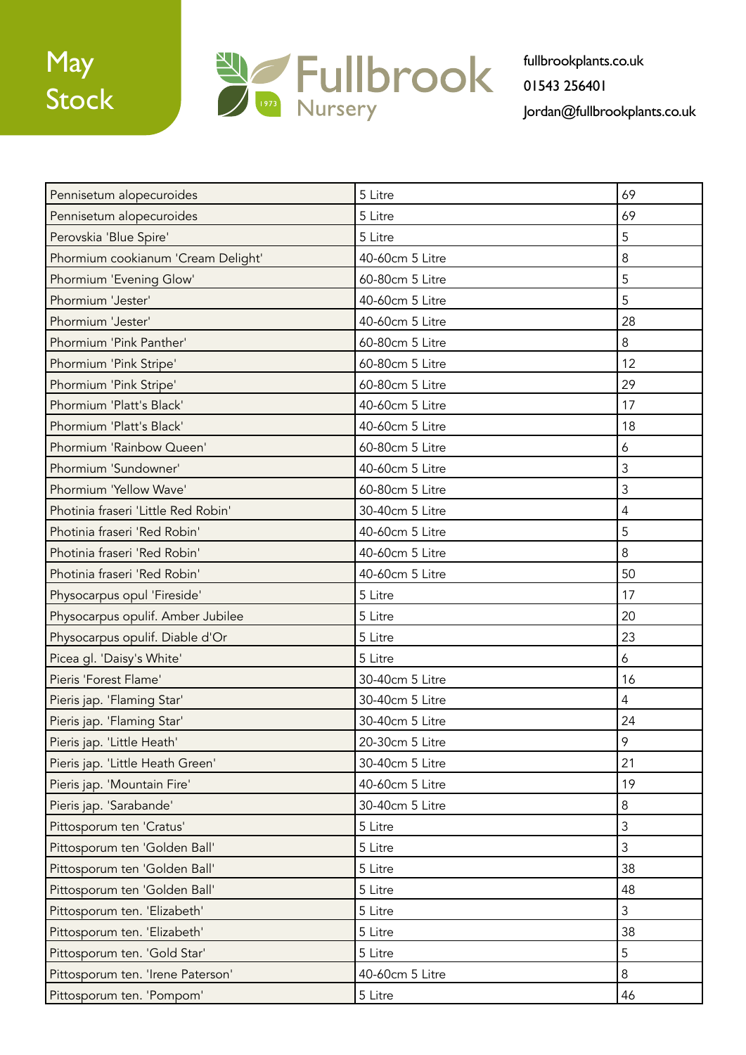May Stock

Fullbrook Nursery 1973

fullbrookplants.co.uk
01543 256401
Jordan@fullbrookplants.co.uk

| | | |
|---|---|---|
| Pennisetum alopecuroides | 5 Litre | 69 |
| Pennisetum alopecuroides | 5 Litre | 69 |
| Perovskia 'Blue Spire' | 5 Litre | 5 |
| Phormium cookianum 'Cream Delight' | 40-60cm 5 Litre | 8 |
| Phormium 'Evening Glow' | 60-80cm 5 Litre | 5 |
| Phormium 'Jester' | 40-60cm 5 Litre | 5 |
| Phormium 'Jester' | 40-60cm 5 Litre | 28 |
| Phormium 'Pink Panther' | 60-80cm 5 Litre | 8 |
| Phormium 'Pink Stripe' | 60-80cm 5 Litre | 12 |
| Phormium 'Pink Stripe' | 60-80cm 5 Litre | 29 |
| Phormium 'Platt's Black' | 40-60cm 5 Litre | 17 |
| Phormium 'Platt's Black' | 40-60cm 5 Litre | 18 |
| Phormium 'Rainbow Queen' | 60-80cm 5 Litre | 6 |
| Phormium 'Sundowner' | 40-60cm 5 Litre | 3 |
| Phormium 'Yellow Wave' | 60-80cm 5 Litre | 3 |
| Photinia fraseri 'Little Red Robin' | 30-40cm 5 Litre | 4 |
| Photinia fraseri 'Red Robin' | 40-60cm 5 Litre | 5 |
| Photinia fraseri 'Red Robin' | 40-60cm 5 Litre | 8 |
| Photinia fraseri 'Red Robin' | 40-60cm 5 Litre | 50 |
| Physocarpus opul 'Fireside' | 5 Litre | 17 |
| Physocarpus opulif. Amber Jubilee | 5 Litre | 20 |
| Physocarpus opulif. Diable d'Or | 5 Litre | 23 |
| Picea gl. 'Daisy's White' | 5 Litre | 6 |
| Pieris 'Forest Flame' | 30-40cm 5 Litre | 16 |
| Pieris jap. 'Flaming Star' | 30-40cm 5 Litre | 4 |
| Pieris jap. 'Flaming Star' | 30-40cm 5 Litre | 24 |
| Pieris jap. 'Little Heath' | 20-30cm 5 Litre | 9 |
| Pieris jap. 'Little Heath Green' | 30-40cm 5 Litre | 21 |
| Pieris jap. 'Mountain Fire' | 40-60cm 5 Litre | 19 |
| Pieris jap. 'Sarabande' | 30-40cm 5 Litre | 8 |
| Pittosporum ten 'Cratus' | 5 Litre | 3 |
| Pittosporum ten 'Golden Ball' | 5 Litre | 3 |
| Pittosporum ten 'Golden Ball' | 5 Litre | 38 |
| Pittosporum ten 'Golden Ball' | 5 Litre | 48 |
| Pittosporum ten. 'Elizabeth' | 5 Litre | 3 |
| Pittosporum ten. 'Elizabeth' | 5 Litre | 38 |
| Pittosporum ten. 'Gold Star' | 5 Litre | 5 |
| Pittosporum ten. 'Irene Paterson' | 40-60cm 5 Litre | 8 |
| Pittosporum ten. 'Pompom' | 5 Litre | 46 |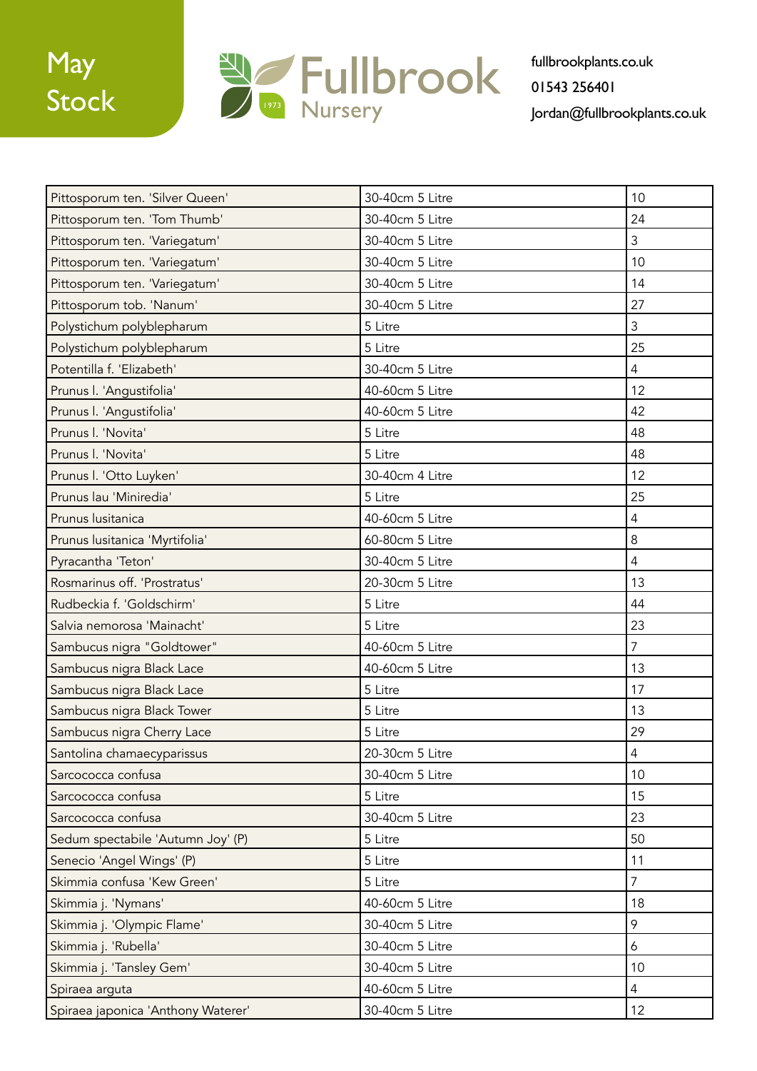# May Stock

**Fullbrook Nursery** 1973

fullbrookplants.co.uk
01543 256401
Jordan@fullbrookplants.co.uk

| | | |
|---|---|---|
| Pittosporum ten. 'Silver Queen' | 30-40cm 5 Litre | 10 |
| Pittosporum ten. 'Tom Thumb' | 30-40cm 5 Litre | 24 |
| Pittosporum ten. 'Variegatum' | 30-40cm 5 Litre | 3 |
| Pittosporum ten. 'Variegatum' | 30-40cm 5 Litre | 10 |
| Pittosporum ten. 'Variegatum' | 30-40cm 5 Litre | 14 |
| Pittosporum tob. 'Nanum' | 30-40cm 5 Litre | 27 |
| Polystichum polyblepharum | 5 Litre | 3 |
| Polystichum polyblepharum | 5 Litre | 25 |
| Potentilla f. 'Elizabeth' | 30-40cm 5 Litre | 4 |
| Prunus l. 'Angustifolia' | 40-60cm 5 Litre | 12 |
| Prunus l. 'Angustifolia' | 40-60cm 5 Litre | 42 |
| Prunus l. 'Novita' | 5 Litre | 48 |
| Prunus l. 'Novita' | 5 Litre | 48 |
| Prunus l. 'Otto Luyken' | 30-40cm 4 Litre | 12 |
| Prunus lau 'Miniredia' | 5 Litre | 25 |
| Prunus lusitanica | 40-60cm 5 Litre | 4 |
| Prunus lusitanica 'Myrtifolia' | 60-80cm 5 Litre | 8 |
| Pyracantha 'Teton' | 30-40cm 5 Litre | 4 |
| Rosmarinus off. 'Prostratus' | 20-30cm 5 Litre | 13 |
| Rudbeckia f. 'Goldschirm' | 5 Litre | 44 |
| Salvia nemorosa 'Mainacht' | 5 Litre | 23 |
| Sambucus nigra "Goldtower" | 40-60cm 5 Litre | 7 |
| Sambucus nigra Black Lace | 40-60cm 5 Litre | 13 |
| Sambucus nigra Black Lace | 5 Litre | 17 |
| Sambucus nigra Black Tower | 5 Litre | 13 |
| Sambucus nigra Cherry Lace | 5 Litre | 29 |
| Santolina chamaecyparissus | 20-30cm 5 Litre | 4 |
| Sarcococca confusa | 30-40cm 5 Litre | 10 |
| Sarcococca confusa | 5 Litre | 15 |
| Sarcococca confusa | 30-40cm 5 Litre | 23 |
| Sedum spectabile 'Autumn Joy' (P) | 5 Litre | 50 |
| Senecio 'Angel Wings' (P) | 5 Litre | 11 |
| Skimmia confusa 'Kew Green' | 5 Litre | 7 |
| Skimmia j. 'Nymans' | 40-60cm 5 Litre | 18 |
| Skimmia j. 'Olympic Flame' | 30-40cm 5 Litre | 9 |
| Skimmia j. 'Rubella' | 30-40cm 5 Litre | 6 |
| Skimmia j. 'Tansley Gem' | 30-40cm 5 Litre | 10 |
| Spiraea arguta | 40-60cm 5 Litre | 4 |
| Spiraea japonica 'Anthony Waterer' | 30-40cm 5 Litre | 12 |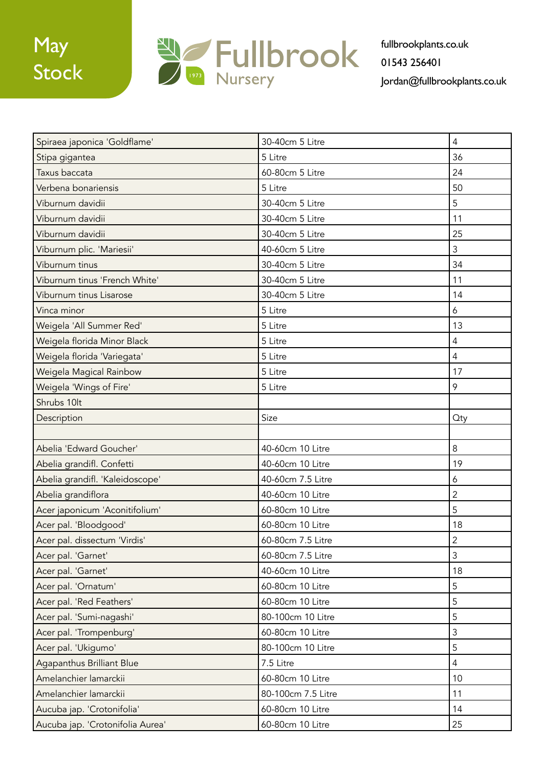May Stock

Fullbrook Nursery 1973

fullbrookplants.co.uk
01543 256401
Jordan@fullbrookplants.co.uk

| | | |
|---|---|---|
| Spiraea japonica 'Goldflame' | 30-40cm 5 Litre | 4 |
| Stipa gigantea | 5 Litre | 36 |
| Taxus baccata | 60-80cm 5 Litre | 24 |
| Verbena bonariensis | 5 Litre | 50 |
| Viburnum davidii | 30-40cm 5 Litre | 5 |
| Viburnum davidii | 30-40cm 5 Litre | 11 |
| Viburnum davidii | 30-40cm 5 Litre | 25 |
| Viburnum plic. 'Mariesii' | 40-60cm 5 Litre | 3 |
| Viburnum tinus | 30-40cm 5 Litre | 34 |
| Viburnum tinus 'French White' | 30-40cm 5 Litre | 11 |
| Viburnum tinus Lisarose | 30-40cm 5 Litre | 14 |
| Vinca minor | 5 Litre | 6 |
| Weigela 'All Summer Red' | 5 Litre | 13 |
| Weigela florida Minor Black | 5 Litre | 4 |
| Weigela florida 'Variegata' | 5 Litre | 4 |
| Weigela Magical Rainbow | 5 Litre | 17 |
| Weigela 'Wings of Fire' | 5 Litre | 9 |
| Shrubs 10lt | | |
| Description | Size | Qty |
| | | |
| Abelia 'Edward Goucher' | 40-60cm 10 Litre | 8 |
| Abelia grandifl. Confetti | 40-60cm 10 Litre | 19 |
| Abelia grandifl. 'Kaleidoscope' | 40-60cm 7.5 Litre | 6 |
| Abelia grandiflora | 40-60cm 10 Litre | 2 |
| Acer japonicum 'Aconitifolium' | 60-80cm 10 Litre | 5 |
| Acer pal. 'Bloodgood' | 60-80cm 10 Litre | 18 |
| Acer pal. dissectum 'Virdis' | 60-80cm 7.5 Litre | 2 |
| Acer pal. 'Garnet' | 60-80cm 7.5 Litre | 3 |
| Acer pal. 'Garnet' | 40-60cm 10 Litre | 18 |
| Acer pal. 'Ornatum' | 60-80cm 10 Litre | 5 |
| Acer pal. 'Red Feathers' | 60-80cm 10 Litre | 5 |
| Acer pal. 'Sumi-nagashi' | 80-100cm 10 Litre | 5 |
| Acer pal. 'Trompenburg' | 60-80cm 10 Litre | 3 |
| Acer pal. 'Ukigumo' | 80-100cm 10 Litre | 5 |
| Agapanthus Brilliant Blue | 7.5 Litre | 4 |
| Amelanchier lamarckii | 60-80cm 10 Litre | 10 |
| Amelanchier lamarckii | 80-100cm 7.5 Litre | 11 |
| Aucuba jap. 'Crotonifolia' | 60-80cm 10 Litre | 14 |
| Aucuba jap. 'Crotonifolia Aurea' | 60-80cm 10 Litre | 25 |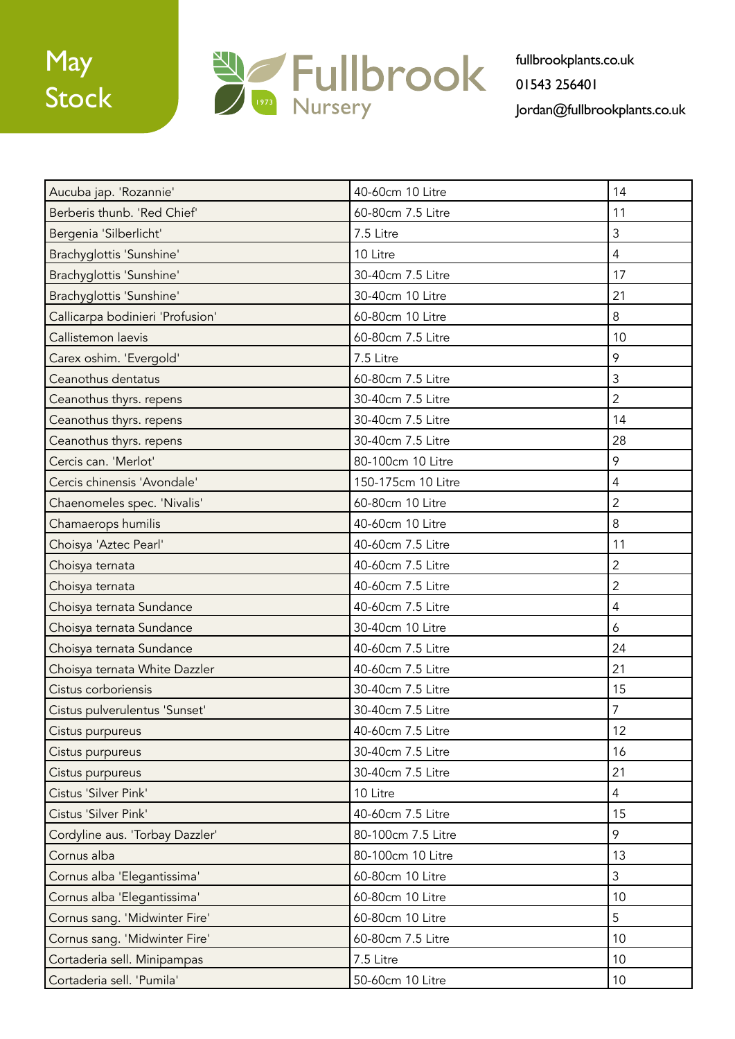May Stock

Fullbrook Nursery 1973

fullbrookplants.co.uk
01543 256401
Jordan@fullbrookplants.co.uk

| Aucuba jap. 'Rozannie' | 40-60cm 10 Litre | 14 |
|---|---|---|
| Berberis thunb. 'Red Chief' | 60-80cm 7.5 Litre | 11 |
| Bergenia 'Silberlicht' | 7.5 Litre | 3 |
| Brachyglottis 'Sunshine' | 10 Litre | 4 |
| Brachyglottis 'Sunshine' | 30-40cm 7.5 Litre | 17 |
| Brachyglottis 'Sunshine' | 30-40cm 10 Litre | 21 |
| Callicarpa bodinieri 'Profusion' | 60-80cm 10 Litre | 8 |
| Callistemon laevis | 60-80cm 7.5 Litre | 10 |
| Carex oshim. 'Evergold' | 7.5 Litre | 9 |
| Ceanothus dentatus | 60-80cm 7.5 Litre | 3 |
| Ceanothus thyrs. repens | 30-40cm 7.5 Litre | 2 |
| Ceanothus thyrs. repens | 30-40cm 7.5 Litre | 14 |
| Ceanothus thyrs. repens | 30-40cm 7.5 Litre | 28 |
| Cercis can. 'Merlot' | 80-100cm 10 Litre | 9 |
| Cercis chinensis 'Avondale' | 150-175cm 10 Litre | 4 |
| Chaenomeles spec. 'Nivalis' | 60-80cm 10 Litre | 2 |
| Chamaerops humilis | 40-60cm 10 Litre | 8 |
| Choisya 'Aztec Pearl' | 40-60cm 7.5 Litre | 11 |
| Choisya ternata | 40-60cm 7.5 Litre | 2 |
| Choisya ternata | 40-60cm 7.5 Litre | 2 |
| Choisya ternata Sundance | 40-60cm 7.5 Litre | 4 |
| Choisya ternata Sundance | 30-40cm 10 Litre | 6 |
| Choisya ternata Sundance | 40-60cm 7.5 Litre | 24 |
| Choisya ternata White Dazzler | 40-60cm 7.5 Litre | 21 |
| Cistus corboriensis | 30-40cm 7.5 Litre | 15 |
| Cistus pulverulentus 'Sunset' | 30-40cm 7.5 Litre | 7 |
| Cistus purpureus | 40-60cm 7.5 Litre | 12 |
| Cistus purpureus | 30-40cm 7.5 Litre | 16 |
| Cistus purpureus | 30-40cm 7.5 Litre | 21 |
| Cistus 'Silver Pink' | 10 Litre | 4 |
| Cistus 'Silver Pink' | 40-60cm 7.5 Litre | 15 |
| Cordyline aus. 'Torbay Dazzler' | 80-100cm 7.5 Litre | 9 |
| Cornus alba | 80-100cm 10 Litre | 13 |
| Cornus alba 'Elegantissima' | 60-80cm 10 Litre | 3 |
| Cornus alba 'Elegantissima' | 60-80cm 10 Litre | 10 |
| Cornus sang. 'Midwinter Fire' | 60-80cm 10 Litre | 5 |
| Cornus sang. 'Midwinter Fire' | 60-80cm 7.5 Litre | 10 |
| Cortaderia sell. Minipampas | 7.5 Litre | 10 |
| Cortaderia sell. 'Pumila' | 50-60cm 10 Litre | 10 |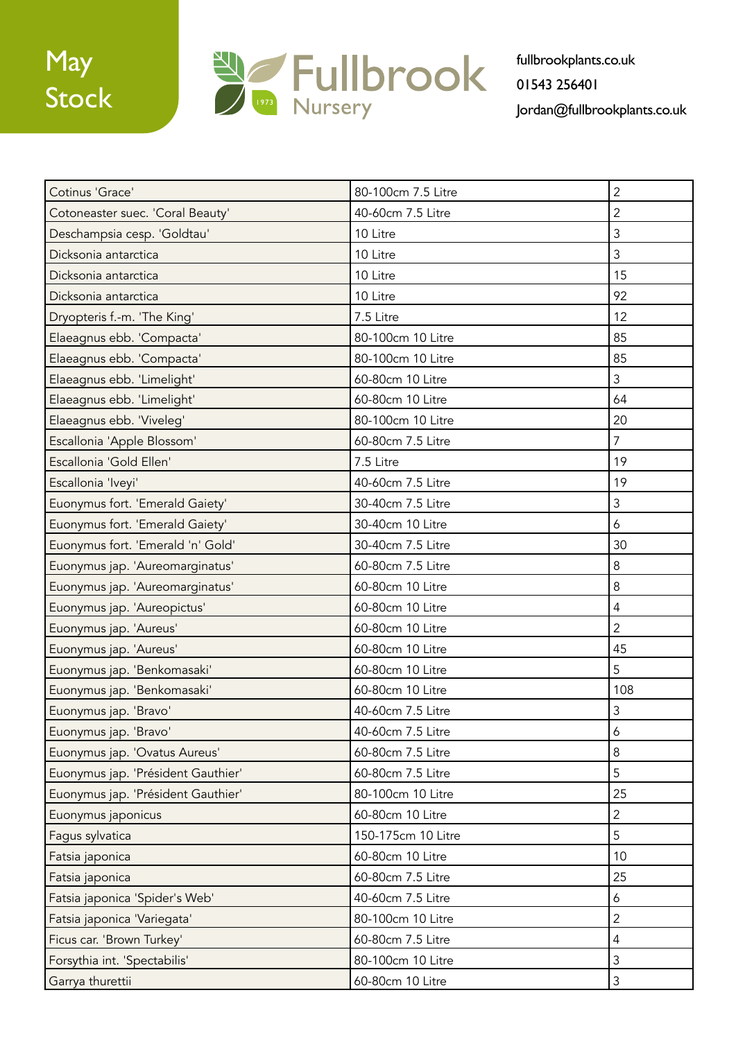May Stock

Fullbrook Nursery 1973

fullbrookplants.co.uk
01543 256401
Jordan@fullbrookplants.co.uk

| | | |
|---|---|---|
| Cotinus 'Grace' | 80-100cm 7.5 Litre | 2 |
| Cotoneaster suec. 'Coral Beauty' | 40-60cm 7.5 Litre | 2 |
| Deschampsia cesp. 'Goldtau' | 10 Litre | 3 |
| Dicksonia antarctica | 10 Litre | 3 |
| Dicksonia antarctica | 10 Litre | 15 |
| Dicksonia antarctica | 10 Litre | 92 |
| Dryopteris f.-m. 'The King' | 7.5 Litre | 12 |
| Elaeagnus ebb. 'Compacta' | 80-100cm 10 Litre | 85 |
| Elaeagnus ebb. 'Compacta' | 80-100cm 10 Litre | 85 |
| Elaeagnus ebb. 'Limelight' | 60-80cm 10 Litre | 3 |
| Elaeagnus ebb. 'Limelight' | 60-80cm 10 Litre | 64 |
| Elaeagnus ebb. 'Viveleg' | 80-100cm 10 Litre | 20 |
| Escallonia 'Apple Blossom' | 60-80cm 7.5 Litre | 7 |
| Escallonia 'Gold Ellen' | 7.5 Litre | 19 |
| Escallonia 'Iveyi' | 40-60cm 7.5 Litre | 19 |
| Euonymus fort. 'Emerald Gaiety' | 30-40cm 7.5 Litre | 3 |
| Euonymus fort. 'Emerald Gaiety' | 30-40cm 10 Litre | 6 |
| Euonymus fort. 'Emerald 'n' Gold' | 30-40cm 7.5 Litre | 30 |
| Euonymus jap. 'Aureomarginatus' | 60-80cm 7.5 Litre | 8 |
| Euonymus jap. 'Aureomarginatus' | 60-80cm 10 Litre | 8 |
| Euonymus jap. 'Aureopictus' | 60-80cm 10 Litre | 4 |
| Euonymus jap. 'Aureus' | 60-80cm 10 Litre | 2 |
| Euonymus jap. 'Aureus' | 60-80cm 10 Litre | 45 |
| Euonymus jap. 'Benkomasaki' | 60-80cm 10 Litre | 5 |
| Euonymus jap. 'Benkomasaki' | 60-80cm 10 Litre | 108 |
| Euonymus jap. 'Bravo' | 40-60cm 7.5 Litre | 3 |
| Euonymus jap. 'Bravo' | 40-60cm 7.5 Litre | 6 |
| Euonymus jap. 'Ovatus Aureus' | 60-80cm 7.5 Litre | 8 |
| Euonymus jap. 'Président Gauthier' | 60-80cm 7.5 Litre | 5 |
| Euonymus jap. 'Président Gauthier' | 80-100cm 10 Litre | 25 |
| Euonymus japonicus | 60-80cm 10 Litre | 2 |
| Fagus sylvatica | 150-175cm 10 Litre | 5 |
| Fatsia japonica | 60-80cm 10 Litre | 10 |
| Fatsia japonica | 60-80cm 7.5 Litre | 25 |
| Fatsia japonica 'Spider's Web' | 40-60cm 7.5 Litre | 6 |
| Fatsia japonica 'Variegata' | 80-100cm 10 Litre | 2 |
| Ficus car. 'Brown Turkey' | 60-80cm 7.5 Litre | 4 |
| Forsythia int. 'Spectabilis' | 80-100cm 10 Litre | 3 |
| Garrya thurettii | 60-80cm 10 Litre | 3 |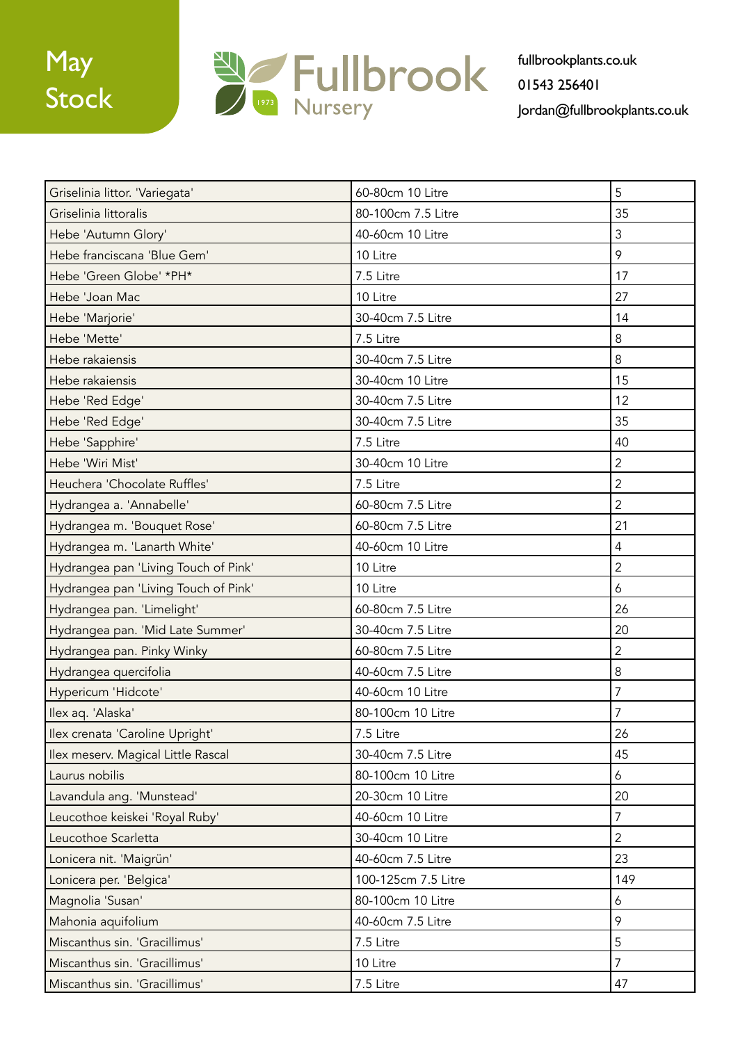May Stock

Fullbrook Nursery 1973

fullbrookplants.co.uk
01543 256401
Jordan@fullbrookplants.co.uk

| Griselinia littor. 'Variegata' | 60-80cm 10 Litre | 5 |
|---|---|---|
| Griselinia littoralis | 80-100cm 7.5 Litre | 35 |
| Hebe 'Autumn Glory' | 40-60cm 10 Litre | 3 |
| Hebe franciscana 'Blue Gem' | 10 Litre | 9 |
| Hebe 'Green Globe' *PH* | 7.5 Litre | 17 |
| Hebe 'Joan Mac | 10 Litre | 27 |
| Hebe 'Marjorie' | 30-40cm 7.5 Litre | 14 |
| Hebe 'Mette' | 7.5 Litre | 8 |
| Hebe rakaiensis | 30-40cm 7.5 Litre | 8 |
| Hebe rakaiensis | 30-40cm 10 Litre | 15 |
| Hebe 'Red Edge' | 30-40cm 7.5 Litre | 12 |
| Hebe 'Red Edge' | 30-40cm 7.5 Litre | 35 |
| Hebe 'Sapphire' | 7.5 Litre | 40 |
| Hebe 'Wiri Mist' | 30-40cm 10 Litre | 2 |
| Heuchera 'Chocolate Ruffles' | 7.5 Litre | 2 |
| Hydrangea a. 'Annabelle' | 60-80cm 7.5 Litre | 2 |
| Hydrangea m. 'Bouquet Rose' | 60-80cm 7.5 Litre | 21 |
| Hydrangea m. 'Lanarth White' | 40-60cm 10 Litre | 4 |
| Hydrangea pan 'Living Touch of Pink' | 10 Litre | 2 |
| Hydrangea pan 'Living Touch of Pink' | 10 Litre | 6 |
| Hydrangea pan. 'Limelight' | 60-80cm 7.5 Litre | 26 |
| Hydrangea pan. 'Mid Late Summer' | 30-40cm 7.5 Litre | 20 |
| Hydrangea pan. Pinky Winky | 60-80cm 7.5 Litre | 2 |
| Hydrangea quercifolia | 40-60cm 7.5 Litre | 8 |
| Hypericum 'Hidcote' | 40-60cm 10 Litre | 7 |
| Ilex aq. 'Alaska' | 80-100cm 10 Litre | 7 |
| Ilex crenata 'Caroline Upright' | 7.5 Litre | 26 |
| Ilex meserv. Magical Little Rascal | 30-40cm 7.5 Litre | 45 |
| Laurus nobilis | 80-100cm 10 Litre | 6 |
| Lavandula ang. 'Munstead' | 20-30cm 10 Litre | 20 |
| Leucothoe keiskei 'Royal Ruby' | 40-60cm 10 Litre | 7 |
| Leucothoe Scarletta | 30-40cm 10 Litre | 2 |
| Lonicera nit. 'Maigrün' | 40-60cm 7.5 Litre | 23 |
| Lonicera per. 'Belgica' | 100-125cm 7.5 Litre | 149 |
| Magnolia 'Susan' | 80-100cm 10 Litre | 6 |
| Mahonia aquifolium | 40-60cm 7.5 Litre | 9 |
| Miscanthus sin. 'Gracillimus' | 7.5 Litre | 5 |
| Miscanthus sin. 'Gracillimus' | 10 Litre | 7 |
| Miscanthus sin. 'Gracillimus' | 7.5 Litre | 47 |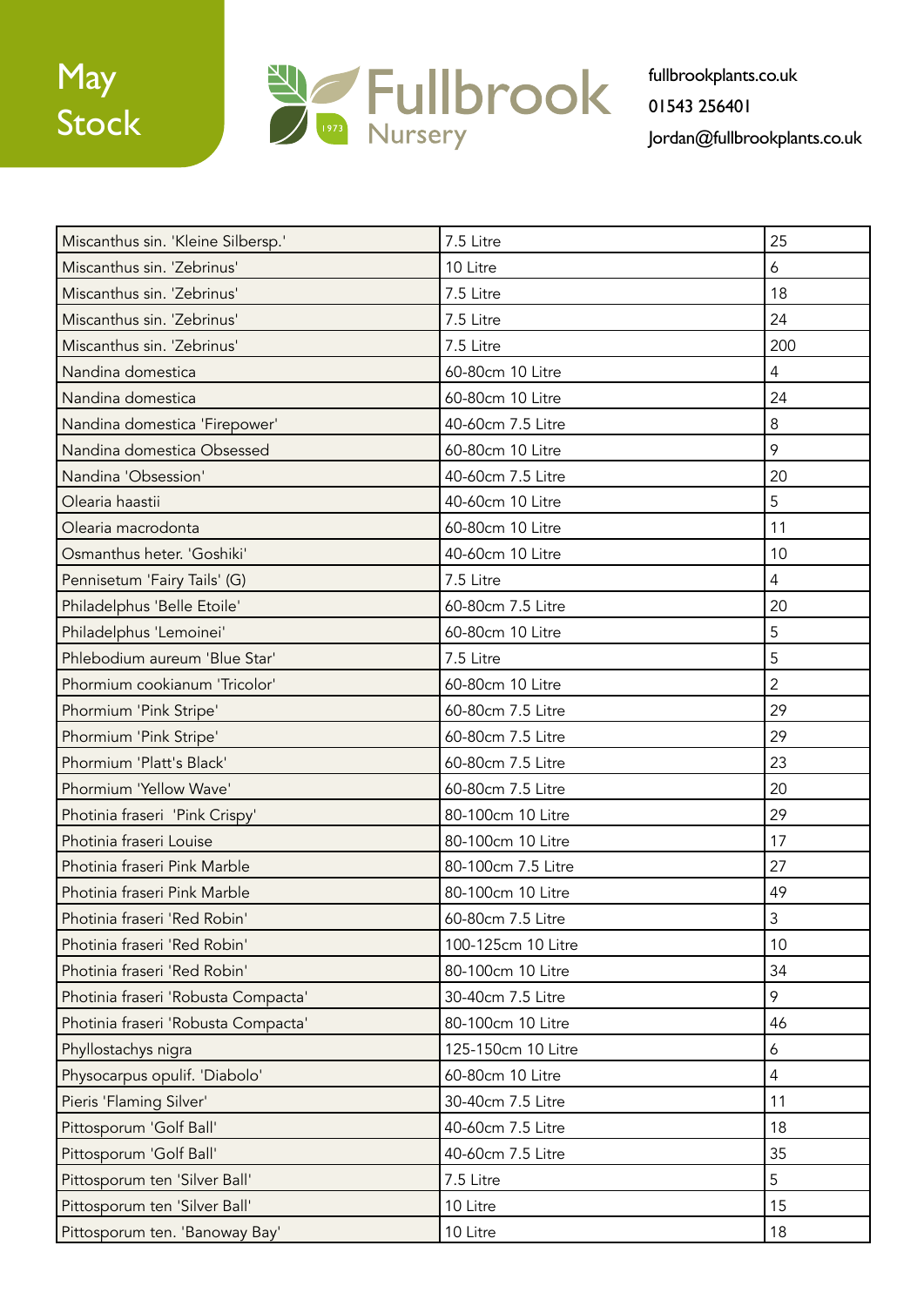May Stock

Fullbrook Nursery 1973

fullbrookplants.co.uk
01543 256401
Jordan@fullbrookplants.co.uk

| | | |
|---|---|---|
| Miscanthus sin. 'Kleine Silbersp.' | 7.5 Litre | 25 |
| Miscanthus sin. 'Zebrinus' | 10 Litre | 6 |
| Miscanthus sin. 'Zebrinus' | 7.5 Litre | 18 |
| Miscanthus sin. 'Zebrinus' | 7.5 Litre | 24 |
| Miscanthus sin. 'Zebrinus' | 7.5 Litre | 200 |
| Nandina domestica | 60-80cm 10 Litre | 4 |
| Nandina domestica | 60-80cm 10 Litre | 24 |
| Nandina domestica 'Firepower' | 40-60cm 7.5 Litre | 8 |
| Nandina domestica Obsessed | 60-80cm 10 Litre | 9 |
| Nandina 'Obsession' | 40-60cm 7.5 Litre | 20 |
| Olearia haastii | 40-60cm 10 Litre | 5 |
| Olearia macrodonta | 60-80cm 10 Litre | 11 |
| Osmanthus heter. 'Goshiki' | 40-60cm 10 Litre | 10 |
| Pennisetum 'Fairy Tails' (G) | 7.5 Litre | 4 |
| Philadelphus 'Belle Etoile' | 60-80cm 7.5 Litre | 20 |
| Philadelphus 'Lemoinei' | 60-80cm 10 Litre | 5 |
| Phlebodium aureum 'Blue Star' | 7.5 Litre | 5 |
| Phormium cookianum 'Tricolor' | 60-80cm 10 Litre | 2 |
| Phormium 'Pink Stripe' | 60-80cm 7.5 Litre | 29 |
| Phormium 'Pink Stripe' | 60-80cm 7.5 Litre | 29 |
| Phormium 'Platt's Black' | 60-80cm 7.5 Litre | 23 |
| Phormium 'Yellow Wave' | 60-80cm 7.5 Litre | 20 |
| Photinia fraseri 'Pink Crispy' | 80-100cm 10 Litre | 29 |
| Photinia fraseri Louise | 80-100cm 10 Litre | 17 |
| Photinia fraseri Pink Marble | 80-100cm 7.5 Litre | 27 |
| Photinia fraseri Pink Marble | 80-100cm 10 Litre | 49 |
| Photinia fraseri 'Red Robin' | 60-80cm 7.5 Litre | 3 |
| Photinia fraseri 'Red Robin' | 100-125cm 10 Litre | 10 |
| Photinia fraseri 'Red Robin' | 80-100cm 10 Litre | 34 |
| Photinia fraseri 'Robusta Compacta' | 30-40cm 7.5 Litre | 9 |
| Photinia fraseri 'Robusta Compacta' | 80-100cm 10 Litre | 46 |
| Phyllostachys nigra | 125-150cm 10 Litre | 6 |
| Physocarpus opulif. 'Diabolo' | 60-80cm 10 Litre | 4 |
| Pieris 'Flaming Silver' | 30-40cm 7.5 Litre | 11 |
| Pittosporum 'Golf Ball' | 40-60cm 7.5 Litre | 18 |
| Pittosporum 'Golf Ball' | 40-60cm 7.5 Litre | 35 |
| Pittosporum ten 'Silver Ball' | 7.5 Litre | 5 |
| Pittosporum ten 'Silver Ball' | 10 Litre | 15 |
| Pittosporum ten. 'Banoway Bay' | 10 Litre | 18 |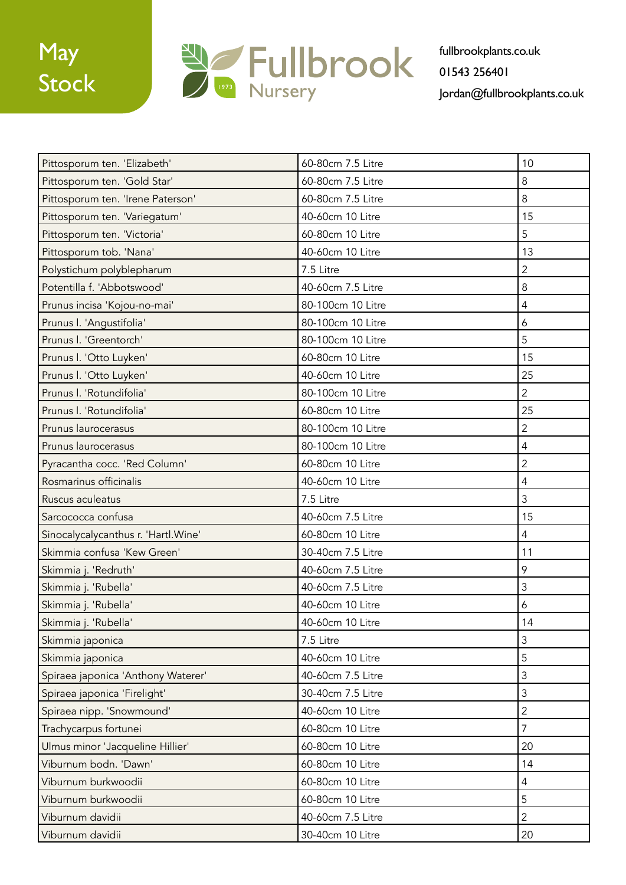May Stock

Fullbrook Nursery 1973

fullbrookplants.co.uk
01543 256401
Jordan@fullbrookplants.co.uk

| | | |
|---|---|---|
| Pittosporum ten. 'Elizabeth' | 60-80cm 7.5 Litre | 10 |
| Pittosporum ten. 'Gold Star' | 60-80cm 7.5 Litre | 8 |
| Pittosporum ten. 'Irene Paterson' | 60-80cm 7.5 Litre | 8 |
| Pittosporum ten. 'Variegatum' | 40-60cm 10 Litre | 15 |
| Pittosporum ten. 'Victoria' | 60-80cm 10 Litre | 5 |
| Pittosporum tob. 'Nana' | 40-60cm 10 Litre | 13 |
| Polystichum polyblepharum | 7.5 Litre | 2 |
| Potentilla f. 'Abbotswood' | 40-60cm 7.5 Litre | 8 |
| Prunus incisa 'Kojou-no-mai' | 80-100cm 10 Litre | 4 |
| Prunus l. 'Angustifolia' | 80-100cm 10 Litre | 6 |
| Prunus l. 'Greentorch' | 80-100cm 10 Litre | 5 |
| Prunus l. 'Otto Luyken' | 60-80cm 10 Litre | 15 |
| Prunus l. 'Otto Luyken' | 40-60cm 10 Litre | 25 |
| Prunus l. 'Rotundifolia' | 80-100cm 10 Litre | 2 |
| Prunus l. 'Rotundifolia' | 60-80cm 10 Litre | 25 |
| Prunus laurocerasus | 80-100cm 10 Litre | 2 |
| Prunus laurocerasus | 80-100cm 10 Litre | 4 |
| Pyracantha cocc. 'Red Column' | 60-80cm 10 Litre | 2 |
| Rosmarinus officinalis | 40-60cm 10 Litre | 4 |
| Ruscus aculeatus | 7.5 Litre | 3 |
| Sarcococca confusa | 40-60cm 7.5 Litre | 15 |
| Sinocalycalycanthus r. 'Hartl.Wine' | 60-80cm 10 Litre | 4 |
| Skimmia confusa 'Kew Green' | 30-40cm 7.5 Litre | 11 |
| Skimmia j. 'Redruth' | 40-60cm 7.5 Litre | 9 |
| Skimmia j. 'Rubella' | 40-60cm 7.5 Litre | 3 |
| Skimmia j. 'Rubella' | 40-60cm 10 Litre | 6 |
| Skimmia j. 'Rubella' | 40-60cm 10 Litre | 14 |
| Skimmia japonica | 7.5 Litre | 3 |
| Skimmia japonica | 40-60cm 10 Litre | 5 |
| Spiraea japonica 'Anthony Waterer' | 40-60cm 7.5 Litre | 3 |
| Spiraea japonica 'Firelight' | 30-40cm 7.5 Litre | 3 |
| Spiraea nipp. 'Snowmound' | 40-60cm 10 Litre | 2 |
| Trachycarpus fortunei | 60-80cm 10 Litre | 7 |
| Ulmus minor 'Jacqueline Hillier' | 60-80cm 10 Litre | 20 |
| Viburnum bodn. 'Dawn' | 60-80cm 10 Litre | 14 |
| Viburnum burkwoodii | 60-80cm 10 Litre | 4 |
| Viburnum burkwoodii | 60-80cm 10 Litre | 5 |
| Viburnum davidii | 40-60cm 7.5 Litre | 2 |
| Viburnum davidii | 30-40cm 10 Litre | 20 |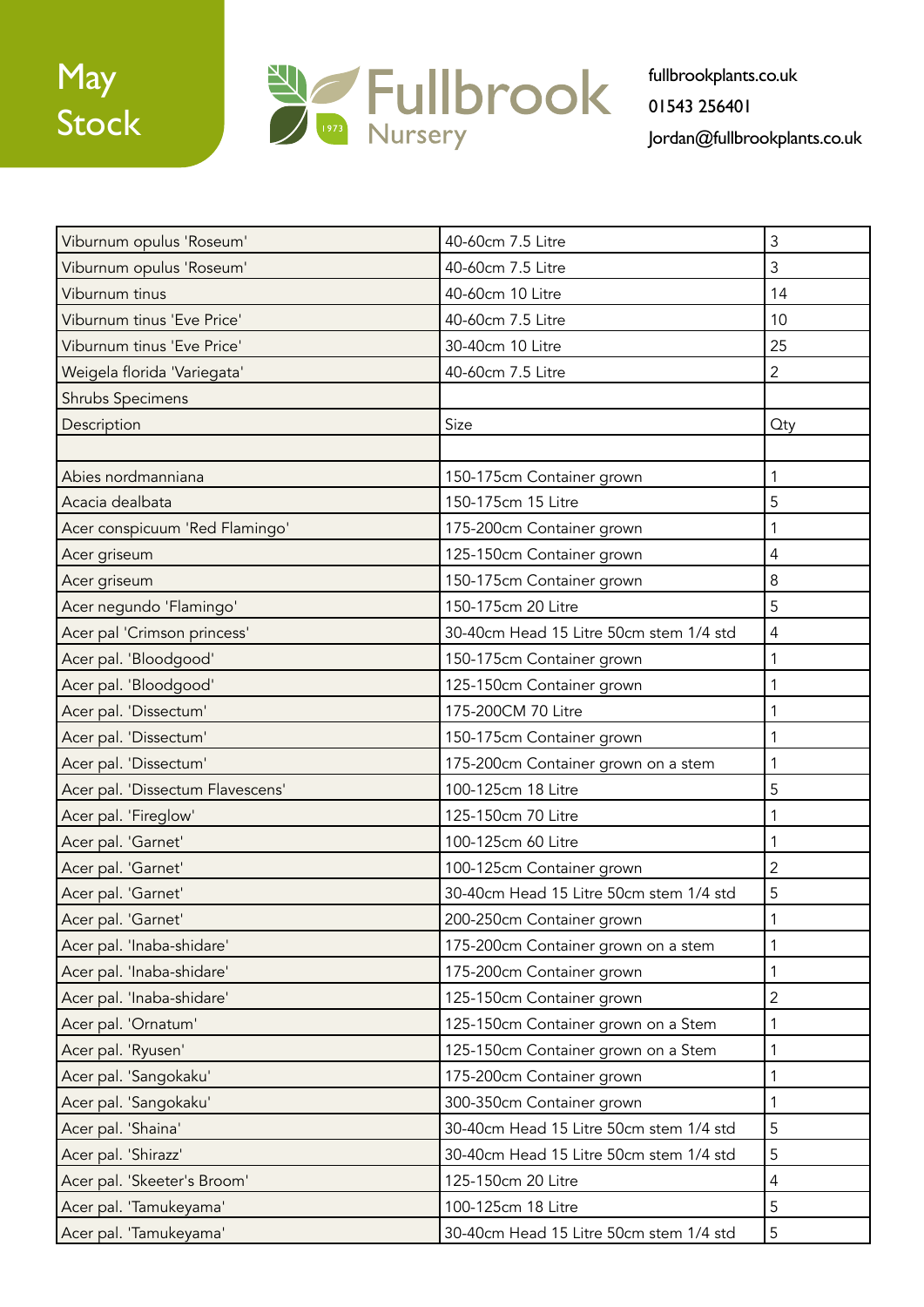# May Stock

Fullbrook Nursery 1973

fullbrookplants.co.uk
01543 256401
Jordan@fullbrookplants.co.uk

| | | |
|---|---|---|
| Viburnum opulus 'Roseum' | 40-60cm 7.5 Litre | 3 |
| Viburnum opulus 'Roseum' | 40-60cm 7.5 Litre | 3 |
| Viburnum tinus | 40-60cm 10 Litre | 14 |
| Viburnum tinus 'Eve Price' | 40-60cm 7.5 Litre | 10 |
| Viburnum tinus 'Eve Price' | 30-40cm 10 Litre | 25 |
| Weigela florida 'Variegata' | 40-60cm 7.5 Litre | 2 |
| Shrubs Specimens | | |
| Description | Size | Qty |
| | | |
| Abies nordmanniana | 150-175cm Container grown | 1 |
| Acacia dealbata | 150-175cm 15 Litre | 5 |
| Acer conspicuum 'Red Flamingo' | 175-200cm Container grown | 1 |
| Acer griseum | 125-150cm Container grown | 4 |
| Acer griseum | 150-175cm Container grown | 8 |
| Acer negundo 'Flamingo' | 150-175cm 20 Litre | 5 |
| Acer pal 'Crimson princess' | 30-40cm Head 15 Litre 50cm stem 1/4 std | 4 |
| Acer pal. 'Bloodgood' | 150-175cm Container grown | 1 |
| Acer pal. 'Bloodgood' | 125-150cm Container grown | 1 |
| Acer pal. 'Dissectum' | 175-200CM 70 Litre | 1 |
| Acer pal. 'Dissectum' | 150-175cm Container grown | 1 |
| Acer pal. 'Dissectum' | 175-200cm Container grown on a stem | 1 |
| Acer pal. 'Dissectum Flavescens' | 100-125cm 18 Litre | 5 |
| Acer pal. 'Fireglow' | 125-150cm 70 Litre | 1 |
| Acer pal. 'Garnet' | 100-125cm 60 Litre | 1 |
| Acer pal. 'Garnet' | 100-125cm Container grown | 2 |
| Acer pal. 'Garnet' | 30-40cm Head 15 Litre 50cm stem 1/4 std | 5 |
| Acer pal. 'Garnet' | 200-250cm Container grown | 1 |
| Acer pal. 'Inaba-shidare' | 175-200cm Container grown on a stem | 1 |
| Acer pal. 'Inaba-shidare' | 175-200cm Container grown | 1 |
| Acer pal. 'Inaba-shidare' | 125-150cm Container grown | 2 |
| Acer pal. 'Ornatum' | 125-150cm Container grown on a Stem | 1 |
| Acer pal. 'Ryusen' | 125-150cm Container grown on a Stem | 1 |
| Acer pal. 'Sangokaku' | 175-200cm Container grown | 1 |
| Acer pal. 'Sangokaku' | 300-350cm Container grown | 1 |
| Acer pal. 'Shaina' | 30-40cm Head 15 Litre 50cm stem 1/4 std | 5 |
| Acer pal. 'Shirazz' | 30-40cm Head 15 Litre 50cm stem 1/4 std | 5 |
| Acer pal. 'Skeeter's Broom' | 125-150cm 20 Litre | 4 |
| Acer pal. 'Tamukeyama' | 100-125cm 18 Litre | 5 |
| Acer pal. 'Tamukeyama' | 30-40cm Head 15 Litre 50cm stem 1/4 std | 5 |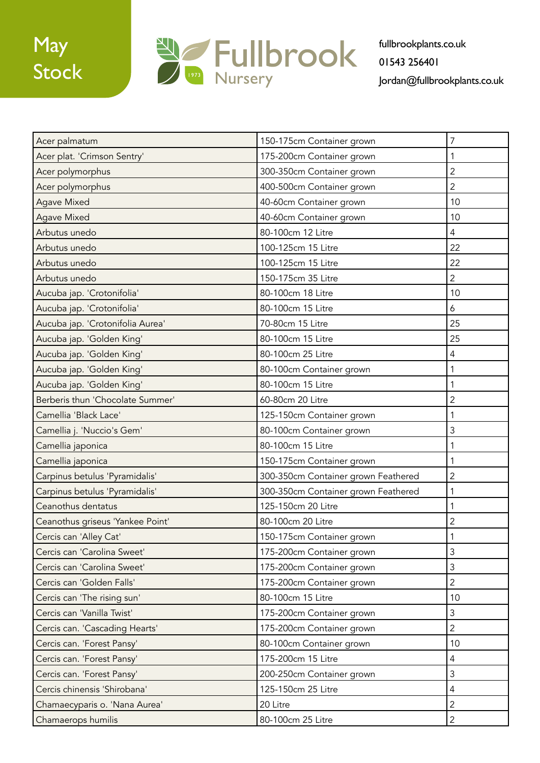# May Stock

Fullbrook Nursery 1973

fullbrookplants.co.uk
01543 256401
Jordan@fullbrookplants.co.uk

| | | |
|---|---|---|
| Acer palmatum | 150-175cm Container grown | 7 |
| Acer plat. 'Crimson Sentry' | 175-200cm Container grown | 1 |
| Acer polymorphus | 300-350cm Container grown | 2 |
| Acer polymorphus | 400-500cm Container grown | 2 |
| Agave Mixed | 40-60cm Container grown | 10 |
| Agave Mixed | 40-60cm Container grown | 10 |
| Arbutus unedo | 80-100cm 12 Litre | 4 |
| Arbutus unedo | 100-125cm 15 Litre | 22 |
| Arbutus unedo | 100-125cm 15 Litre | 22 |
| Arbutus unedo | 150-175cm 35 Litre | 2 |
| Aucuba jap. 'Crotonifolia' | 80-100cm 18 Litre | 10 |
| Aucuba jap. 'Crotonifolia' | 80-100cm 15 Litre | 6 |
| Aucuba jap. 'Crotonifolia Aurea' | 70-80cm 15 Litre | 25 |
| Aucuba jap. 'Golden King' | 80-100cm 15 Litre | 25 |
| Aucuba jap. 'Golden King' | 80-100cm 25 Litre | 4 |
| Aucuba jap. 'Golden King' | 80-100cm Container grown | 1 |
| Aucuba jap. 'Golden King' | 80-100cm 15 Litre | 1 |
| Berberis thun 'Chocolate Summer' | 60-80cm 20 Litre | 2 |
| Camellia 'Black Lace' | 125-150cm Container grown | 1 |
| Camellia j. 'Nuccio's Gem' | 80-100cm Container grown | 3 |
| Camellia japonica | 80-100cm 15 Litre | 1 |
| Camellia japonica | 150-175cm Container grown | 1 |
| Carpinus betulus 'Pyramidalis' | 300-350cm Container grown Feathered | 2 |
| Carpinus betulus 'Pyramidalis' | 300-350cm Container grown Feathered | 1 |
| Ceanothus dentatus | 125-150cm 20 Litre | 1 |
| Ceanothus griseus 'Yankee Point' | 80-100cm 20 Litre | 2 |
| Cercis can 'Alley Cat' | 150-175cm Container grown | 1 |
| Cercis can 'Carolina Sweet' | 175-200cm Container grown | 3 |
| Cercis can 'Carolina Sweet' | 175-200cm Container grown | 3 |
| Cercis can 'Golden Falls' | 175-200cm Container grown | 2 |
| Cercis can 'The rising sun' | 80-100cm 15 Litre | 10 |
| Cercis can 'Vanilla Twist' | 175-200cm Container grown | 3 |
| Cercis can. 'Cascading Hearts' | 175-200cm Container grown | 2 |
| Cercis can. 'Forest Pansy' | 80-100cm Container grown | 10 |
| Cercis can. 'Forest Pansy' | 175-200cm 15 Litre | 4 |
| Cercis can. 'Forest Pansy' | 200-250cm Container grown | 3 |
| Cercis chinensis 'Shirobana' | 125-150cm 25 Litre | 4 |
| Chamaecyparis o. 'Nana Aurea' | 20 Litre | 2 |
| Chamaerops humilis | 80-100cm 25 Litre | 2 |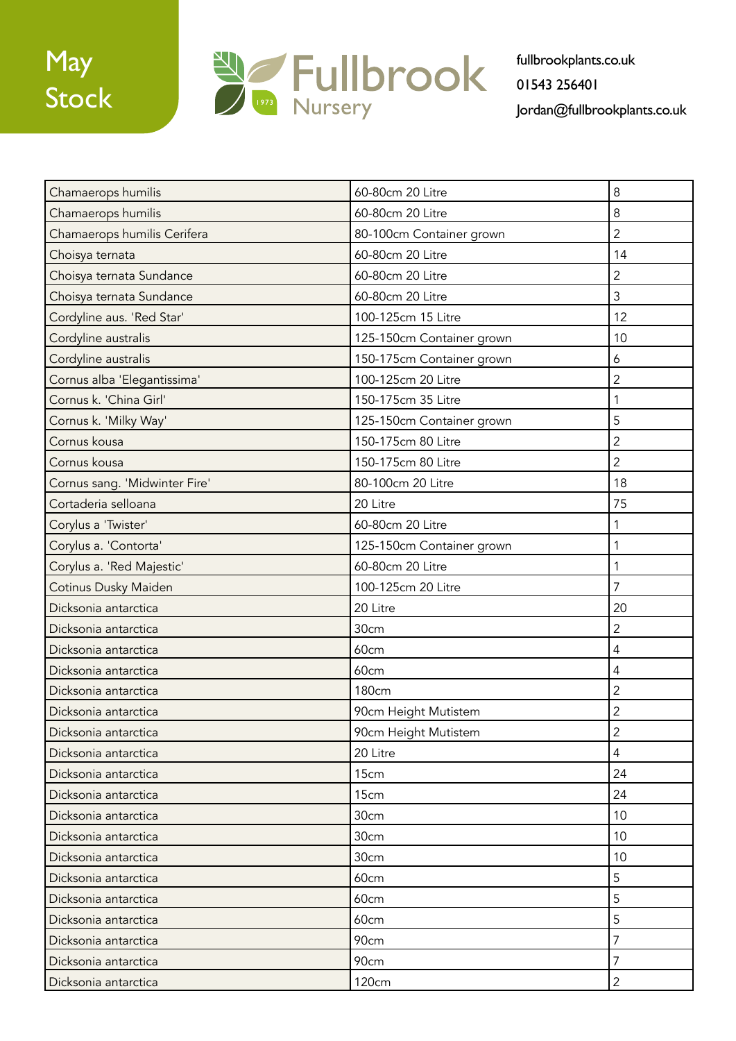May Stock

Fullbrook Nursery 1973

fullbrookplants.co.uk
01543 256401
Jordan@fullbrookplants.co.uk

| | | |
|---|---|---|
| Chamaerops humilis | 60-80cm 20 Litre | 8 |
| Chamaerops humilis | 60-80cm 20 Litre | 8 |
| Chamaerops humilis Cerifera | 80-100cm Container grown | 2 |
| Choisya ternata | 60-80cm 20 Litre | 14 |
| Choisya ternata Sundance | 60-80cm 20 Litre | 2 |
| Choisya ternata Sundance | 60-80cm 20 Litre | 3 |
| Cordyline aus. 'Red Star' | 100-125cm 15 Litre | 12 |
| Cordyline australis | 125-150cm Container grown | 10 |
| Cordyline australis | 150-175cm Container grown | 6 |
| Cornus alba 'Elegantissima' | 100-125cm 20 Litre | 2 |
| Cornus k. 'China Girl' | 150-175cm 35 Litre | 1 |
| Cornus k. 'Milky Way' | 125-150cm Container grown | 5 |
| Cornus kousa | 150-175cm 80 Litre | 2 |
| Cornus kousa | 150-175cm 80 Litre | 2 |
| Cornus sang. 'Midwinter Fire' | 80-100cm 20 Litre | 18 |
| Cortaderia selloana | 20 Litre | 75 |
| Corylus a 'Twister' | 60-80cm 20 Litre | 1 |
| Corylus a. 'Contorta' | 125-150cm Container grown | 1 |
| Corylus a. 'Red Majestic' | 60-80cm 20 Litre | 1 |
| Cotinus Dusky Maiden | 100-125cm 20 Litre | 7 |
| Dicksonia antarctica | 20 Litre | 20 |
| Dicksonia antarctica | 30cm | 2 |
| Dicksonia antarctica | 60cm | 4 |
| Dicksonia antarctica | 60cm | 4 |
| Dicksonia antarctica | 180cm | 2 |
| Dicksonia antarctica | 90cm Height Mutistem | 2 |
| Dicksonia antarctica | 90cm Height Mutistem | 2 |
| Dicksonia antarctica | 20 Litre | 4 |
| Dicksonia antarctica | 15cm | 24 |
| Dicksonia antarctica | 15cm | 24 |
| Dicksonia antarctica | 30cm | 10 |
| Dicksonia antarctica | 30cm | 10 |
| Dicksonia antarctica | 30cm | 10 |
| Dicksonia antarctica | 60cm | 5 |
| Dicksonia antarctica | 60cm | 5 |
| Dicksonia antarctica | 60cm | 5 |
| Dicksonia antarctica | 90cm | 7 |
| Dicksonia antarctica | 90cm | 7 |
| Dicksonia antarctica | 120cm | 2 |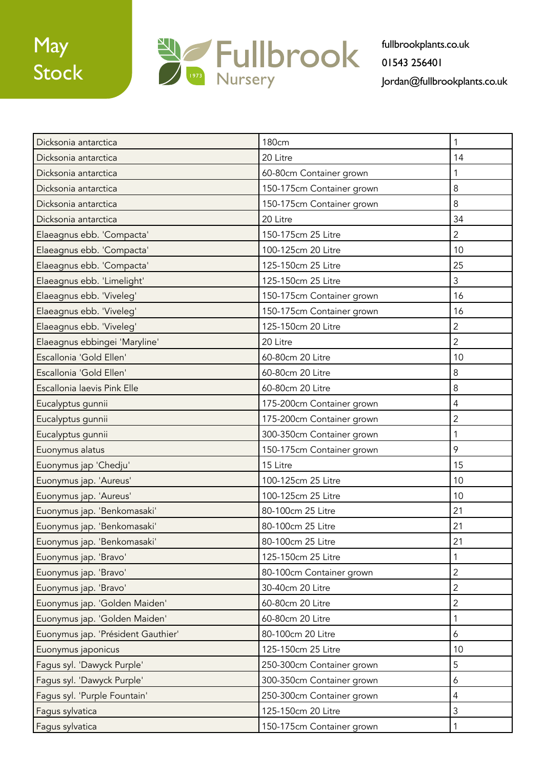May Stock

Fullbrook Nursery 1973

fullbrookplants.co.uk
01543 256401
Jordan@fullbrookplants.co.uk

| | | |
|---|---|---|
| Dicksonia antarctica | 180cm | 1 |
| Dicksonia antarctica | 20 Litre | 14 |
| Dicksonia antarctica | 60-80cm Container grown | 1 |
| Dicksonia antarctica | 150-175cm Container grown | 8 |
| Dicksonia antarctica | 150-175cm Container grown | 8 |
| Dicksonia antarctica | 20 Litre | 34 |
| Elaeagnus ebb. 'Compacta' | 150-175cm 25 Litre | 2 |
| Elaeagnus ebb. 'Compacta' | 100-125cm 20 Litre | 10 |
| Elaeagnus ebb. 'Compacta' | 125-150cm 25 Litre | 25 |
| Elaeagnus ebb. 'Limelight' | 125-150cm 25 Litre | 3 |
| Elaeagnus ebb. 'Viveleg' | 150-175cm Container grown | 16 |
| Elaeagnus ebb. 'Viveleg' | 150-175cm Container grown | 16 |
| Elaeagnus ebb. 'Viveleg' | 125-150cm 20 Litre | 2 |
| Elaeagnus ebbingei 'Maryline' | 20 Litre | 2 |
| Escallonia 'Gold Ellen' | 60-80cm 20 Litre | 10 |
| Escallonia 'Gold Ellen' | 60-80cm 20 Litre | 8 |
| Escallonia laevis Pink Elle | 60-80cm 20 Litre | 8 |
| Eucalyptus gunnii | 175-200cm Container grown | 4 |
| Eucalyptus gunnii | 175-200cm Container grown | 2 |
| Eucalyptus gunnii | 300-350cm Container grown | 1 |
| Euonymus alatus | 150-175cm Container grown | 9 |
| Euonymus jap 'Chedju' | 15 Litre | 15 |
| Euonymus jap. 'Aureus' | 100-125cm 25 Litre | 10 |
| Euonymus jap. 'Aureus' | 100-125cm 25 Litre | 10 |
| Euonymus jap. 'Benkomasaki' | 80-100cm 25 Litre | 21 |
| Euonymus jap. 'Benkomasaki' | 80-100cm 25 Litre | 21 |
| Euonymus jap. 'Benkomasaki' | 80-100cm 25 Litre | 21 |
| Euonymus jap. 'Bravo' | 125-150cm 25 Litre | 1 |
| Euonymus jap. 'Bravo' | 80-100cm Container grown | 2 |
| Euonymus jap. 'Bravo' | 30-40cm 20 Litre | 2 |
| Euonymus jap. 'Golden Maiden' | 60-80cm 20 Litre | 2 |
| Euonymus jap. 'Golden Maiden' | 60-80cm 20 Litre | 1 |
| Euonymus jap. 'Président Gauthier' | 80-100cm 20 Litre | 6 |
| Euonymus japonicus | 125-150cm 25 Litre | 10 |
| Fagus syl. 'Dawyck Purple' | 250-300cm Container grown | 5 |
| Fagus syl. 'Dawyck Purple' | 300-350cm Container grown | 6 |
| Fagus syl. 'Purple Fountain' | 250-300cm Container grown | 4 |
| Fagus sylvatica | 125-150cm 20 Litre | 3 |
| Fagus sylvatica | 150-175cm Container grown | 1 |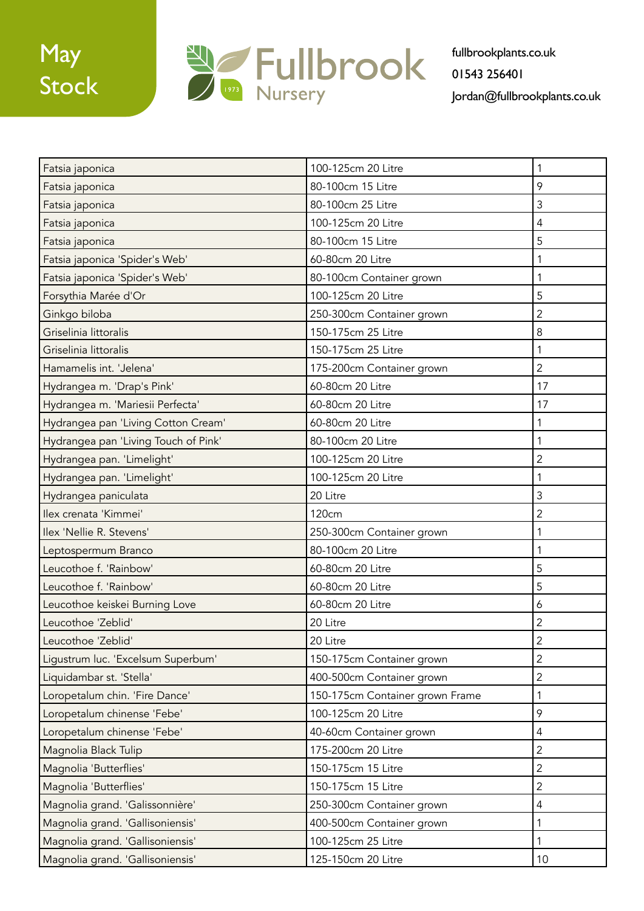May Stock

Fullbrook Nursery

fullbrookplants.co.uk
01543 256401
Jordan@fullbrookplants.co.uk

| | | |
|---|---|---|
| Fatsia japonica | 100-125cm 20 Litre | 1 |
| Fatsia japonica | 80-100cm 15 Litre | 9 |
| Fatsia japonica | 80-100cm 25 Litre | 3 |
| Fatsia japonica | 100-125cm 20 Litre | 4 |
| Fatsia japonica | 80-100cm 15 Litre | 5 |
| Fatsia japonica 'Spider's Web' | 60-80cm 20 Litre | 1 |
| Fatsia japonica 'Spider's Web' | 80-100cm Container grown | 1 |
| Forsythia Marée d'Or | 100-125cm 20 Litre | 5 |
| Ginkgo biloba | 250-300cm Container grown | 2 |
| Griselinia littoralis | 150-175cm 25 Litre | 8 |
| Griselinia littoralis | 150-175cm 25 Litre | 1 |
| Hamamelis int. 'Jelena' | 175-200cm Container grown | 2 |
| Hydrangea m. 'Drap's Pink' | 60-80cm 20 Litre | 17 |
| Hydrangea m. 'Mariesii Perfecta' | 60-80cm 20 Litre | 17 |
| Hydrangea pan 'Living Cotton Cream' | 60-80cm 20 Litre | 1 |
| Hydrangea pan 'Living Touch of Pink' | 80-100cm 20 Litre | 1 |
| Hydrangea pan. 'Limelight' | 100-125cm 20 Litre | 2 |
| Hydrangea pan. 'Limelight' | 100-125cm 20 Litre | 1 |
| Hydrangea paniculata | 20 Litre | 3 |
| Ilex crenata 'Kimmei' | 120cm | 2 |
| Ilex 'Nellie R. Stevens' | 250-300cm Container grown | 1 |
| Leptospermum Branco | 80-100cm 20 Litre | 1 |
| Leucothoe f. 'Rainbow' | 60-80cm 20 Litre | 5 |
| Leucothoe f. 'Rainbow' | 60-80cm 20 Litre | 5 |
| Leucothoe keiskei Burning Love | 60-80cm 20 Litre | 6 |
| Leucothoe 'Zeblid' | 20 Litre | 2 |
| Leucothoe 'Zeblid' | 20 Litre | 2 |
| Ligustrum luc. 'Excelsum Superbum' | 150-175cm Container grown | 2 |
| Liquidambar st. 'Stella' | 400-500cm Container grown | 2 |
| Loropetalum chin. 'Fire Dance' | 150-175cm Container grown Frame | 1 |
| Loropetalum chinense 'Febe' | 100-125cm 20 Litre | 9 |
| Loropetalum chinense 'Febe' | 40-60cm Container grown | 4 |
| Magnolia Black Tulip | 175-200cm 20 Litre | 2 |
| Magnolia 'Butterflies' | 150-175cm 15 Litre | 2 |
| Magnolia 'Butterflies' | 150-175cm 15 Litre | 2 |
| Magnolia grand. 'Galissonnière' | 250-300cm Container grown | 4 |
| Magnolia grand. 'Gallisoniensis' | 400-500cm Container grown | 1 |
| Magnolia grand. 'Gallisoniensis' | 100-125cm 25 Litre | 1 |
| Magnolia grand. 'Gallisoniensis' | 125-150cm 20 Litre | 10 |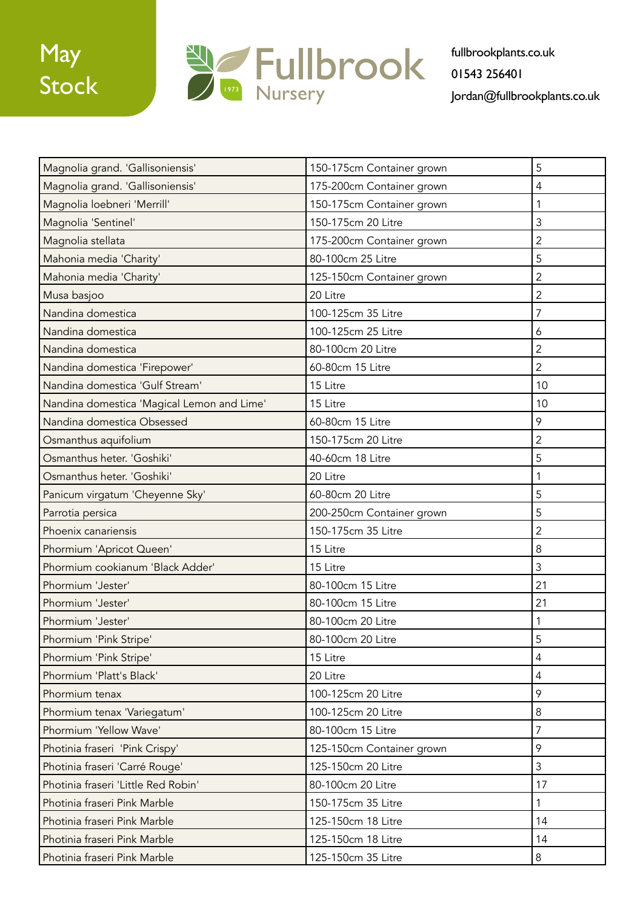May Stock

Fullbrook Nursery 1973

fullbrookplants.co.uk
01543 256401
Jordan@fullbrookplants.co.uk

| | | |
|---|---|---|
| Magnolia grand. 'Gallisoniensis' | 150-175cm Container grown | 5 |
| Magnolia grand. 'Gallisoniensis' | 175-200cm Container grown | 4 |
| Magnolia loebneri 'Merrill' | 150-175cm Container grown | 1 |
| Magnolia 'Sentinel' | 150-175cm 20 Litre | 3 |
| Magnolia stellata | 175-200cm Container grown | 2 |
| Mahonia media 'Charity' | 80-100cm 25 Litre | 5 |
| Mahonia media 'Charity' | 125-150cm Container grown | 2 |
| Musa basjoo | 20 Litre | 2 |
| Nandina domestica | 100-125cm 35 Litre | 7 |
| Nandina domestica | 100-125cm 25 Litre | 6 |
| Nandina domestica | 80-100cm 20 Litre | 2 |
| Nandina domestica 'Firepower' | 60-80cm 15 Litre | 2 |
| Nandina domestica 'Gulf Stream' | 15 Litre | 10 |
| Nandina domestica 'Magical Lemon and Lime' | 15 Litre | 10 |
| Nandina domestica Obsessed | 60-80cm 15 Litre | 9 |
| Osmanthus aquifolium | 150-175cm 20 Litre | 2 |
| Osmanthus heter. 'Goshiki' | 40-60cm 18 Litre | 5 |
| Osmanthus heter. 'Goshiki' | 20 Litre | 1 |
| Panicum virgatum 'Cheyenne Sky' | 60-80cm 20 Litre | 5 |
| Parrotia persica | 200-250cm Container grown | 5 |
| Phoenix canariensis | 150-175cm 35 Litre | 2 |
| Phormium 'Apricot Queen' | 15 Litre | 8 |
| Phormium cookianum 'Black Adder' | 15 Litre | 3 |
| Phormium 'Jester' | 80-100cm 15 Litre | 21 |
| Phormium 'Jester' | 80-100cm 15 Litre | 21 |
| Phormium 'Jester' | 80-100cm 20 Litre | 1 |
| Phormium 'Pink Stripe' | 80-100cm 20 Litre | 5 |
| Phormium 'Pink Stripe' | 15 Litre | 4 |
| Phormium 'Platt's Black' | 20 Litre | 4 |
| Phormium tenax | 100-125cm 20 Litre | 9 |
| Phormium tenax 'Variegatum' | 100-125cm 20 Litre | 8 |
| Phormium 'Yellow Wave' | 80-100cm 15 Litre | 7 |
| Photinia fraseri 'Pink Crispy' | 125-150cm Container grown | 9 |
| Photinia fraseri 'Carré Rouge' | 125-150cm 20 Litre | 3 |
| Photinia fraseri 'Little Red Robin' | 80-100cm 20 Litre | 17 |
| Photinia fraseri Pink Marble | 150-175cm 35 Litre | 1 |
| Photinia fraseri Pink Marble | 125-150cm 18 Litre | 14 |
| Photinia fraseri Pink Marble | 125-150cm 18 Litre | 14 |
| Photinia fraseri Pink Marble | 125-150cm 35 Litre | 8 |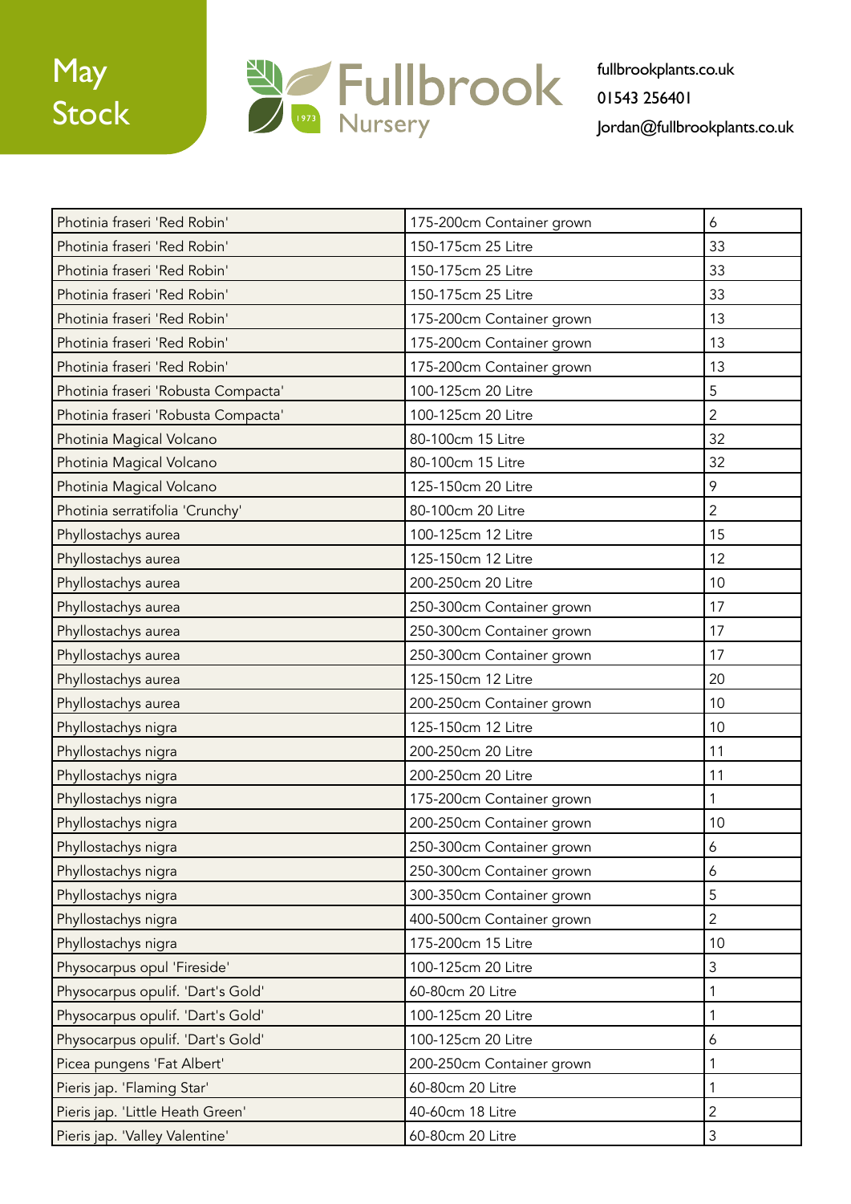| Photinia fraseri 'Red Robin' | 175-200cm Container grown | 6 |
|---|---|---|
| Photinia fraseri 'Red Robin' | 150-175cm 25 Litre | 33 |
| Photinia fraseri 'Red Robin' | 150-175cm 25 Litre | 33 |
| Photinia fraseri 'Red Robin' | 150-175cm 25 Litre | 33 |
| Photinia fraseri 'Red Robin' | 175-200cm Container grown | 13 |
| Photinia fraseri 'Red Robin' | 175-200cm Container grown | 13 |
| Photinia fraseri 'Red Robin' | 175-200cm Container grown | 13 |
| Photinia fraseri 'Robusta Compacta' | 100-125cm 20 Litre | 5 |
| Photinia fraseri 'Robusta Compacta' | 100-125cm 20 Litre | 2 |
| Photinia Magical Volcano | 80-100cm 15 Litre | 32 |
| Photinia Magical Volcano | 80-100cm 15 Litre | 32 |
| Photinia Magical Volcano | 125-150cm 20 Litre | 9 |
| Photinia serratifolia 'Crunchy' | 80-100cm 20 Litre | 2 |
| Phyllostachys aurea | 100-125cm 12 Litre | 15 |
| Phyllostachys aurea | 125-150cm 12 Litre | 12 |
| Phyllostachys aurea | 200-250cm 20 Litre | 10 |
| Phyllostachys aurea | 250-300cm Container grown | 17 |
| Phyllostachys aurea | 250-300cm Container grown | 17 |
| Phyllostachys aurea | 250-300cm Container grown | 17 |
| Phyllostachys aurea | 125-150cm 12 Litre | 20 |
| Phyllostachys aurea | 200-250cm Container grown | 10 |
| Phyllostachys nigra | 125-150cm 12 Litre | 10 |
| Phyllostachys nigra | 200-250cm 20 Litre | 11 |
| Phyllostachys nigra | 200-250cm 20 Litre | 11 |
| Phyllostachys nigra | 175-200cm Container grown | 1 |
| Phyllostachys nigra | 200-250cm Container grown | 10 |
| Phyllostachys nigra | 250-300cm Container grown | 6 |
| Phyllostachys nigra | 250-300cm Container grown | 6 |
| Phyllostachys nigra | 300-350cm Container grown | 5 |
| Phyllostachys nigra | 400-500cm Container grown | 2 |
| Phyllostachys nigra | 175-200cm 15 Litre | 10 |
| Physocarpus opul 'Fireside' | 100-125cm 20 Litre | 3 |
| Physocarpus opulif. 'Dart's Gold' | 60-80cm 20 Litre | 1 |
| Physocarpus opulif. 'Dart's Gold' | 100-125cm 20 Litre | 1 |
| Physocarpus opulif. 'Dart's Gold' | 100-125cm 20 Litre | 6 |
| Picea pungens 'Fat Albert' | 200-250cm Container grown | 1 |
| Pieris jap. 'Flaming Star' | 60-80cm 20 Litre | 1 |
| Pieris jap. 'Little Heath Green' | 40-60cm 18 Litre | 2 |
| Pieris jap. 'Valley Valentine' | 60-80cm 20 Litre | 3 |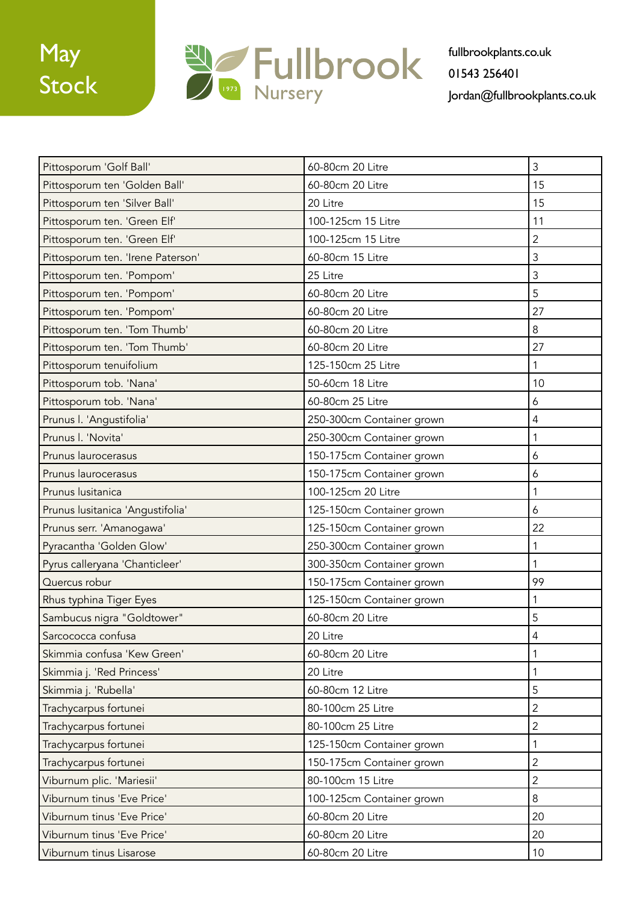May Stock

Fullbrook Nursery 1973

fullbrookplants.co.uk
01543 256401
Jordan@fullbrookplants.co.uk

| | | |
|---|---|---|
| Pittosporum 'Golf Ball' | 60-80cm 20 Litre | 3 |
| Pittosporum ten 'Golden Ball' | 60-80cm 20 Litre | 15 |
| Pittosporum ten 'Silver Ball' | 20 Litre | 15 |
| Pittosporum ten. 'Green Elf' | 100-125cm 15 Litre | 11 |
| Pittosporum ten. 'Green Elf' | 100-125cm 15 Litre | 2 |
| Pittosporum ten. 'Irene Paterson' | 60-80cm 15 Litre | 3 |
| Pittosporum ten. 'Pompom' | 25 Litre | 3 |
| Pittosporum ten. 'Pompom' | 60-80cm 20 Litre | 5 |
| Pittosporum ten. 'Pompom' | 60-80cm 20 Litre | 27 |
| Pittosporum ten. 'Tom Thumb' | 60-80cm 20 Litre | 8 |
| Pittosporum ten. 'Tom Thumb' | 60-80cm 20 Litre | 27 |
| Pittosporum tenuifolium | 125-150cm 25 Litre | 1 |
| Pittosporum tob. 'Nana' | 50-60cm 18 Litre | 10 |
| Pittosporum tob. 'Nana' | 60-80cm 25 Litre | 6 |
| Prunus l. 'Angustifolia' | 250-300cm Container grown | 4 |
| Prunus l. 'Novita' | 250-300cm Container grown | 1 |
| Prunus laurocerasus | 150-175cm Container grown | 6 |
| Prunus laurocerasus | 150-175cm Container grown | 6 |
| Prunus lusitanica | 100-125cm 20 Litre | 1 |
| Prunus lusitanica 'Angustifolia' | 125-150cm Container grown | 6 |
| Prunus serr. 'Amanogawa' | 125-150cm Container grown | 22 |
| Pyracantha 'Golden Glow' | 250-300cm Container grown | 1 |
| Pyrus calleryana 'Chanticleer' | 300-350cm Container grown | 1 |
| Quercus robur | 150-175cm Container grown | 99 |
| Rhus typhina Tiger Eyes | 125-150cm Container grown | 1 |
| Sambucus nigra "Goldtower" | 60-80cm 20 Litre | 5 |
| Sarcococca confusa | 20 Litre | 4 |
| Skimmia confusa 'Kew Green' | 60-80cm 20 Litre | 1 |
| Skimmia j. 'Red Princess' | 20 Litre | 1 |
| Skimmia j. 'Rubella' | 60-80cm 12 Litre | 5 |
| Trachycarpus fortunei | 80-100cm 25 Litre | 2 |
| Trachycarpus fortunei | 80-100cm 25 Litre | 2 |
| Trachycarpus fortunei | 125-150cm Container grown | 1 |
| Trachycarpus fortunei | 150-175cm Container grown | 2 |
| Viburnum plic. 'Mariesii' | 80-100cm 15 Litre | 2 |
| Viburnum tinus 'Eve Price' | 100-125cm Container grown | 8 |
| Viburnum tinus 'Eve Price' | 60-80cm 20 Litre | 20 |
| Viburnum tinus 'Eve Price' | 60-80cm 20 Litre | 20 |
| Viburnum tinus Lisarose | 60-80cm 20 Litre | 10 |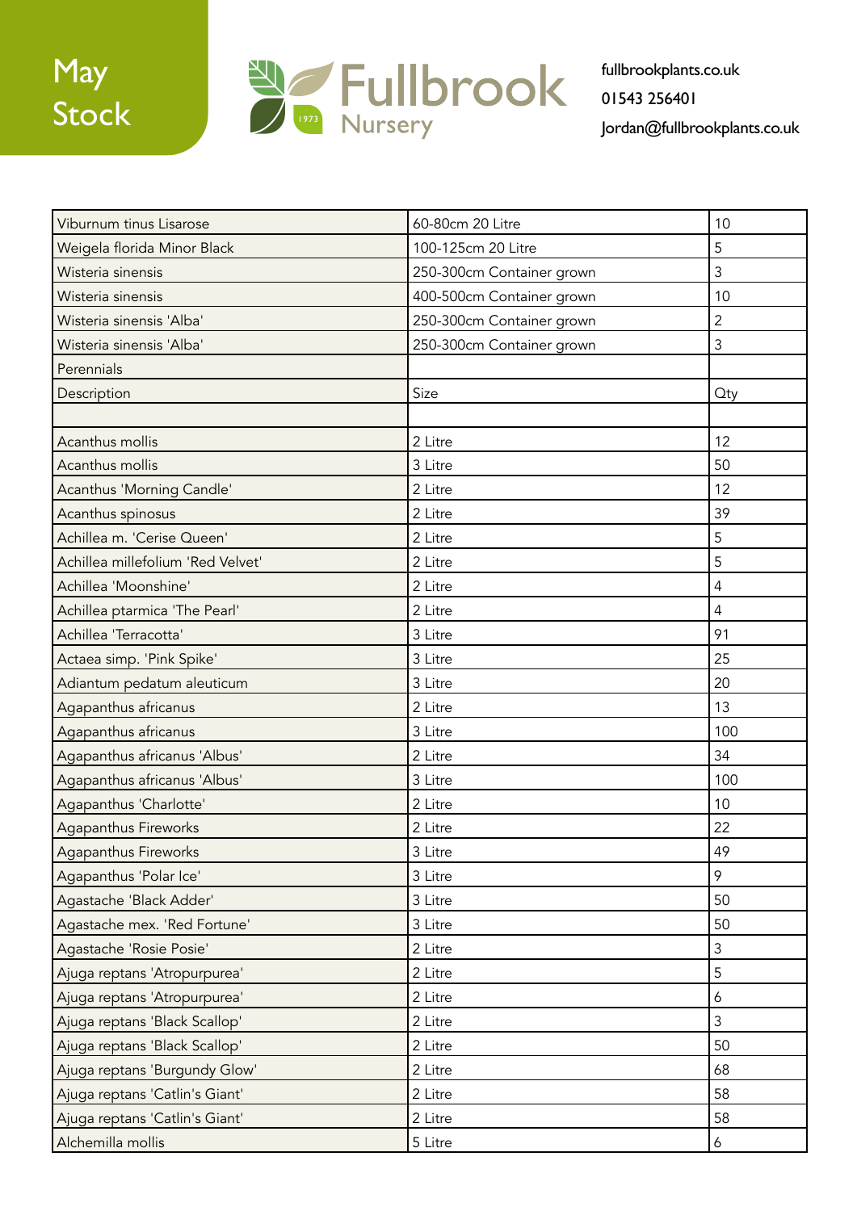May Stock

Fullbrook Nursery 1973

fullbrookplants.co.uk
01543 256401
Jordan@fullbrookplants.co.uk

| Viburnum tinus Lisarose | 60-80cm 20 Litre | 10 |
|---|---|---|
| Weigela florida Minor Black | 100-125cm 20 Litre | 5 |
| Wisteria sinensis | 250-300cm Container grown | 3 |
| Wisteria sinensis | 400-500cm Container grown | 10 |
| Wisteria sinensis 'Alba' | 250-300cm Container grown | 2 |
| Wisteria sinensis 'Alba' | 250-300cm Container grown | 3 |
| Perennials | | |
| Description | Size | Qty |
| | | |
| Acanthus mollis | 2 Litre | 12 |
| Acanthus mollis | 3 Litre | 50 |
| Acanthus 'Morning Candle' | 2 Litre | 12 |
| Acanthus spinosus | 2 Litre | 39 |
| Achillea m. 'Cerise Queen' | 2 Litre | 5 |
| Achillea millefolium 'Red Velvet' | 2 Litre | 5 |
| Achillea 'Moonshine' | 2 Litre | 4 |
| Achillea ptarmica 'The Pearl' | 2 Litre | 4 |
| Achillea 'Terracotta' | 3 Litre | 91 |
| Actaea simp. 'Pink Spike' | 3 Litre | 25 |
| Adiantum pedatum aleuticum | 3 Litre | 20 |
| Agapanthus africanus | 2 Litre | 13 |
| Agapanthus africanus | 3 Litre | 100 |
| Agapanthus africanus 'Albus' | 2 Litre | 34 |
| Agapanthus africanus 'Albus' | 3 Litre | 100 |
| Agapanthus 'Charlotte' | 2 Litre | 10 |
| Agapanthus Fireworks | 2 Litre | 22 |
| Agapanthus Fireworks | 3 Litre | 49 |
| Agapanthus 'Polar Ice' | 3 Litre | 9 |
| Agastache 'Black Adder' | 3 Litre | 50 |
| Agastache mex. 'Red Fortune' | 3 Litre | 50 |
| Agastache 'Rosie Posie' | 2 Litre | 3 |
| Ajuga reptans 'Atropurpurea' | 2 Litre | 5 |
| Ajuga reptans 'Atropurpurea' | 2 Litre | 6 |
| Ajuga reptans 'Black Scallop' | 2 Litre | 3 |
| Ajuga reptans 'Black Scallop' | 2 Litre | 50 |
| Ajuga reptans 'Burgundy Glow' | 2 Litre | 68 |
| Ajuga reptans 'Catlin's Giant' | 2 Litre | 58 |
| Ajuga reptans 'Catlin's Giant' | 2 Litre | 58 |
| Alchemilla mollis | 5 Litre | 6 |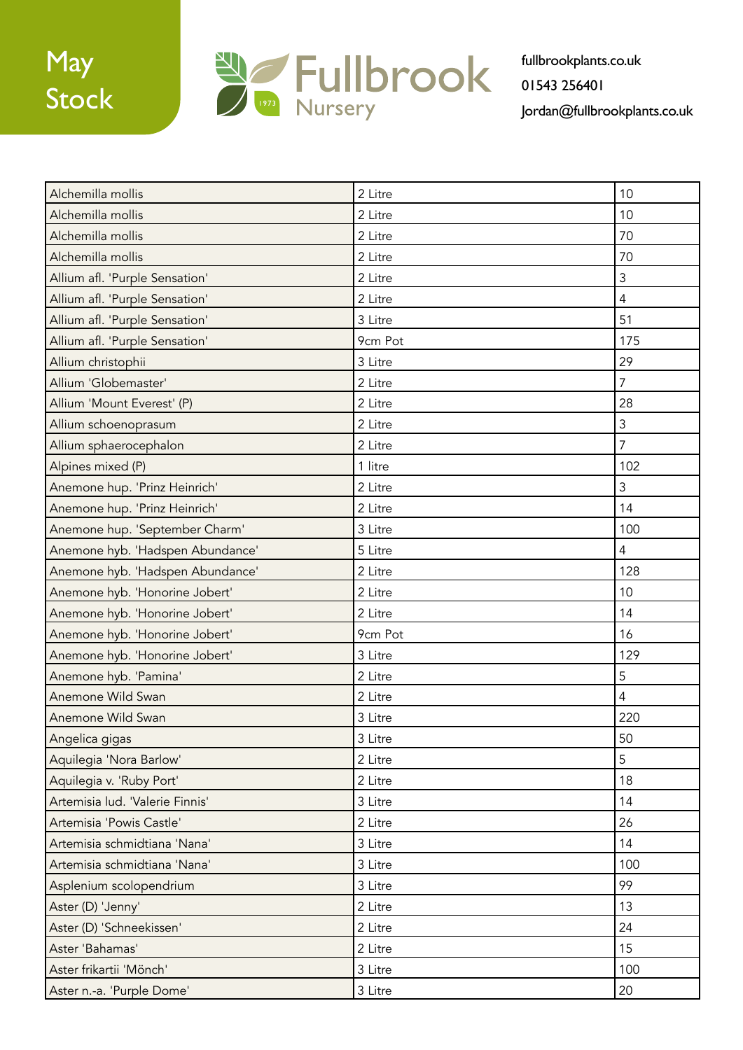# May Stock

Fullbrook Nursery

fullbrookplants.co.uk
01543 256401
Jordan@fullbrookplants.co.uk

| | | |
|---|---|---|
| Alchemilla mollis | 2 Litre | 10 |
| Alchemilla mollis | 2 Litre | 10 |
| Alchemilla mollis | 2 Litre | 70 |
| Alchemilla mollis | 2 Litre | 70 |
| Allium afl. 'Purple Sensation' | 2 Litre | 3 |
| Allium afl. 'Purple Sensation' | 2 Litre | 4 |
| Allium afl. 'Purple Sensation' | 3 Litre | 51 |
| Allium afl. 'Purple Sensation' | 9cm Pot | 175 |
| Allium christophii | 3 Litre | 29 |
| Allium 'Globemaster' | 2 Litre | 7 |
| Allium 'Mount Everest' (P) | 2 Litre | 28 |
| Allium schoenoprasum | 2 Litre | 3 |
| Allium sphaerocephalon | 2 Litre | 7 |
| Alpines mixed (P) | 1 litre | 102 |
| Anemone hup. 'Prinz Heinrich' | 2 Litre | 3 |
| Anemone hup. 'Prinz Heinrich' | 2 Litre | 14 |
| Anemone hup. 'September Charm' | 3 Litre | 100 |
| Anemone hyb. 'Hadspen Abundance' | 5 Litre | 4 |
| Anemone hyb. 'Hadspen Abundance' | 2 Litre | 128 |
| Anemone hyb. 'Honorine Jobert' | 2 Litre | 10 |
| Anemone hyb. 'Honorine Jobert' | 2 Litre | 14 |
| Anemone hyb. 'Honorine Jobert' | 9cm Pot | 16 |
| Anemone hyb. 'Honorine Jobert' | 3 Litre | 129 |
| Anemone hyb. 'Pamina' | 2 Litre | 5 |
| Anemone Wild Swan | 2 Litre | 4 |
| Anemone Wild Swan | 3 Litre | 220 |
| Angelica gigas | 3 Litre | 50 |
| Aquilegia 'Nora Barlow' | 2 Litre | 5 |
| Aquilegia v. 'Ruby Port' | 2 Litre | 18 |
| Artemisia lud. 'Valerie Finnis' | 3 Litre | 14 |
| Artemisia 'Powis Castle' | 2 Litre | 26 |
| Artemisia schmidtiana 'Nana' | 3 Litre | 14 |
| Artemisia schmidtiana 'Nana' | 3 Litre | 100 |
| Asplenium scolopendrium | 3 Litre | 99 |
| Aster (D) 'Jenny' | 2 Litre | 13 |
| Aster (D) 'Schneekissen' | 2 Litre | 24 |
| Aster 'Bahamas' | 2 Litre | 15 |
| Aster frikartii 'Mönch' | 3 Litre | 100 |
| Aster n.-a. 'Purple Dome' | 3 Litre | 20 |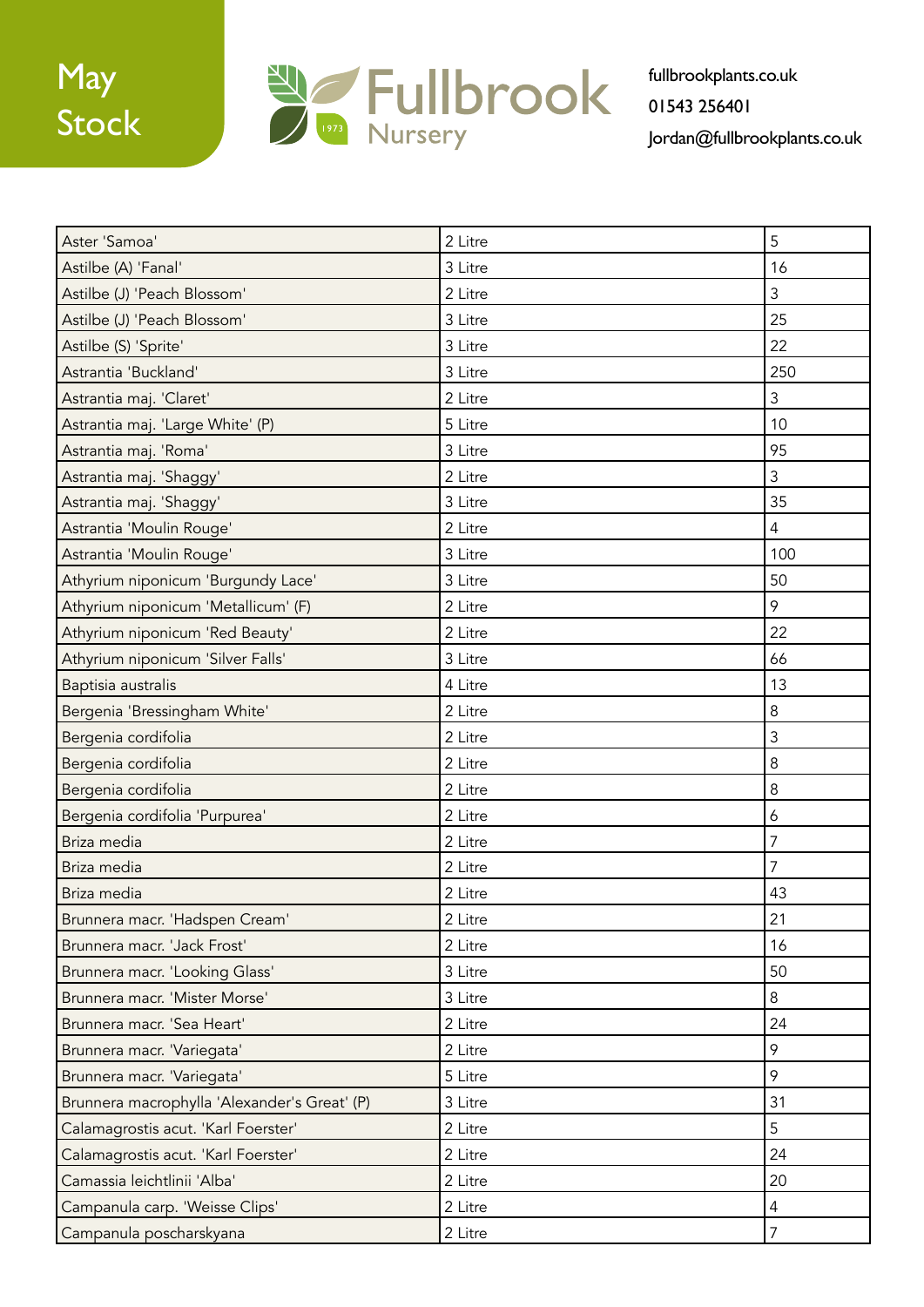May Stock

Fullbrook Nursery 1973

fullbrookplants.co.uk
01543 256401
Jordan@fullbrookplants.co.uk

| | | |
|---|---|---|
| Aster 'Samoa' | 2 Litre | 5 |
| Astilbe (A) 'Fanal' | 3 Litre | 16 |
| Astilbe (J) 'Peach Blossom' | 2 Litre | 3 |
| Astilbe (J) 'Peach Blossom' | 3 Litre | 25 |
| Astilbe (S) 'Sprite' | 3 Litre | 22 |
| Astrantia 'Buckland' | 3 Litre | 250 |
| Astrantia maj. 'Claret' | 2 Litre | 3 |
| Astrantia maj. 'Large White' (P) | 5 Litre | 10 |
| Astrantia maj. 'Roma' | 3 Litre | 95 |
| Astrantia maj. 'Shaggy' | 2 Litre | 3 |
| Astrantia maj. 'Shaggy' | 3 Litre | 35 |
| Astrantia 'Moulin Rouge' | 2 Litre | 4 |
| Astrantia 'Moulin Rouge' | 3 Litre | 100 |
| Athyrium niponicum 'Burgundy Lace' | 3 Litre | 50 |
| Athyrium niponicum 'Metallicum' (F) | 2 Litre | 9 |
| Athyrium niponicum 'Red Beauty' | 2 Litre | 22 |
| Athyrium niponicum 'Silver Falls' | 3 Litre | 66 |
| Baptisia australis | 4 Litre | 13 |
| Bergenia 'Bressingham White' | 2 Litre | 8 |
| Bergenia cordifolia | 2 Litre | 3 |
| Bergenia cordifolia | 2 Litre | 8 |
| Bergenia cordifolia | 2 Litre | 8 |
| Bergenia cordifolia 'Purpurea' | 2 Litre | 6 |
| Briza media | 2 Litre | 7 |
| Briza media | 2 Litre | 7 |
| Briza media | 2 Litre | 43 |
| Brunnera macr. 'Hadspen Cream' | 2 Litre | 21 |
| Brunnera macr. 'Jack Frost' | 2 Litre | 16 |
| Brunnera macr. 'Looking Glass' | 3 Litre | 50 |
| Brunnera macr. 'Mister Morse' | 3 Litre | 8 |
| Brunnera macr. 'Sea Heart' | 2 Litre | 24 |
| Brunnera macr. 'Variegata' | 2 Litre | 9 |
| Brunnera macr. 'Variegata' | 5 Litre | 9 |
| Brunnera macrophylla 'Alexander's Great' (P) | 3 Litre | 31 |
| Calamagrostis acut. 'Karl Foerster' | 2 Litre | 5 |
| Calamagrostis acut. 'Karl Foerster' | 2 Litre | 24 |
| Camassia leichtlinii 'Alba' | 2 Litre | 20 |
| Campanula carp. 'Weisse Clips' | 2 Litre | 4 |
| Campanula poscharskyana | 2 Litre | 7 |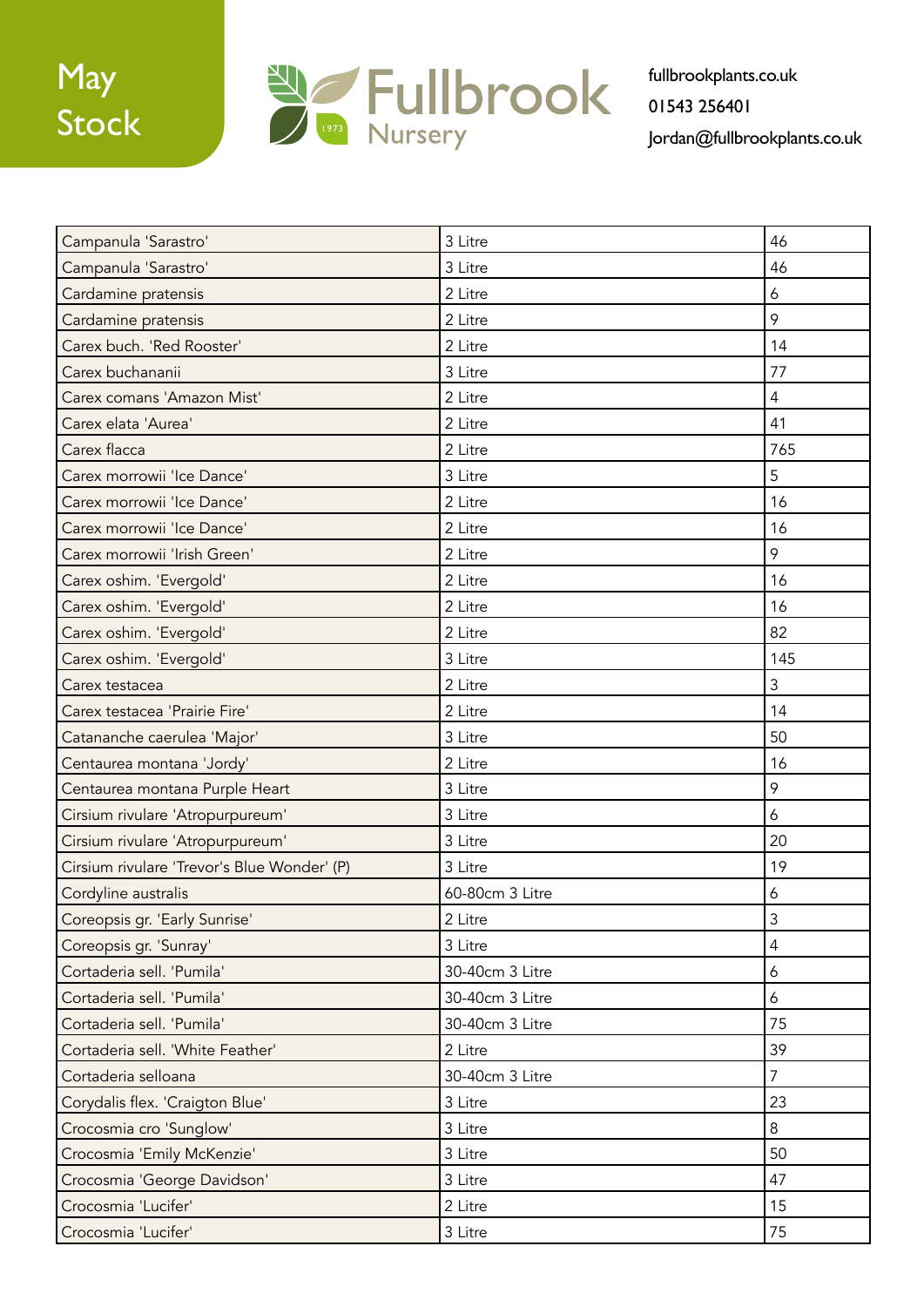| | | |
|---|---|---|
| Campanula 'Sarastro' | 3 Litre | 46 |
| Campanula 'Sarastro' | 3 Litre | 46 |
| Cardamine pratensis | 2 Litre | 6 |
| Cardamine pratensis | 2 Litre | 9 |
| Carex buch. 'Red Rooster' | 2 Litre | 14 |
| Carex buchananii | 3 Litre | 77 |
| Carex comans 'Amazon Mist' | 2 Litre | 4 |
| Carex elata 'Aurea' | 2 Litre | 41 |
| Carex flacca | 2 Litre | 765 |
| Carex morrowii 'Ice Dance' | 3 Litre | 5 |
| Carex morrowii 'Ice Dance' | 2 Litre | 16 |
| Carex morrowii 'Ice Dance' | 2 Litre | 16 |
| Carex morrowii 'Irish Green' | 2 Litre | 9 |
| Carex oshim. 'Evergold' | 2 Litre | 16 |
| Carex oshim. 'Evergold' | 2 Litre | 16 |
| Carex oshim. 'Evergold' | 2 Litre | 82 |
| Carex oshim. 'Evergold' | 3 Litre | 145 |
| Carex testacea | 2 Litre | 3 |
| Carex testacea 'Prairie Fire' | 2 Litre | 14 |
| Catananche caerulea 'Major' | 3 Litre | 50 |
| Centaurea montana 'Jordy' | 2 Litre | 16 |
| Centaurea montana Purple Heart | 3 Litre | 9 |
| Cirsium rivulare 'Atropurpureum' | 3 Litre | 6 |
| Cirsium rivulare 'Atropurpureum' | 3 Litre | 20 |
| Cirsium rivulare 'Trevor's Blue Wonder' (P) | 3 Litre | 19 |
| Cordyline australis | 60-80cm 3 Litre | 6 |
| Coreopsis gr. 'Early Sunrise' | 2 Litre | 3 |
| Coreopsis gr. 'Sunray' | 3 Litre | 4 |
| Cortaderia sell. 'Pumila' | 30-40cm 3 Litre | 6 |
| Cortaderia sell. 'Pumila' | 30-40cm 3 Litre | 6 |
| Cortaderia sell. 'Pumila' | 30-40cm 3 Litre | 75 |
| Cortaderia sell. 'White Feather' | 2 Litre | 39 |
| Cortaderia selloana | 30-40cm 3 Litre | 7 |
| Corydalis flex. 'Craigton Blue' | 3 Litre | 23 |
| Crocosmia cro 'Sunglow' | 3 Litre | 8 |
| Crocosmia 'Emily McKenzie' | 3 Litre | 50 |
| Crocosmia 'George Davidson' | 3 Litre | 47 |
| Crocosmia 'Lucifer' | 2 Litre | 15 |
| Crocosmia 'Lucifer' | 3 Litre | 75 |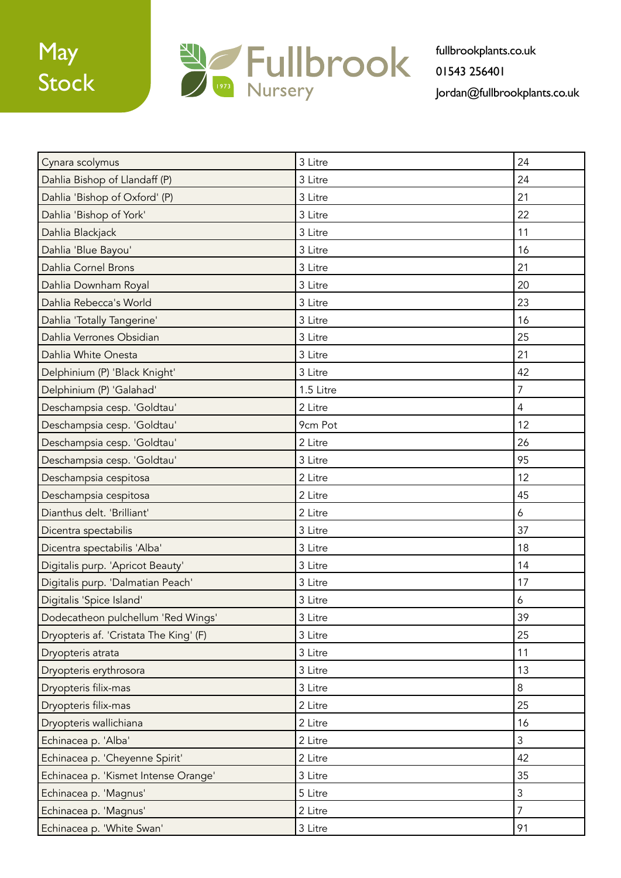May Stock

Fullbrook Nursery

fullbrookplants.co.uk
01543 256401
Jordan@fullbrookplants.co.uk

| | | |
|---|---|---|
| Cynara scolymus | 3 Litre | 24 |
| Dahlia Bishop of Llandaff (P) | 3 Litre | 24 |
| Dahlia 'Bishop of Oxford' (P) | 3 Litre | 21 |
| Dahlia 'Bishop of York' | 3 Litre | 22 |
| Dahlia Blackjack | 3 Litre | 11 |
| Dahlia 'Blue Bayou' | 3 Litre | 16 |
| Dahlia Cornel Brons | 3 Litre | 21 |
| Dahlia Downham Royal | 3 Litre | 20 |
| Dahlia Rebecca's World | 3 Litre | 23 |
| Dahlia 'Totally Tangerine' | 3 Litre | 16 |
| Dahlia Verrones Obsidian | 3 Litre | 25 |
| Dahlia White Onesta | 3 Litre | 21 |
| Delphinium (P) 'Black Knight' | 3 Litre | 42 |
| Delphinium (P) 'Galahad' | 1.5 Litre | 7 |
| Deschampsia cesp. 'Goldtau' | 2 Litre | 4 |
| Deschampsia cesp. 'Goldtau' | 9cm Pot | 12 |
| Deschampsia cesp. 'Goldtau' | 2 Litre | 26 |
| Deschampsia cesp. 'Goldtau' | 3 Litre | 95 |
| Deschampsia cespitosa | 2 Litre | 12 |
| Deschampsia cespitosa | 2 Litre | 45 |
| Dianthus delt. 'Brilliant' | 2 Litre | 6 |
| Dicentra spectabilis | 3 Litre | 37 |
| Dicentra spectabilis 'Alba' | 3 Litre | 18 |
| Digitalis purp. 'Apricot Beauty' | 3 Litre | 14 |
| Digitalis purp. 'Dalmatian Peach' | 3 Litre | 17 |
| Digitalis 'Spice Island' | 3 Litre | 6 |
| Dodecatheon pulchellum 'Red Wings' | 3 Litre | 39 |
| Dryopteris af. 'Cristata The King' (F) | 3 Litre | 25 |
| Dryopteris atrata | 3 Litre | 11 |
| Dryopteris erythrosora | 3 Litre | 13 |
| Dryopteris filix-mas | 3 Litre | 8 |
| Dryopteris filix-mas | 2 Litre | 25 |
| Dryopteris wallichiana | 2 Litre | 16 |
| Echinacea p. 'Alba' | 2 Litre | 3 |
| Echinacea p. 'Cheyenne Spirit' | 2 Litre | 42 |
| Echinacea p. 'Kismet Intense Orange' | 3 Litre | 35 |
| Echinacea p. 'Magnus' | 5 Litre | 3 |
| Echinacea p. 'Magnus' | 2 Litre | 7 |
| Echinacea p. 'White Swan' | 3 Litre | 91 |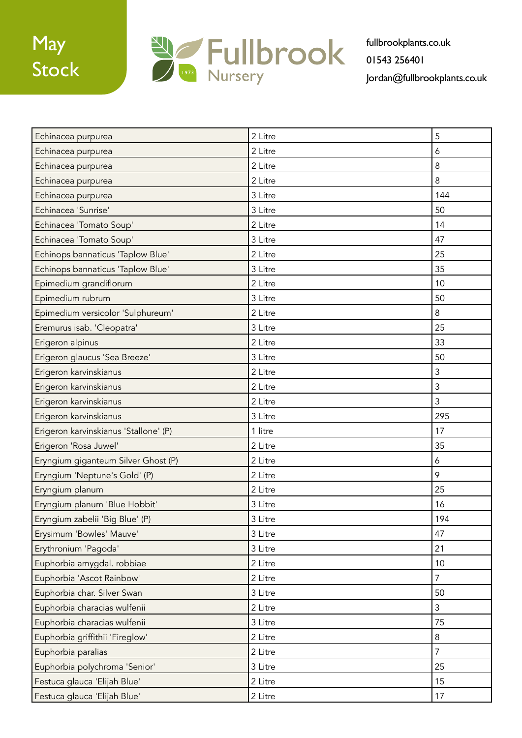May Stock

Fullbrook Nursery 1973

fullbrookplants.co.uk
01543 256401
Jordan@fullbrookplants.co.uk

| | | |
|---|---|---|
| Echinacea purpurea | 2 Litre | 5 |
| Echinacea purpurea | 2 Litre | 6 |
| Echinacea purpurea | 2 Litre | 8 |
| Echinacea purpurea | 2 Litre | 8 |
| Echinacea purpurea | 3 Litre | 144 |
| Echinacea 'Sunrise' | 3 Litre | 50 |
| Echinacea 'Tomato Soup' | 2 Litre | 14 |
| Echinacea 'Tomato Soup' | 3 Litre | 47 |
| Echinops bannaticus 'Taplow Blue' | 2 Litre | 25 |
| Echinops bannaticus 'Taplow Blue' | 3 Litre | 35 |
| Epimedium grandiflorum | 2 Litre | 10 |
| Epimedium rubrum | 3 Litre | 50 |
| Epimedium versicolor 'Sulphureum' | 2 Litre | 8 |
| Eremurus isab. 'Cleopatra' | 3 Litre | 25 |
| Erigeron alpinus | 2 Litre | 33 |
| Erigeron glaucus 'Sea Breeze' | 3 Litre | 50 |
| Erigeron karvinskianus | 2 Litre | 3 |
| Erigeron karvinskianus | 2 Litre | 3 |
| Erigeron karvinskianus | 2 Litre | 3 |
| Erigeron karvinskianus | 3 Litre | 295 |
| Erigeron karvinskianus 'Stallone' (P) | 1 litre | 17 |
| Erigeron 'Rosa Juwel' | 2 Litre | 35 |
| Eryngium giganteum Silver Ghost (P) | 2 Litre | 6 |
| Eryngium 'Neptune's Gold' (P) | 2 Litre | 9 |
| Eryngium planum | 2 Litre | 25 |
| Eryngium planum 'Blue Hobbit' | 3 Litre | 16 |
| Eryngium zabelii 'Big Blue' (P) | 3 Litre | 194 |
| Erysimum 'Bowles' Mauve' | 3 Litre | 47 |
| Erythronium 'Pagoda' | 3 Litre | 21 |
| Euphorbia amygdal. robbiae | 2 Litre | 10 |
| Euphorbia 'Ascot Rainbow' | 2 Litre | 7 |
| Euphorbia char. Silver Swan | 3 Litre | 50 |
| Euphorbia characias wulfenii | 2 Litre | 3 |
| Euphorbia characias wulfenii | 3 Litre | 75 |
| Euphorbia griffithii 'Fireglow' | 2 Litre | 8 |
| Euphorbia paralias | 2 Litre | 7 |
| Euphorbia polychroma 'Senior' | 3 Litre | 25 |
| Festuca glauca 'Elijah Blue' | 2 Litre | 15 |
| Festuca glauca 'Elijah Blue' | 2 Litre | 17 |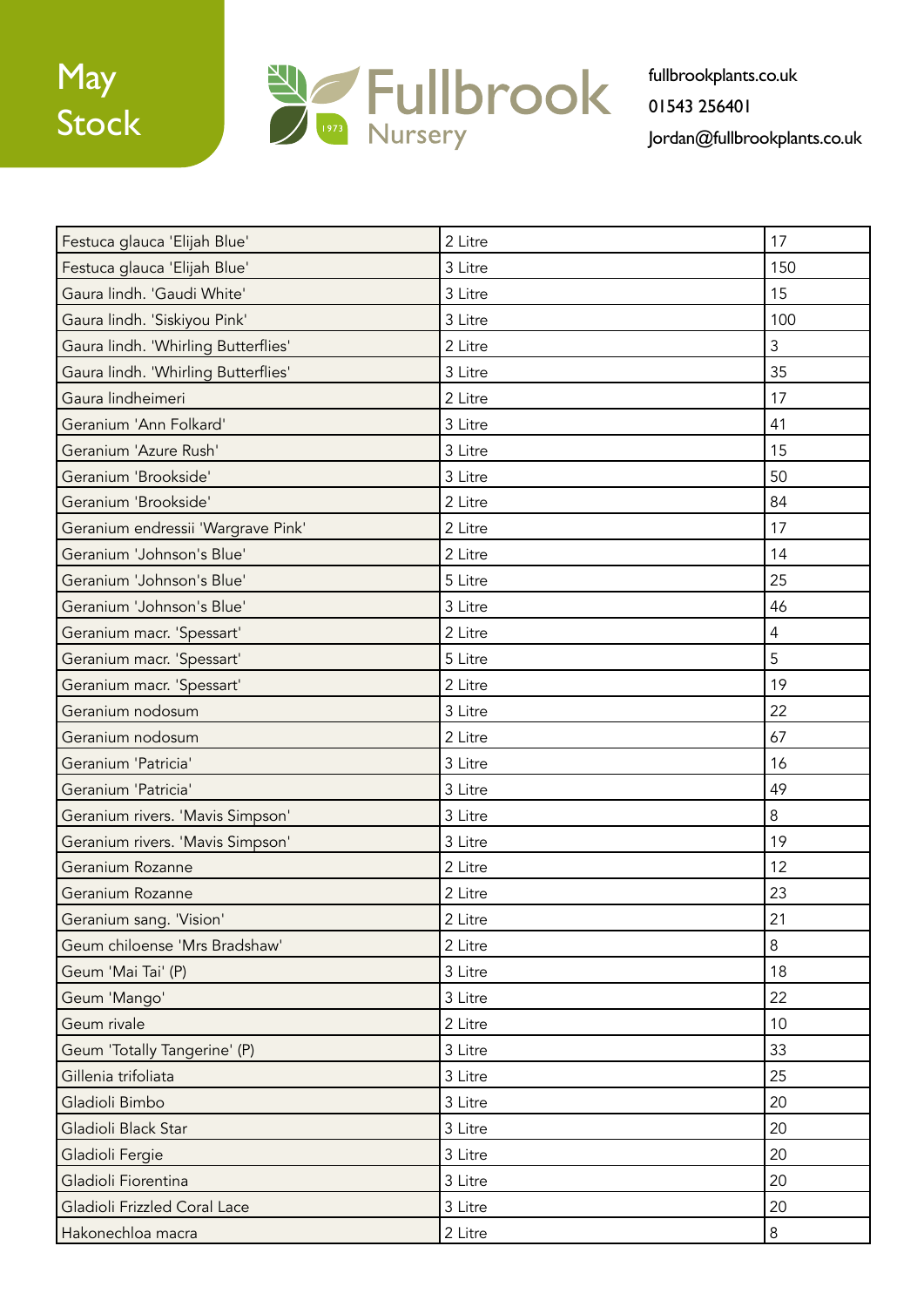May Stock

Fullbrook Nursery

fullbrookplants.co.uk
01543 256401
Jordan@fullbrookplants.co.uk

| | | |
|---|---|---|
| Festuca glauca 'Elijah Blue' | 2 Litre | 17 |
| Festuca glauca 'Elijah Blue' | 3 Litre | 150 |
| Gaura lindh. 'Gaudi White' | 3 Litre | 15 |
| Gaura lindh. 'Siskiyou Pink' | 3 Litre | 100 |
| Gaura lindh. 'Whirling Butterflies' | 2 Litre | 3 |
| Gaura lindh. 'Whirling Butterflies' | 3 Litre | 35 |
| Gaura lindheimeri | 2 Litre | 17 |
| Geranium 'Ann Folkard' | 3 Litre | 41 |
| Geranium 'Azure Rush' | 3 Litre | 15 |
| Geranium 'Brookside' | 3 Litre | 50 |
| Geranium 'Brookside' | 2 Litre | 84 |
| Geranium endressii 'Wargrave Pink' | 2 Litre | 17 |
| Geranium 'Johnson's Blue' | 2 Litre | 14 |
| Geranium 'Johnson's Blue' | 5 Litre | 25 |
| Geranium 'Johnson's Blue' | 3 Litre | 46 |
| Geranium macr. 'Spessart' | 2 Litre | 4 |
| Geranium macr. 'Spessart' | 5 Litre | 5 |
| Geranium macr. 'Spessart' | 2 Litre | 19 |
| Geranium nodosum | 3 Litre | 22 |
| Geranium nodosum | 2 Litre | 67 |
| Geranium 'Patricia' | 3 Litre | 16 |
| Geranium 'Patricia' | 3 Litre | 49 |
| Geranium rivers. 'Mavis Simpson' | 3 Litre | 8 |
| Geranium rivers. 'Mavis Simpson' | 3 Litre | 19 |
| Geranium Rozanne | 2 Litre | 12 |
| Geranium Rozanne | 2 Litre | 23 |
| Geranium sang. 'Vision' | 2 Litre | 21 |
| Geum chiloense 'Mrs Bradshaw' | 2 Litre | 8 |
| Geum 'Mai Tai' (P) | 3 Litre | 18 |
| Geum 'Mango' | 3 Litre | 22 |
| Geum rivale | 2 Litre | 10 |
| Geum 'Totally Tangerine' (P) | 3 Litre | 33 |
| Gillenia trifoliata | 3 Litre | 25 |
| Gladioli Bimbo | 3 Litre | 20 |
| Gladioli Black Star | 3 Litre | 20 |
| Gladioli Fergie | 3 Litre | 20 |
| Gladioli Fiorentina | 3 Litre | 20 |
| Gladioli Frizzled Coral Lace | 3 Litre | 20 |
| Hakonechloa macra | 2 Litre | 8 |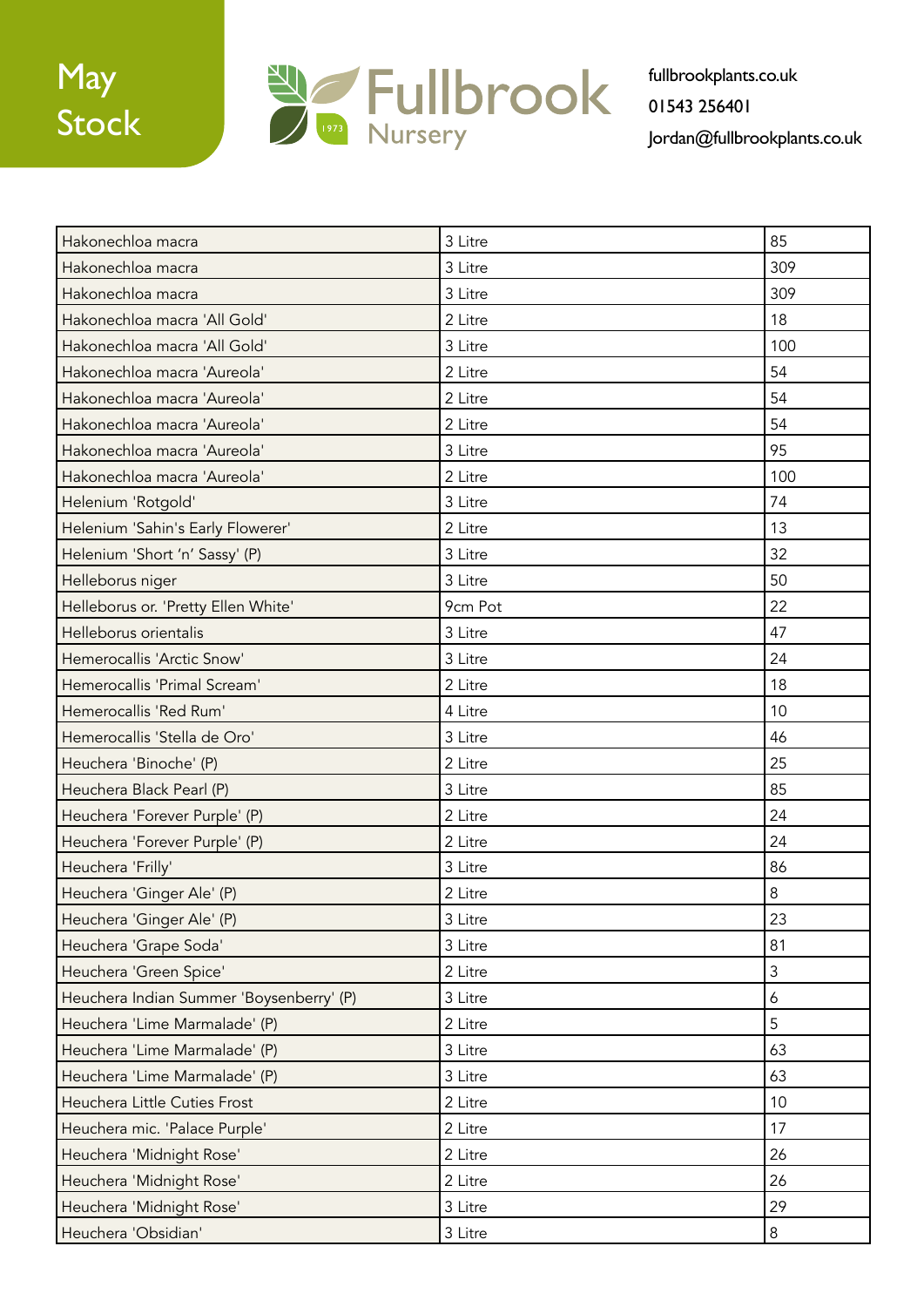May Stock

Fullbrook Nursery 1973

fullbrookplants.co.uk
01543 256401
Jordan@fullbrookplants.co.uk

| | | |
|---|---|---|
| Hakonechloa macra | 3 Litre | 85 |
| Hakonechloa macra | 3 Litre | 309 |
| Hakonechloa macra | 3 Litre | 309 |
| Hakonechloa macra 'All Gold' | 2 Litre | 18 |
| Hakonechloa macra 'All Gold' | 3 Litre | 100 |
| Hakonechloa macra 'Aureola' | 2 Litre | 54 |
| Hakonechloa macra 'Aureola' | 2 Litre | 54 |
| Hakonechloa macra 'Aureola' | 2 Litre | 54 |
| Hakonechloa macra 'Aureola' | 3 Litre | 95 |
| Hakonechloa macra 'Aureola' | 2 Litre | 100 |
| Helenium 'Rotgold' | 3 Litre | 74 |
| Helenium 'Sahin's Early Flowerer' | 2 Litre | 13 |
| Helenium 'Short 'n' Sassy' (P) | 3 Litre | 32 |
| Helleborus niger | 3 Litre | 50 |
| Helleborus or. 'Pretty Ellen White' | 9cm Pot | 22 |
| Helleborus orientalis | 3 Litre | 47 |
| Hemerocallis 'Arctic Snow' | 3 Litre | 24 |
| Hemerocallis 'Primal Scream' | 2 Litre | 18 |
| Hemerocallis 'Red Rum' | 4 Litre | 10 |
| Hemerocallis 'Stella de Oro' | 3 Litre | 46 |
| Heuchera 'Binoche' (P) | 2 Litre | 25 |
| Heuchera Black Pearl (P) | 3 Litre | 85 |
| Heuchera 'Forever Purple' (P) | 2 Litre | 24 |
| Heuchera 'Forever Purple' (P) | 2 Litre | 24 |
| Heuchera 'Frilly' | 3 Litre | 86 |
| Heuchera 'Ginger Ale' (P) | 2 Litre | 8 |
| Heuchera 'Ginger Ale' (P) | 3 Litre | 23 |
| Heuchera 'Grape Soda' | 3 Litre | 81 |
| Heuchera 'Green Spice' | 2 Litre | 3 |
| Heuchera Indian Summer 'Boysenberry' (P) | 3 Litre | 6 |
| Heuchera 'Lime Marmalade' (P) | 2 Litre | 5 |
| Heuchera 'Lime Marmalade' (P) | 3 Litre | 63 |
| Heuchera 'Lime Marmalade' (P) | 3 Litre | 63 |
| Heuchera Little Cuties Frost | 2 Litre | 10 |
| Heuchera mic. 'Palace Purple' | 2 Litre | 17 |
| Heuchera 'Midnight Rose' | 2 Litre | 26 |
| Heuchera 'Midnight Rose' | 2 Litre | 26 |
| Heuchera 'Midnight Rose' | 3 Litre | 29 |
| Heuchera 'Obsidian' | 3 Litre | 8 |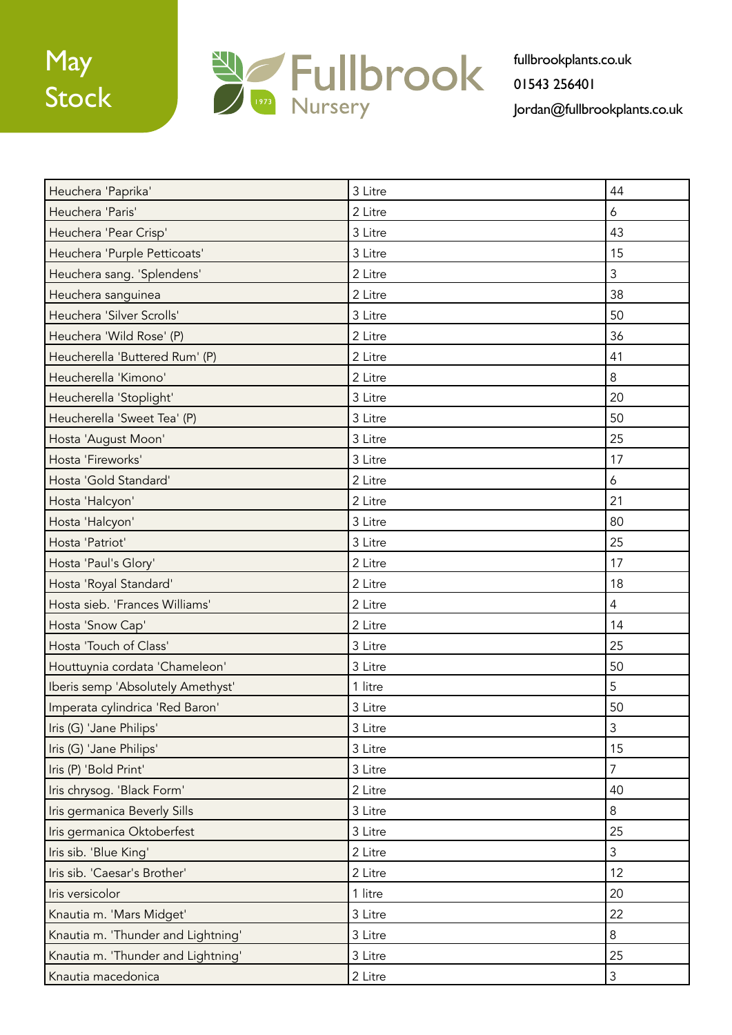May Stock

Fullbrook Nursery 1973

fullbrookplants.co.uk
01543 256401
Jordan@fullbrookplants.co.uk

| | | |
|---|---|---|
| Heuchera 'Paprika' | 3 Litre | 44 |
| Heuchera 'Paris' | 2 Litre | 6 |
| Heuchera 'Pear Crisp' | 3 Litre | 43 |
| Heuchera 'Purple Petticoats' | 3 Litre | 15 |
| Heuchera sang. 'Splendens' | 2 Litre | 3 |
| Heuchera sanguinea | 2 Litre | 38 |
| Heuchera 'Silver Scrolls' | 3 Litre | 50 |
| Heuchera 'Wild Rose' (P) | 2 Litre | 36 |
| Heucherella 'Buttered Rum' (P) | 2 Litre | 41 |
| Heucherella 'Kimono' | 2 Litre | 8 |
| Heucherella 'Stoplight' | 3 Litre | 20 |
| Heucherella 'Sweet Tea' (P) | 3 Litre | 50 |
| Hosta 'August Moon' | 3 Litre | 25 |
| Hosta 'Fireworks' | 3 Litre | 17 |
| Hosta 'Gold Standard' | 2 Litre | 6 |
| Hosta 'Halcyon' | 2 Litre | 21 |
| Hosta 'Halcyon' | 3 Litre | 80 |
| Hosta 'Patriot' | 3 Litre | 25 |
| Hosta 'Paul's Glory' | 2 Litre | 17 |
| Hosta 'Royal Standard' | 2 Litre | 18 |
| Hosta sieb. 'Frances Williams' | 2 Litre | 4 |
| Hosta 'Snow Cap' | 2 Litre | 14 |
| Hosta 'Touch of Class' | 3 Litre | 25 |
| Houttuynia cordata 'Chameleon' | 3 Litre | 50 |
| Iberis semp 'Absolutely Amethyst' | 1 litre | 5 |
| Imperata cylindrica 'Red Baron' | 3 Litre | 50 |
| Iris (G) 'Jane Philips' | 3 Litre | 3 |
| Iris (G) 'Jane Philips' | 3 Litre | 15 |
| Iris (P) 'Bold Print' | 3 Litre | 7 |
| Iris chrysog. 'Black Form' | 2 Litre | 40 |
| Iris germanica Beverly Sills | 3 Litre | 8 |
| Iris germanica Oktoberfest | 3 Litre | 25 |
| Iris sib. 'Blue King' | 2 Litre | 3 |
| Iris sib. 'Caesar's Brother' | 2 Litre | 12 |
| Iris versicolor | 1 litre | 20 |
| Knautia m. 'Mars Midget' | 3 Litre | 22 |
| Knautia m. 'Thunder and Lightning' | 3 Litre | 8 |
| Knautia m. 'Thunder and Lightning' | 3 Litre | 25 |
| Knautia macedonica | 2 Litre | 3 |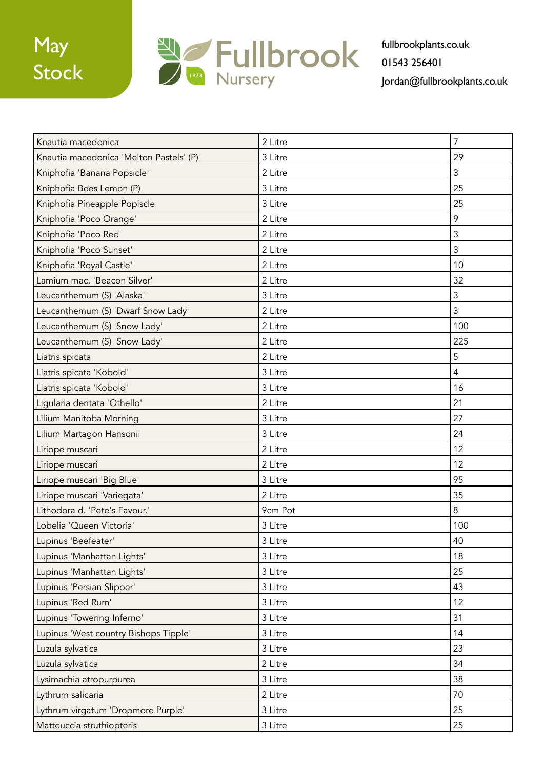May Stock

Fullbrook Nursery 1973

fullbrookplants.co.uk
01543 256401
Jordan@fullbrookplants.co.uk

| | | |
|---|---|---|
| Knautia macedonica | 2 Litre | 7 |
| Knautia macedonica 'Melton Pastels' (P) | 3 Litre | 29 |
| Kniphofia 'Banana Popsicle' | 2 Litre | 3 |
| Kniphofia Bees Lemon (P) | 3 Litre | 25 |
| Kniphofia Pineapple Popiscle | 3 Litre | 25 |
| Kniphofia 'Poco Orange' | 2 Litre | 9 |
| Kniphofia 'Poco Red' | 2 Litre | 3 |
| Kniphofia 'Poco Sunset' | 2 Litre | 3 |
| Kniphofia 'Royal Castle' | 2 Litre | 10 |
| Lamium mac. 'Beacon Silver' | 2 Litre | 32 |
| Leucanthemum (S) 'Alaska' | 3 Litre | 3 |
| Leucanthemum (S) 'Dwarf Snow Lady' | 2 Litre | 3 |
| Leucanthemum (S) 'Snow Lady' | 2 Litre | 100 |
| Leucanthemum (S) 'Snow Lady' | 2 Litre | 225 |
| Liatris spicata | 2 Litre | 5 |
| Liatris spicata 'Kobold' | 3 Litre | 4 |
| Liatris spicata 'Kobold' | 3 Litre | 16 |
| Ligularia dentata 'Othello' | 2 Litre | 21 |
| Lilium Manitoba Morning | 3 Litre | 27 |
| Lilium Martagon Hansonii | 3 Litre | 24 |
| Liriope muscari | 2 Litre | 12 |
| Liriope muscari | 2 Litre | 12 |
| Liriope muscari 'Big Blue' | 3 Litre | 95 |
| Liriope muscari 'Variegata' | 2 Litre | 35 |
| Lithodora d. 'Pete's Favour.' | 9cm Pot | 8 |
| Lobelia 'Queen Victoria' | 3 Litre | 100 |
| Lupinus 'Beefeater' | 3 Litre | 40 |
| Lupinus 'Manhattan Lights' | 3 Litre | 18 |
| Lupinus 'Manhattan Lights' | 3 Litre | 25 |
| Lupinus 'Persian Slipper' | 3 Litre | 43 |
| Lupinus 'Red Rum' | 3 Litre | 12 |
| Lupinus 'Towering Inferno' | 3 Litre | 31 |
| Lupinus 'West country Bishops Tipple' | 3 Litre | 14 |
| Luzula sylvatica | 3 Litre | 23 |
| Luzula sylvatica | 2 Litre | 34 |
| Lysimachia atropurpurea | 3 Litre | 38 |
| Lythrum salicaria | 2 Litre | 70 |
| Lythrum virgatum 'Dropmore Purple' | 3 Litre | 25 |
| Matteuccia struthiopteris | 3 Litre | 25 |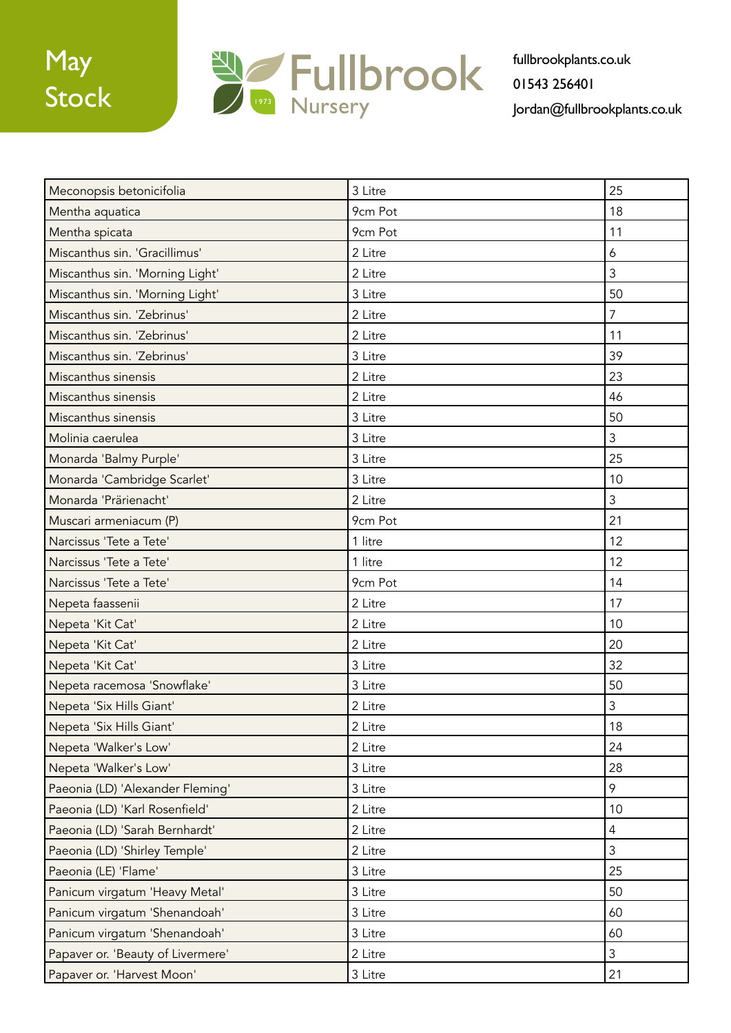May Stock

Fullbrook Nursery 1973

fullbrookplants.co.uk
01543 256401
Jordan@fullbrookplants.co.uk

| | | |
|---|---|---|
| Meconopsis betonicifolia | 3 Litre | 25 |
| Mentha aquatica | 9cm Pot | 18 |
| Mentha spicata | 9cm Pot | 11 |
| Miscanthus sin. 'Gracillimus' | 2 Litre | 6 |
| Miscanthus sin. 'Morning Light' | 2 Litre | 3 |
| Miscanthus sin. 'Morning Light' | 3 Litre | 50 |
| Miscanthus sin. 'Zebrinus' | 2 Litre | 7 |
| Miscanthus sin. 'Zebrinus' | 2 Litre | 11 |
| Miscanthus sin. 'Zebrinus' | 3 Litre | 39 |
| Miscanthus sinensis | 2 Litre | 23 |
| Miscanthus sinensis | 2 Litre | 46 |
| Miscanthus sinensis | 3 Litre | 50 |
| Molinia caerulea | 3 Litre | 3 |
| Monarda 'Balmy Purple' | 3 Litre | 25 |
| Monarda 'Cambridge Scarlet' | 3 Litre | 10 |
| Monarda 'Prärienacht' | 2 Litre | 3 |
| Muscari armeniacum (P) | 9cm Pot | 21 |
| Narcissus 'Tete a Tete' | 1 litre | 12 |
| Narcissus 'Tete a Tete' | 1 litre | 12 |
| Narcissus 'Tete a Tete' | 9cm Pot | 14 |
| Nepeta faassenii | 2 Litre | 17 |
| Nepeta 'Kit Cat' | 2 Litre | 10 |
| Nepeta 'Kit Cat' | 2 Litre | 20 |
| Nepeta 'Kit Cat' | 3 Litre | 32 |
| Nepeta racemosa 'Snowflake' | 3 Litre | 50 |
| Nepeta 'Six Hills Giant' | 2 Litre | 3 |
| Nepeta 'Six Hills Giant' | 2 Litre | 18 |
| Nepeta 'Walker's Low' | 2 Litre | 24 |
| Nepeta 'Walker's Low' | 3 Litre | 28 |
| Paeonia (LD) 'Alexander Fleming' | 3 Litre | 9 |
| Paeonia (LD) 'Karl Rosenfield' | 2 Litre | 10 |
| Paeonia (LD) 'Sarah Bernhardt' | 2 Litre | 4 |
| Paeonia (LD) 'Shirley Temple' | 2 Litre | 3 |
| Paeonia (LE) 'Flame' | 3 Litre | 25 |
| Panicum virgatum 'Heavy Metal' | 3 Litre | 50 |
| Panicum virgatum 'Shenandoah' | 3 Litre | 60 |
| Panicum virgatum 'Shenandoah' | 3 Litre | 60 |
| Papaver or. 'Beauty of Livermere' | 2 Litre | 3 |
| Papaver or. 'Harvest Moon' | 3 Litre | 21 |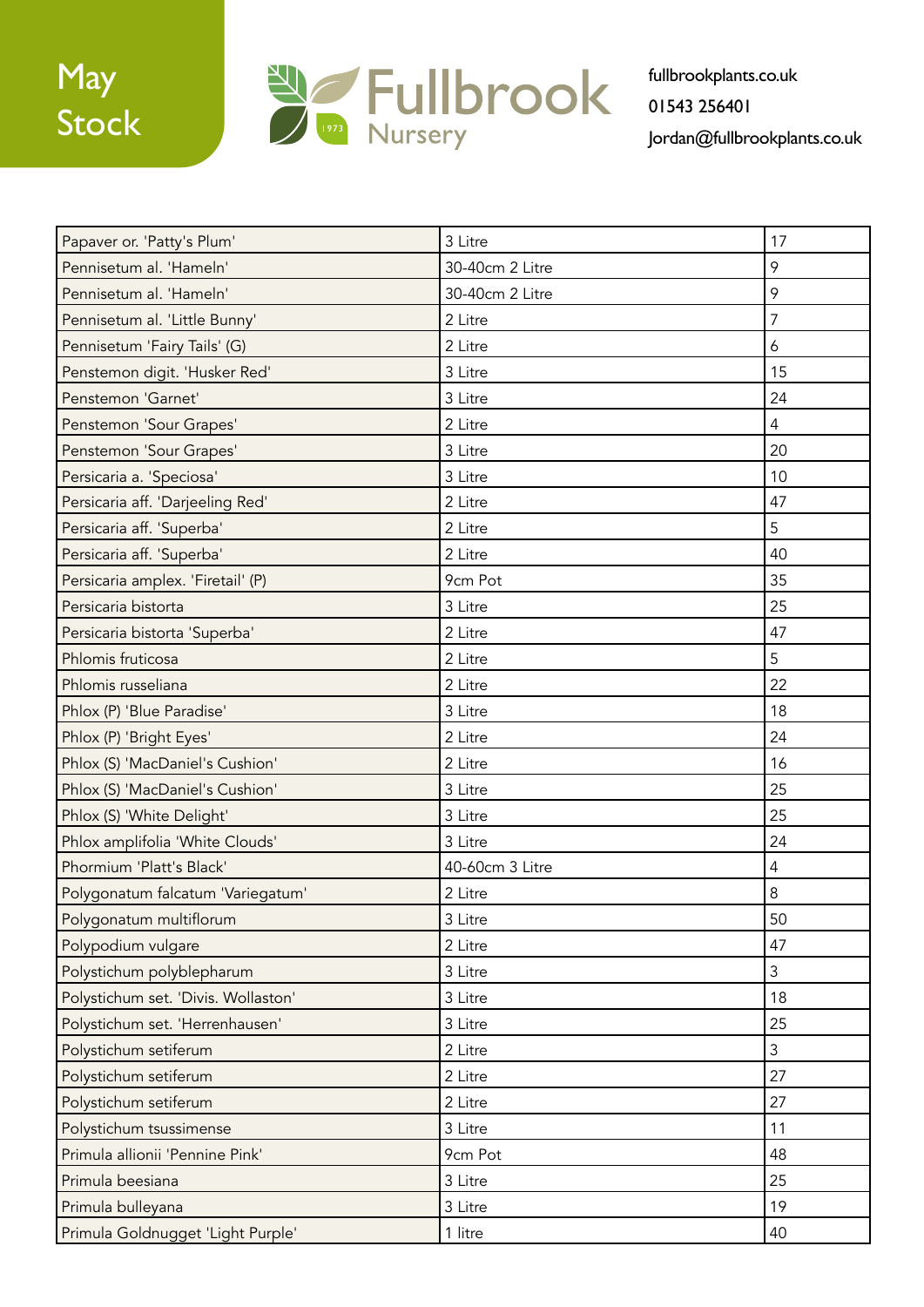May Stock

Fullbrook Nursery

fullbrookplants.co.uk
01543 256401
Jordan@fullbrookplants.co.uk

| | | |
|---|---|---|
| Papaver or. 'Patty's Plum' | 3 Litre | 17 |
| Pennisetum al. 'Hameln' | 30-40cm 2 Litre | 9 |
| Pennisetum al. 'Hameln' | 30-40cm 2 Litre | 9 |
| Pennisetum al. 'Little Bunny' | 2 Litre | 7 |
| Pennisetum 'Fairy Tails' (G) | 2 Litre | 6 |
| Penstemon digit. 'Husker Red' | 3 Litre | 15 |
| Penstemon 'Garnet' | 3 Litre | 24 |
| Penstemon 'Sour Grapes' | 2 Litre | 4 |
| Penstemon 'Sour Grapes' | 3 Litre | 20 |
| Persicaria a. 'Speciosa' | 3 Litre | 10 |
| Persicaria aff. 'Darjeeling Red' | 2 Litre | 47 |
| Persicaria aff. 'Superba' | 2 Litre | 5 |
| Persicaria aff. 'Superba' | 2 Litre | 40 |
| Persicaria amplex. 'Firetail' (P) | 9cm Pot | 35 |
| Persicaria bistorta | 3 Litre | 25 |
| Persicaria bistorta 'Superba' | 2 Litre | 47 |
| Phlomis fruticosa | 2 Litre | 5 |
| Phlomis russeliana | 2 Litre | 22 |
| Phlox (P) 'Blue Paradise' | 3 Litre | 18 |
| Phlox (P) 'Bright Eyes' | 2 Litre | 24 |
| Phlox (S) 'MacDaniel's Cushion' | 2 Litre | 16 |
| Phlox (S) 'MacDaniel's Cushion' | 3 Litre | 25 |
| Phlox (S) 'White Delight' | 3 Litre | 25 |
| Phlox amplifolia 'White Clouds' | 3 Litre | 24 |
| Phormium 'Platt's Black' | 40-60cm 3 Litre | 4 |
| Polygonatum falcatum 'Variegatum' | 2 Litre | 8 |
| Polygonatum multiflorum | 3 Litre | 50 |
| Polypodium vulgare | 2 Litre | 47 |
| Polystichum polyblepharum | 3 Litre | 3 |
| Polystichum set. 'Divis. Wollaston' | 3 Litre | 18 |
| Polystichum set. 'Herrenhausen' | 3 Litre | 25 |
| Polystichum setiferum | 2 Litre | 3 |
| Polystichum setiferum | 2 Litre | 27 |
| Polystichum setiferum | 2 Litre | 27 |
| Polystichum tsussimense | 3 Litre | 11 |
| Primula allionii 'Pennine Pink' | 9cm Pot | 48 |
| Primula beesiana | 3 Litre | 25 |
| Primula bulleyana | 3 Litre | 19 |
| Primula Goldnugget 'Light Purple' | 1 litre | 40 |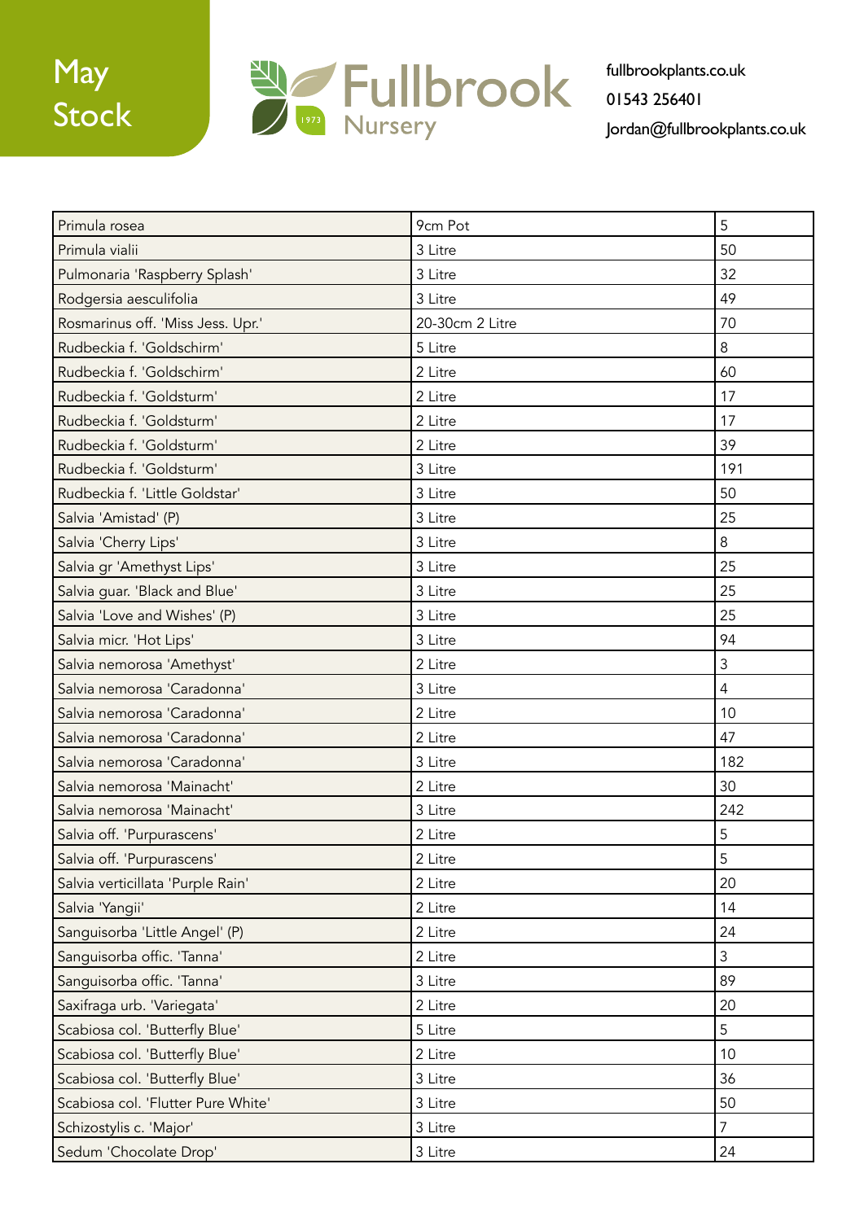May Stock

Fullbrook Nursery

fullbrookplants.co.uk
01543 256401
Jordan@fullbrookplants.co.uk

| | | |
|---|---|---|
| Primula rosea | 9cm Pot | 5 |
| Primula vialii | 3 Litre | 50 |
| Pulmonaria 'Raspberry Splash' | 3 Litre | 32 |
| Rodgersia aesculifolia | 3 Litre | 49 |
| Rosmarinus off. 'Miss Jess. Upr.' | 20-30cm 2 Litre | 70 |
| Rudbeckia f. 'Goldschirm' | 5 Litre | 8 |
| Rudbeckia f. 'Goldschirm' | 2 Litre | 60 |
| Rudbeckia f. 'Goldsturm' | 2 Litre | 17 |
| Rudbeckia f. 'Goldsturm' | 2 Litre | 17 |
| Rudbeckia f. 'Goldsturm' | 2 Litre | 39 |
| Rudbeckia f. 'Goldsturm' | 3 Litre | 191 |
| Rudbeckia f. 'Little Goldstar' | 3 Litre | 50 |
| Salvia 'Amistad' (P) | 3 Litre | 25 |
| Salvia 'Cherry Lips' | 3 Litre | 8 |
| Salvia gr 'Amethyst Lips' | 3 Litre | 25 |
| Salvia guar. 'Black and Blue' | 3 Litre | 25 |
| Salvia 'Love and Wishes' (P) | 3 Litre | 25 |
| Salvia micr. 'Hot Lips' | 3 Litre | 94 |
| Salvia nemorosa 'Amethyst' | 2 Litre | 3 |
| Salvia nemorosa 'Caradonna' | 3 Litre | 4 |
| Salvia nemorosa 'Caradonna' | 2 Litre | 10 |
| Salvia nemorosa 'Caradonna' | 2 Litre | 47 |
| Salvia nemorosa 'Caradonna' | 3 Litre | 182 |
| Salvia nemorosa 'Mainacht' | 2 Litre | 30 |
| Salvia nemorosa 'Mainacht' | 3 Litre | 242 |
| Salvia off. 'Purpurascens' | 2 Litre | 5 |
| Salvia off. 'Purpurascens' | 2 Litre | 5 |
| Salvia verticillata 'Purple Rain' | 2 Litre | 20 |
| Salvia 'Yangii' | 2 Litre | 14 |
| Sanguisorba 'Little Angel' (P) | 2 Litre | 24 |
| Sanguisorba offic. 'Tanna' | 2 Litre | 3 |
| Sanguisorba offic. 'Tanna' | 3 Litre | 89 |
| Saxifraga urb. 'Variegata' | 2 Litre | 20 |
| Scabiosa col. 'Butterfly Blue' | 5 Litre | 5 |
| Scabiosa col. 'Butterfly Blue' | 2 Litre | 10 |
| Scabiosa col. 'Butterfly Blue' | 3 Litre | 36 |
| Scabiosa col. 'Flutter Pure White' | 3 Litre | 50 |
| Schizostylis c. 'Major' | 3 Litre | 7 |
| Sedum 'Chocolate Drop' | 3 Litre | 24 |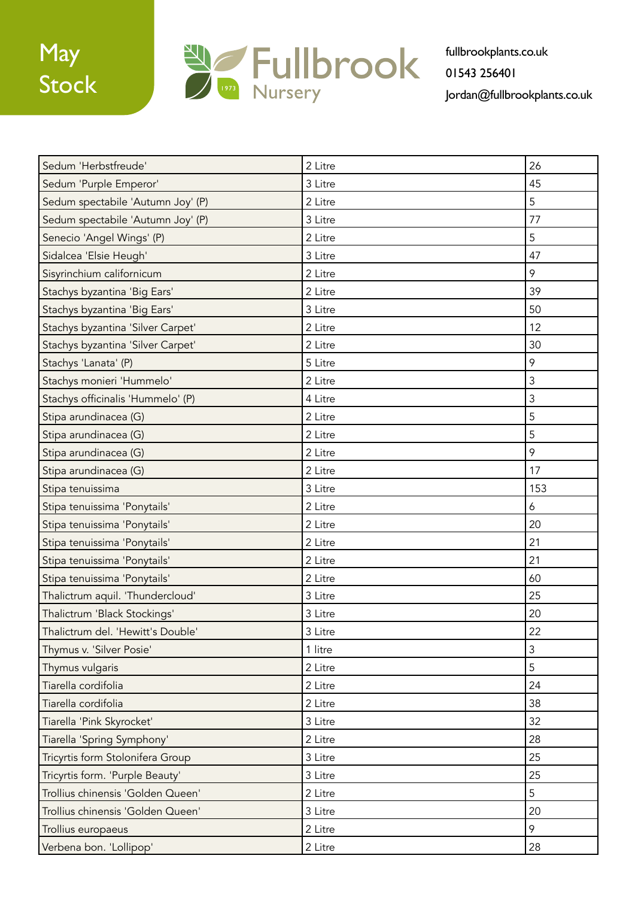May Stock

Fullbrook Nursery 1973

fullbrookplants.co.uk
01543 256401
Jordan@fullbrookplants.co.uk

| | | |
|---|---|---|
| Sedum 'Herbstfreude' | 2 Litre | 26 |
| Sedum 'Purple Emperor' | 3 Litre | 45 |
| Sedum spectabile 'Autumn Joy' (P) | 2 Litre | 5 |
| Sedum spectabile 'Autumn Joy' (P) | 3 Litre | 77 |
| Senecio 'Angel Wings' (P) | 2 Litre | 5 |
| Sidalcea 'Elsie Heugh' | 3 Litre | 47 |
| Sisyrinchium californicum | 2 Litre | 9 |
| Stachys byzantina 'Big Ears' | 2 Litre | 39 |
| Stachys byzantina 'Big Ears' | 3 Litre | 50 |
| Stachys byzantina 'Silver Carpet' | 2 Litre | 12 |
| Stachys byzantina 'Silver Carpet' | 2 Litre | 30 |
| Stachys 'Lanata' (P) | 5 Litre | 9 |
| Stachys monieri 'Hummelo' | 2 Litre | 3 |
| Stachys officinalis 'Hummelo' (P) | 4 Litre | 3 |
| Stipa arundinacea (G) | 2 Litre | 5 |
| Stipa arundinacea (G) | 2 Litre | 5 |
| Stipa arundinacea (G) | 2 Litre | 9 |
| Stipa arundinacea (G) | 2 Litre | 17 |
| Stipa tenuissima | 3 Litre | 153 |
| Stipa tenuissima 'Ponytails' | 2 Litre | 6 |
| Stipa tenuissima 'Ponytails' | 2 Litre | 20 |
| Stipa tenuissima 'Ponytails' | 2 Litre | 21 |
| Stipa tenuissima 'Ponytails' | 2 Litre | 21 |
| Stipa tenuissima 'Ponytails' | 2 Litre | 60 |
| Thalictrum aquil. 'Thundercloud' | 3 Litre | 25 |
| Thalictrum 'Black Stockings' | 3 Litre | 20 |
| Thalictrum del. 'Hewitt's Double' | 3 Litre | 22 |
| Thymus v. 'Silver Posie' | 1 litre | 3 |
| Thymus vulgaris | 2 Litre | 5 |
| Tiarella cordifolia | 2 Litre | 24 |
| Tiarella cordifolia | 2 Litre | 38 |
| Tiarella 'Pink Skyrocket' | 3 Litre | 32 |
| Tiarella 'Spring Symphony' | 2 Litre | 28 |
| Tricyrtis form Stolonifera Group | 3 Litre | 25 |
| Tricyrtis form. 'Purple Beauty' | 3 Litre | 25 |
| Trollius chinensis 'Golden Queen' | 2 Litre | 5 |
| Trollius chinensis 'Golden Queen' | 3 Litre | 20 |
| Trollius europaeus | 2 Litre | 9 |
| Verbena bon. 'Lollipop' | 2 Litre | 28 |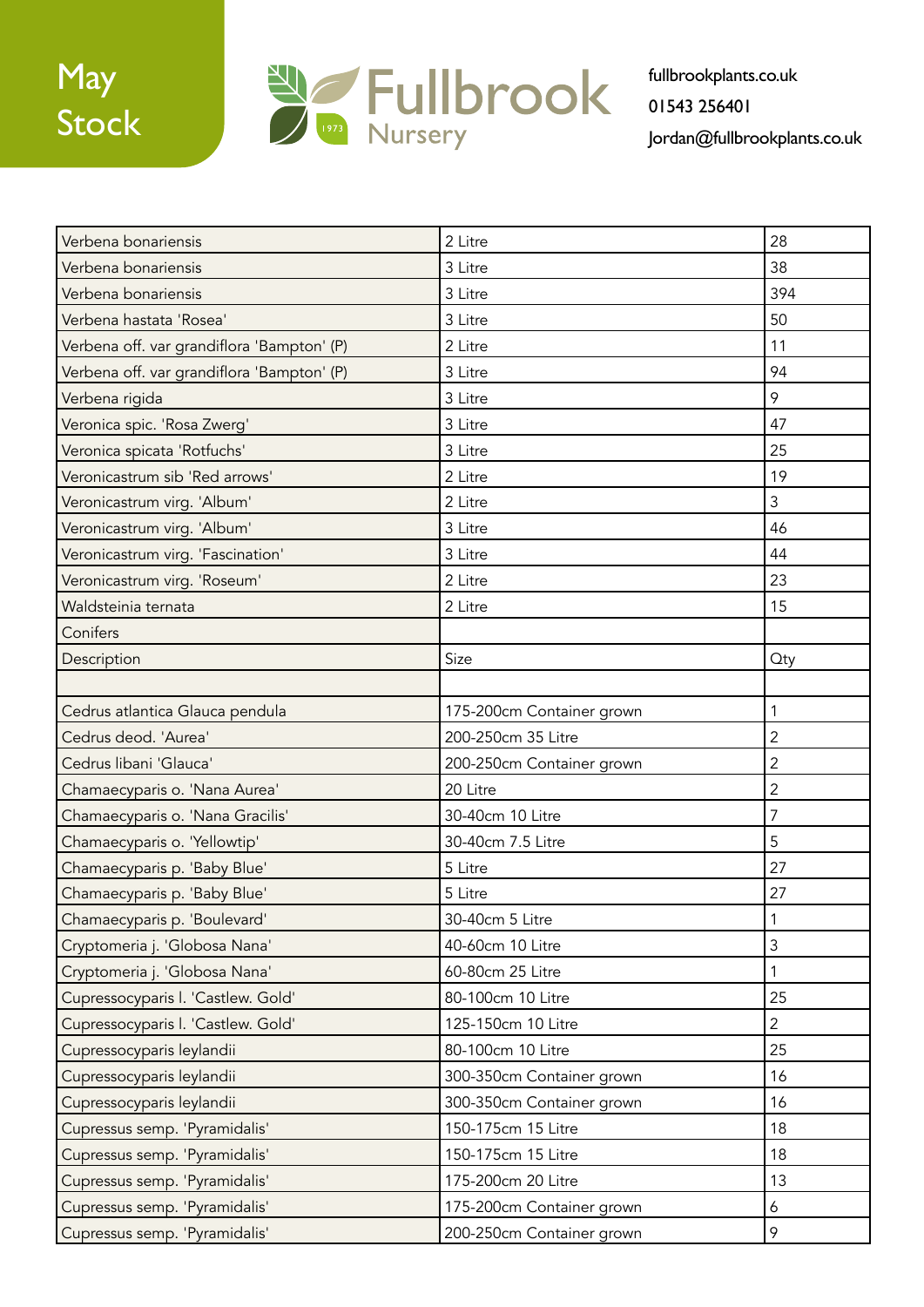| Verbena bonariensis | 2 Litre | 28 |
|---|---|---|
| Verbena bonariensis | 3 Litre | 38 |
| Verbena bonariensis | 3 Litre | 394 |
| Verbena hastata 'Rosea' | 3 Litre | 50 |
| Verbena off. var grandiflora 'Bampton' (P) | 2 Litre | 11 |
| Verbena off. var grandiflora 'Bampton' (P) | 3 Litre | 94 |
| Verbena rigida | 3 Litre | 9 |
| Veronica spic. 'Rosa Zwerg' | 3 Litre | 47 |
| Veronica spicata 'Rotfuchs' | 3 Litre | 25 |
| Veronicastrum sib 'Red arrows' | 2 Litre | 19 |
| Veronicastrum virg. 'Album' | 2 Litre | 3 |
| Veronicastrum virg. 'Album' | 3 Litre | 46 |
| Veronicastrum virg. 'Fascination' | 3 Litre | 44 |
| Veronicastrum virg. 'Roseum' | 2 Litre | 23 |
| Waldsteinia ternata | 2 Litre | 15 |
| Conifers | | |
| Description | Size | Qty |
| | | |
| Cedrus atlantica Glauca pendula | 175-200cm Container grown | 1 |
| Cedrus deod. 'Aurea' | 200-250cm 35 Litre | 2 |
| Cedrus libani 'Glauca' | 200-250cm Container grown | 2 |
| Chamaecyparis o. 'Nana Aurea' | 20 Litre | 2 |
| Chamaecyparis o. 'Nana Gracilis' | 30-40cm 10 Litre | 7 |
| Chamaecyparis o. 'Yellowtip' | 30-40cm 7.5 Litre | 5 |
| Chamaecyparis p. 'Baby Blue' | 5 Litre | 27 |
| Chamaecyparis p. 'Baby Blue' | 5 Litre | 27 |
| Chamaecyparis p. 'Boulevard' | 30-40cm 5 Litre | 1 |
| Cryptomeria j. 'Globosa Nana' | 40-60cm 10 Litre | 3 |
| Cryptomeria j. 'Globosa Nana' | 60-80cm 25 Litre | 1 |
| Cupressocyparis l. 'Castlew. Gold' | 80-100cm 10 Litre | 25 |
| Cupressocyparis l. 'Castlew. Gold' | 125-150cm 10 Litre | 2 |
| Cupressocyparis leylandii | 80-100cm 10 Litre | 25 |
| Cupressocyparis leylandii | 300-350cm Container grown | 16 |
| Cupressocyparis leylandii | 300-350cm Container grown | 16 |
| Cupressus semp. 'Pyramidalis' | 150-175cm 15 Litre | 18 |
| Cupressus semp. 'Pyramidalis' | 150-175cm 15 Litre | 18 |
| Cupressus semp. 'Pyramidalis' | 175-200cm 20 Litre | 13 |
| Cupressus semp. 'Pyramidalis' | 175-200cm Container grown | 6 |
| Cupressus semp. 'Pyramidalis' | 200-250cm Container grown | 9 |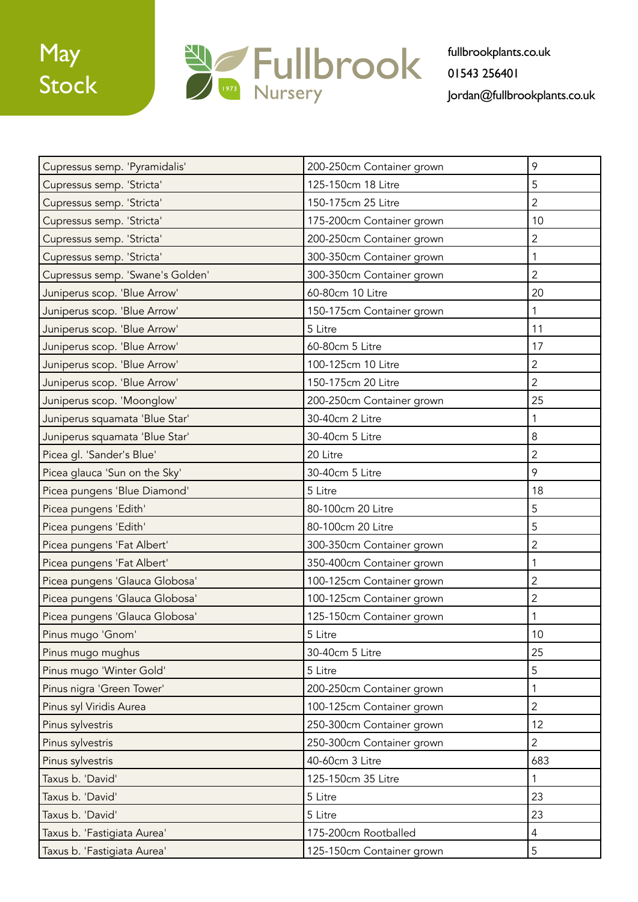May Stock

Fullbrook Nursery 1973

fullbrookplants.co.uk
01543 256401
Jordan@fullbrookplants.co.uk

| | | |
|---|---|---|
| Cupressus semp. 'Pyramidalis' | 200-250cm Container grown | 9 |
| Cupressus semp. 'Stricta' | 125-150cm 18 Litre | 5 |
| Cupressus semp. 'Stricta' | 150-175cm 25 Litre | 2 |
| Cupressus semp. 'Stricta' | 175-200cm Container grown | 10 |
| Cupressus semp. 'Stricta' | 200-250cm Container grown | 2 |
| Cupressus semp. 'Stricta' | 300-350cm Container grown | 1 |
| Cupressus semp. 'Swane's Golden' | 300-350cm Container grown | 2 |
| Juniperus scop. 'Blue Arrow' | 60-80cm 10 Litre | 20 |
| Juniperus scop. 'Blue Arrow' | 150-175cm Container grown | 1 |
| Juniperus scop. 'Blue Arrow' | 5 Litre | 11 |
| Juniperus scop. 'Blue Arrow' | 60-80cm 5 Litre | 17 |
| Juniperus scop. 'Blue Arrow' | 100-125cm 10 Litre | 2 |
| Juniperus scop. 'Blue Arrow' | 150-175cm 20 Litre | 2 |
| Juniperus scop. 'Moonglow' | 200-250cm Container grown | 25 |
| Juniperus squamata 'Blue Star' | 30-40cm 2 Litre | 1 |
| Juniperus squamata 'Blue Star' | 30-40cm 5 Litre | 8 |
| Picea gl. 'Sander's Blue' | 20 Litre | 2 |
| Picea glauca 'Sun on the Sky' | 30-40cm 5 Litre | 9 |
| Picea pungens 'Blue Diamond' | 5 Litre | 18 |
| Picea pungens 'Edith' | 80-100cm 20 Litre | 5 |
| Picea pungens 'Edith' | 80-100cm 20 Litre | 5 |
| Picea pungens 'Fat Albert' | 300-350cm Container grown | 2 |
| Picea pungens 'Fat Albert' | 350-400cm Container grown | 1 |
| Picea pungens 'Glauca Globosa' | 100-125cm Container grown | 2 |
| Picea pungens 'Glauca Globosa' | 100-125cm Container grown | 2 |
| Picea pungens 'Glauca Globosa' | 125-150cm Container grown | 1 |
| Pinus mugo 'Gnom' | 5 Litre | 10 |
| Pinus mugo mughus | 30-40cm 5 Litre | 25 |
| Pinus mugo 'Winter Gold' | 5 Litre | 5 |
| Pinus nigra 'Green Tower' | 200-250cm Container grown | 1 |
| Pinus syl Viridis Aurea | 100-125cm Container grown | 2 |
| Pinus sylvestris | 250-300cm Container grown | 12 |
| Pinus sylvestris | 250-300cm Container grown | 2 |
| Pinus sylvestris | 40-60cm 3 Litre | 683 |
| Taxus b. 'David' | 125-150cm 35 Litre | 1 |
| Taxus b. 'David' | 5 Litre | 23 |
| Taxus b. 'David' | 5 Litre | 23 |
| Taxus b. 'Fastigiata Aurea' | 175-200cm Rootballed | 4 |
| Taxus b. 'Fastigiata Aurea' | 125-150cm Container grown | 5 |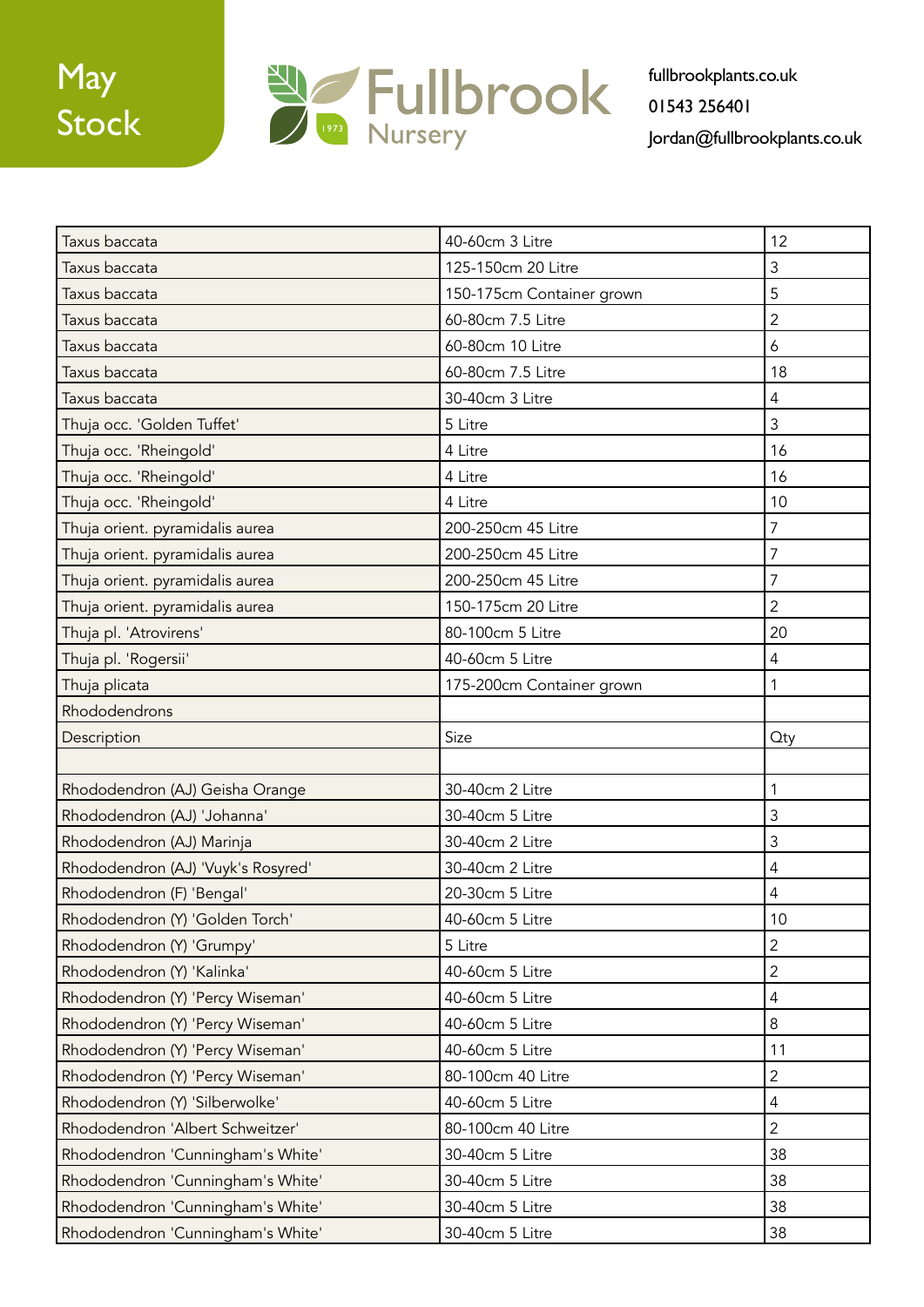May Stock

Fullbrook Nursery

fullbrookplants.co.uk
01543 256401
Jordan@fullbrookplants.co.uk

| Taxus baccata | 40-60cm 3 Litre | 12 |
|---|---|---|
| Taxus baccata | 125-150cm 20 Litre | 3 |
| Taxus baccata | 150-175cm Container grown | 5 |
| Taxus baccata | 60-80cm 7.5 Litre | 2 |
| Taxus baccata | 60-80cm 10 Litre | 6 |
| Taxus baccata | 60-80cm 7.5 Litre | 18 |
| Taxus baccata | 30-40cm 3 Litre | 4 |
| Thuja occ. 'Golden Tuffet' | 5 Litre | 3 |
| Thuja occ. 'Rheingold' | 4 Litre | 16 |
| Thuja occ. 'Rheingold' | 4 Litre | 16 |
| Thuja occ. 'Rheingold' | 4 Litre | 10 |
| Thuja orient. pyramidalis aurea | 200-250cm 45 Litre | 7 |
| Thuja orient. pyramidalis aurea | 200-250cm 45 Litre | 7 |
| Thuja orient. pyramidalis aurea | 200-250cm 45 Litre | 7 |
| Thuja orient. pyramidalis aurea | 150-175cm 20 Litre | 2 |
| Thuja pl. 'Atrovirens' | 80-100cm 5 Litre | 20 |
| Thuja pl. 'Rogersii' | 40-60cm 5 Litre | 4 |
| Thuja plicata | 175-200cm Container grown | 1 |
| Rhododendrons | | |
| Description | Size | Qty |
| | | |
| Rhododendron (AJ) Geisha Orange | 30-40cm 2 Litre | 1 |
| Rhododendron (AJ) 'Johanna' | 30-40cm 5 Litre | 3 |
| Rhododendron (AJ) Marinja | 30-40cm 2 Litre | 3 |
| Rhododendron (AJ) 'Vuyk's Rosyred' | 30-40cm 2 Litre | 4 |
| Rhododendron (F) 'Bengal' | 20-30cm 5 Litre | 4 |
| Rhododendron (Y) 'Golden Torch' | 40-60cm 5 Litre | 10 |
| Rhododendron (Y) 'Grumpy' | 5 Litre | 2 |
| Rhododendron (Y) 'Kalinka' | 40-60cm 5 Litre | 2 |
| Rhododendron (Y) 'Percy Wiseman' | 40-60cm 5 Litre | 4 |
| Rhododendron (Y) 'Percy Wiseman' | 40-60cm 5 Litre | 8 |
| Rhododendron (Y) 'Percy Wiseman' | 40-60cm 5 Litre | 11 |
| Rhododendron (Y) 'Percy Wiseman' | 80-100cm 40 Litre | 2 |
| Rhododendron (Y) 'Silberwolke' | 40-60cm 5 Litre | 4 |
| Rhododendron 'Albert Schweitzer' | 80-100cm 40 Litre | 2 |
| Rhododendron 'Cunningham's White' | 30-40cm 5 Litre | 38 |
| Rhododendron 'Cunningham's White' | 30-40cm 5 Litre | 38 |
| Rhododendron 'Cunningham's White' | 30-40cm 5 Litre | 38 |
| Rhododendron 'Cunningham's White' | 30-40cm 5 Litre | 38 |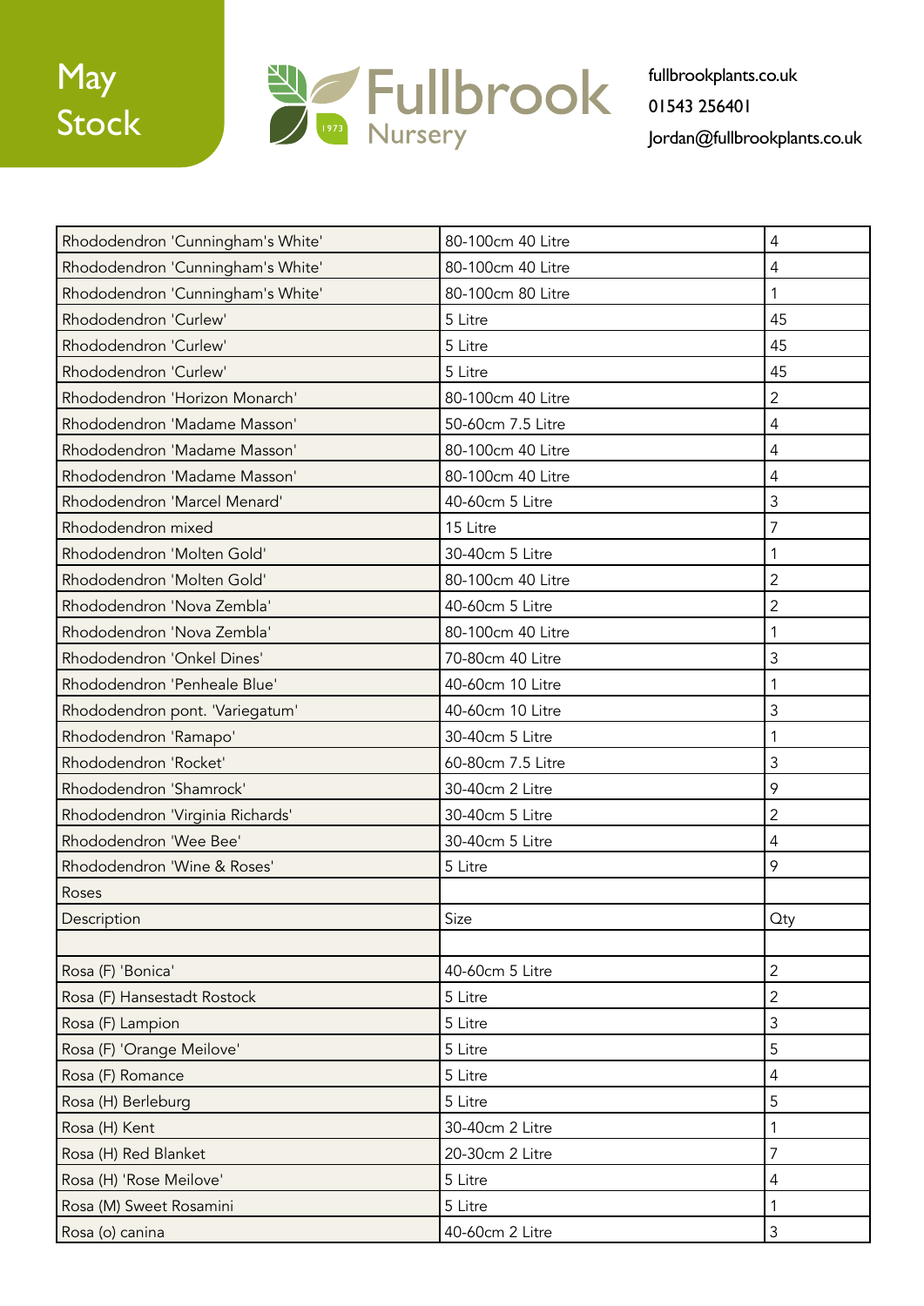May Stock

Fullbrook Nursery 1973

fullbrookplants.co.uk
01543 256401
Jordan@fullbrookplants.co.uk

| | | |
|---|---|---|
| Rhododendron 'Cunningham's White' | 80-100cm 40 Litre | 4 |
| Rhododendron 'Cunningham's White' | 80-100cm 40 Litre | 4 |
| Rhododendron 'Cunningham's White' | 80-100cm 80 Litre | 1 |
| Rhododendron 'Curlew' | 5 Litre | 45 |
| Rhododendron 'Curlew' | 5 Litre | 45 |
| Rhododendron 'Curlew' | 5 Litre | 45 |
| Rhododendron 'Horizon Monarch' | 80-100cm 40 Litre | 2 |
| Rhododendron 'Madame Masson' | 50-60cm 7.5 Litre | 4 |
| Rhododendron 'Madame Masson' | 80-100cm 40 Litre | 4 |
| Rhododendron 'Madame Masson' | 80-100cm 40 Litre | 4 |
| Rhododendron 'Marcel Menard' | 40-60cm 5 Litre | 3 |
| Rhododendron mixed | 15 Litre | 7 |
| Rhododendron 'Molten Gold' | 30-40cm 5 Litre | 1 |
| Rhododendron 'Molten Gold' | 80-100cm 40 Litre | 2 |
| Rhododendron 'Nova Zembla' | 40-60cm 5 Litre | 2 |
| Rhododendron 'Nova Zembla' | 80-100cm 40 Litre | 1 |
| Rhododendron 'Onkel Dines' | 70-80cm 40 Litre | 3 |
| Rhododendron 'Penheale Blue' | 40-60cm 10 Litre | 1 |
| Rhododendron pont. 'Variegatum' | 40-60cm 10 Litre | 3 |
| Rhododendron 'Ramapo' | 30-40cm 5 Litre | 1 |
| Rhododendron 'Rocket' | 60-80cm 7.5 Litre | 3 |
| Rhododendron 'Shamrock' | 30-40cm 2 Litre | 9 |
| Rhododendron 'Virginia Richards' | 30-40cm 5 Litre | 2 |
| Rhododendron 'Wee Bee' | 30-40cm 5 Litre | 4 |
| Rhododendron 'Wine & Roses' | 5 Litre | 9 |
| Roses | | |
| Description | Size | Qty |
| | | |
| Rosa (F) 'Bonica' | 40-60cm 5 Litre | 2 |
| Rosa (F) Hansestadt Rostock | 5 Litre | 2 |
| Rosa (F) Lampion | 5 Litre | 3 |
| Rosa (F) 'Orange Meilove' | 5 Litre | 5 |
| Rosa (F) Romance | 5 Litre | 4 |
| Rosa (H) Berleburg | 5 Litre | 5 |
| Rosa (H) Kent | 30-40cm 2 Litre | 1 |
| Rosa (H) Red Blanket | 20-30cm 2 Litre | 7 |
| Rosa (H) 'Rose Meilove' | 5 Litre | 4 |
| Rosa (M) Sweet Rosamini | 5 Litre | 1 |
| Rosa (o) canina | 40-60cm 2 Litre | 3 |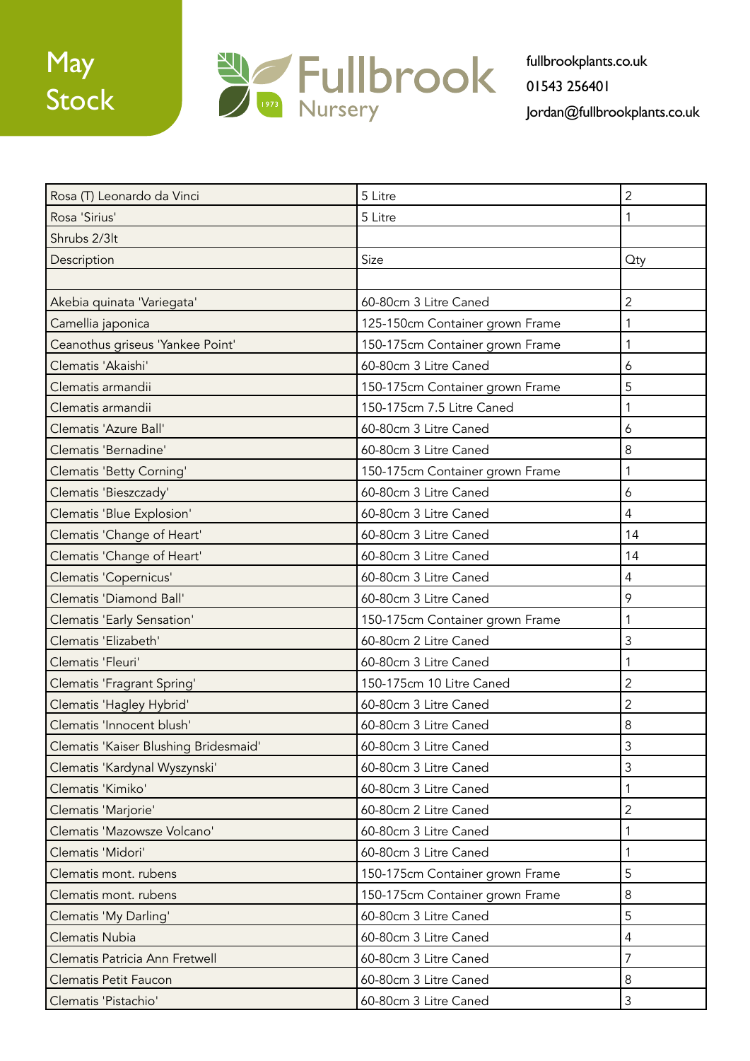May Stock

Fullbrook Nursery 1973

fullbrookplants.co.uk
01543 256401
Jordan@fullbrookplants.co.uk

| | | |
|---|---|---|
| Rosa (T) Leonardo da Vinci | 5 Litre | 2 |
| Rosa 'Sirius' | 5 Litre | 1 |
| Shrubs 2/3lt | | |
| Description | Size | Qty |
| | | |
| Akebia quinata 'Variegata' | 60-80cm 3 Litre Caned | 2 |
| Camellia japonica | 125-150cm Container grown Frame | 1 |
| Ceanothus griseus 'Yankee Point' | 150-175cm Container grown Frame | 1 |
| Clematis 'Akaishi' | 60-80cm 3 Litre Caned | 6 |
| Clematis armandii | 150-175cm Container grown Frame | 5 |
| Clematis armandii | 150-175cm 7.5 Litre Caned | 1 |
| Clematis 'Azure Ball' | 60-80cm 3 Litre Caned | 6 |
| Clematis 'Bernadine' | 60-80cm 3 Litre Caned | 8 |
| Clematis 'Betty Corning' | 150-175cm Container grown Frame | 1 |
| Clematis 'Bieszczady' | 60-80cm 3 Litre Caned | 6 |
| Clematis 'Blue Explosion' | 60-80cm 3 Litre Caned | 4 |
| Clematis 'Change of Heart' | 60-80cm 3 Litre Caned | 14 |
| Clematis 'Change of Heart' | 60-80cm 3 Litre Caned | 14 |
| Clematis 'Copernicus' | 60-80cm 3 Litre Caned | 4 |
| Clematis 'Diamond Ball' | 60-80cm 3 Litre Caned | 9 |
| Clematis 'Early Sensation' | 150-175cm Container grown Frame | 1 |
| Clematis 'Elizabeth' | 60-80cm 2 Litre Caned | 3 |
| Clematis 'Fleuri' | 60-80cm 3 Litre Caned | 1 |
| Clematis 'Fragrant Spring' | 150-175cm 10 Litre Caned | 2 |
| Clematis 'Hagley Hybrid' | 60-80cm 3 Litre Caned | 2 |
| Clematis 'Innocent blush' | 60-80cm 3 Litre Caned | 8 |
| Clematis 'Kaiser Blushing Bridesmaid' | 60-80cm 3 Litre Caned | 3 |
| Clematis 'Kardynal Wyszynski' | 60-80cm 3 Litre Caned | 3 |
| Clematis 'Kimiko' | 60-80cm 3 Litre Caned | 1 |
| Clematis 'Marjorie' | 60-80cm 2 Litre Caned | 2 |
| Clematis 'Mazowsze Volcano' | 60-80cm 3 Litre Caned | 1 |
| Clematis 'Midori' | 60-80cm 3 Litre Caned | 1 |
| Clematis mont. rubens | 150-175cm Container grown Frame | 5 |
| Clematis mont. rubens | 150-175cm Container grown Frame | 8 |
| Clematis 'My Darling' | 60-80cm 3 Litre Caned | 5 |
| Clematis Nubia | 60-80cm 3 Litre Caned | 4 |
| Clematis Patricia Ann Fretwell | 60-80cm 3 Litre Caned | 7 |
| Clematis Petit Faucon | 60-80cm 3 Litre Caned | 8 |
| Clematis 'Pistachio' | 60-80cm 3 Litre Caned | 3 |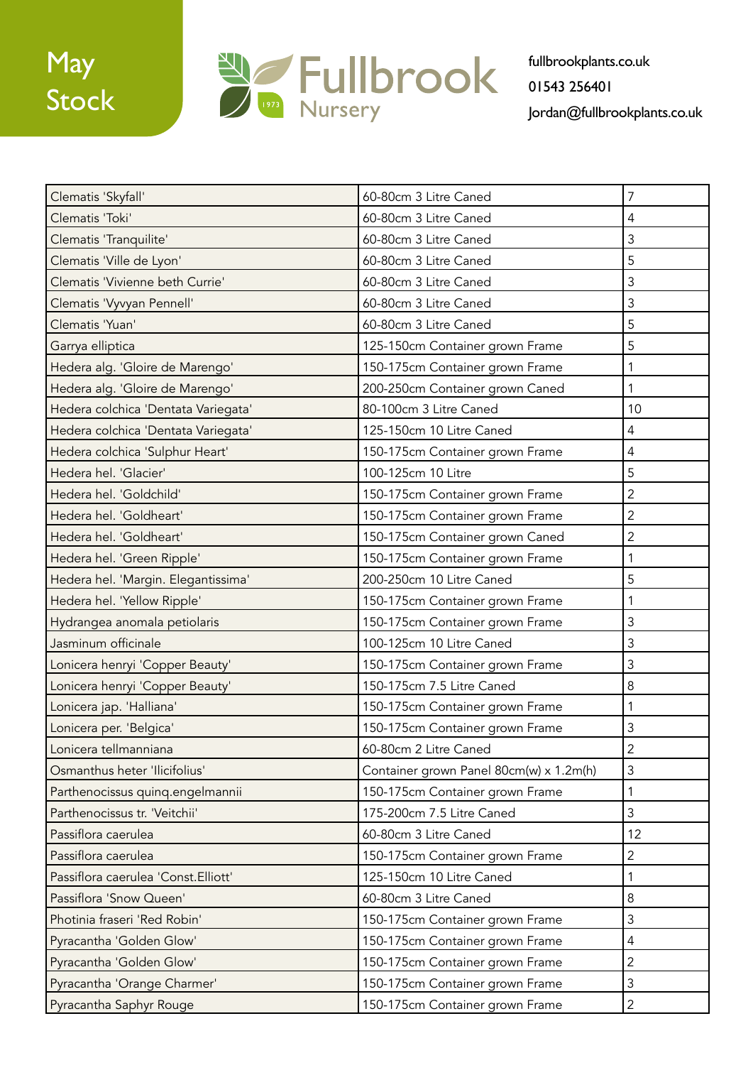May Stock

Fullbrook Nursery 1973

fullbrookplants.co.uk
01543 256401
Jordan@fullbrookplants.co.uk

| | | |
|---|---|---|
| Clematis 'Skyfall' | 60-80cm 3 Litre Caned | 7 |
| Clematis 'Toki' | 60-80cm 3 Litre Caned | 4 |
| Clematis 'Tranquilite' | 60-80cm 3 Litre Caned | 3 |
| Clematis 'Ville de Lyon' | 60-80cm 3 Litre Caned | 5 |
| Clematis 'Vivienne beth Currie' | 60-80cm 3 Litre Caned | 3 |
| Clematis 'Vyvyan Pennell' | 60-80cm 3 Litre Caned | 3 |
| Clematis 'Yuan' | 60-80cm 3 Litre Caned | 5 |
| Garrya elliptica | 125-150cm Container grown Frame | 5 |
| Hedera alg. 'Gloire de Marengo' | 150-175cm Container grown Frame | 1 |
| Hedera alg. 'Gloire de Marengo' | 200-250cm Container grown Caned | 1 |
| Hedera colchica 'Dentata Variegata' | 80-100cm 3 Litre Caned | 10 |
| Hedera colchica 'Dentata Variegata' | 125-150cm 10 Litre Caned | 4 |
| Hedera colchica 'Sulphur Heart' | 150-175cm Container grown Frame | 4 |
| Hedera hel. 'Glacier' | 100-125cm 10 Litre | 5 |
| Hedera hel. 'Goldchild' | 150-175cm Container grown Frame | 2 |
| Hedera hel. 'Goldheart' | 150-175cm Container grown Frame | 2 |
| Hedera hel. 'Goldheart' | 150-175cm Container grown Caned | 2 |
| Hedera hel. 'Green Ripple' | 150-175cm Container grown Frame | 1 |
| Hedera hel. 'Margin. Elegantissima' | 200-250cm 10 Litre Caned | 5 |
| Hedera hel. 'Yellow Ripple' | 150-175cm Container grown Frame | 1 |
| Hydrangea anomala petiolaris | 150-175cm Container grown Frame | 3 |
| Jasminum officinale | 100-125cm 10 Litre Caned | 3 |
| Lonicera henryi 'Copper Beauty' | 150-175cm Container grown Frame | 3 |
| Lonicera henryi 'Copper Beauty' | 150-175cm 7.5 Litre Caned | 8 |
| Lonicera jap. 'Halliana' | 150-175cm Container grown Frame | 1 |
| Lonicera per. 'Belgica' | 150-175cm Container grown Frame | 3 |
| Lonicera tellmanniana | 60-80cm 2 Litre Caned | 2 |
| Osmanthus heter 'Ilicifolius' | Container grown Panel 80cm(w) x 1.2m(h) | 3 |
| Parthenocissus quinq.engelmannii | 150-175cm Container grown Frame | 1 |
| Parthenocissus tr. 'Veitchii' | 175-200cm 7.5 Litre Caned | 3 |
| Passiflora caerulea | 60-80cm 3 Litre Caned | 12 |
| Passiflora caerulea | 150-175cm Container grown Frame | 2 |
| Passiflora caerulea 'Const.Elliott' | 125-150cm 10 Litre Caned | 1 |
| Passiflora 'Snow Queen' | 60-80cm 3 Litre Caned | 8 |
| Photinia fraseri 'Red Robin' | 150-175cm Container grown Frame | 3 |
| Pyracantha 'Golden Glow' | 150-175cm Container grown Frame | 4 |
| Pyracantha 'Golden Glow' | 150-175cm Container grown Frame | 2 |
| Pyracantha 'Orange Charmer' | 150-175cm Container grown Frame | 3 |
| Pyracantha Saphyr Rouge | 150-175cm Container grown Frame | 2 |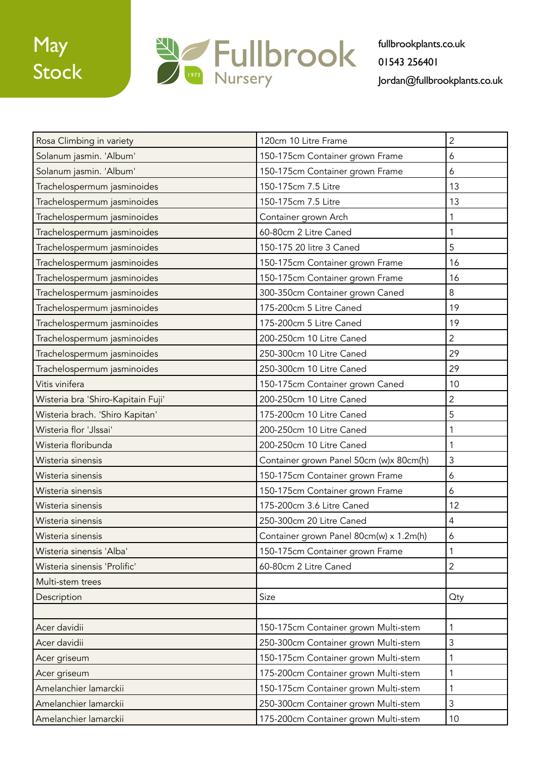May Stock

Fullbrook Nursery 1973

fullbrookplants.co.uk
01543 256401
Jordan@fullbrookplants.co.uk

| Rosa Climbing in variety | 120cm 10 Litre Frame | 2 |
|---|---|---|
| Solanum jasmin. 'Album' | 150-175cm Container grown Frame | 6 |
| Solanum jasmin. 'Album' | 150-175cm Container grown Frame | 6 |
| Trachelospermum jasminoides | 150-175cm 7.5 Litre | 13 |
| Trachelospermum jasminoides | 150-175cm 7.5 Litre | 13 |
| Trachelospermum jasminoides | Container grown Arch | 1 |
| Trachelospermum jasminoides | 60-80cm 2 Litre Caned | 1 |
| Trachelospermum jasminoides | 150-175 20 litre 3 Caned | 5 |
| Trachelospermum jasminoides | 150-175cm Container grown Frame | 16 |
| Trachelospermum jasminoides | 150-175cm Container grown Frame | 16 |
| Trachelospermum jasminoides | 300-350cm Container grown Caned | 8 |
| Trachelospermum jasminoides | 175-200cm 5 Litre Caned | 19 |
| Trachelospermum jasminoides | 175-200cm 5 Litre Caned | 19 |
| Trachelospermum jasminoides | 200-250cm 10 Litre Caned | 2 |
| Trachelospermum jasminoides | 250-300cm 10 Litre Caned | 29 |
| Trachelospermum jasminoides | 250-300cm 10 Litre Caned | 29 |
| Vitis vinifera | 150-175cm Container grown Caned | 10 |
| Wisteria bra 'Shiro-Kapitain Fuji' | 200-250cm 10 Litre Caned | 2 |
| Wisteria brach. 'Shiro Kapitan' | 175-200cm 10 Litre Caned | 5 |
| Wisteria flor 'JIssai' | 200-250cm 10 Litre Caned | 1 |
| Wisteria floribunda | 200-250cm 10 Litre Caned | 1 |
| Wisteria sinensis | Container grown Panel 50cm (w)x 80cm(h) | 3 |
| Wisteria sinensis | 150-175cm Container grown Frame | 6 |
| Wisteria sinensis | 150-175cm Container grown Frame | 6 |
| Wisteria sinensis | 175-200cm 3.6 Litre Caned | 12 |
| Wisteria sinensis | 250-300cm 20 Litre Caned | 4 |
| Wisteria sinensis | Container grown Panel 80cm(w) x 1.2m(h) | 6 |
| Wisteria sinensis 'Alba' | 150-175cm Container grown Frame | 1 |
| Wisteria sinensis 'Prolific' | 60-80cm 2 Litre Caned | 2 |
| Multi-stem trees | | |
| Description | Size | Qty |
| | | |
| Acer davidii | 150-175cm Container grown Multi-stem | 1 |
| Acer davidii | 250-300cm Container grown Multi-stem | 3 |
| Acer griseum | 150-175cm Container grown Multi-stem | 1 |
| Acer griseum | 175-200cm Container grown Multi-stem | 1 |
| Amelanchier lamarckii | 150-175cm Container grown Multi-stem | 1 |
| Amelanchier lamarckii | 250-300cm Container grown Multi-stem | 3 |
| Amelanchier lamarckii | 175-200cm Container grown Multi-stem | 10 |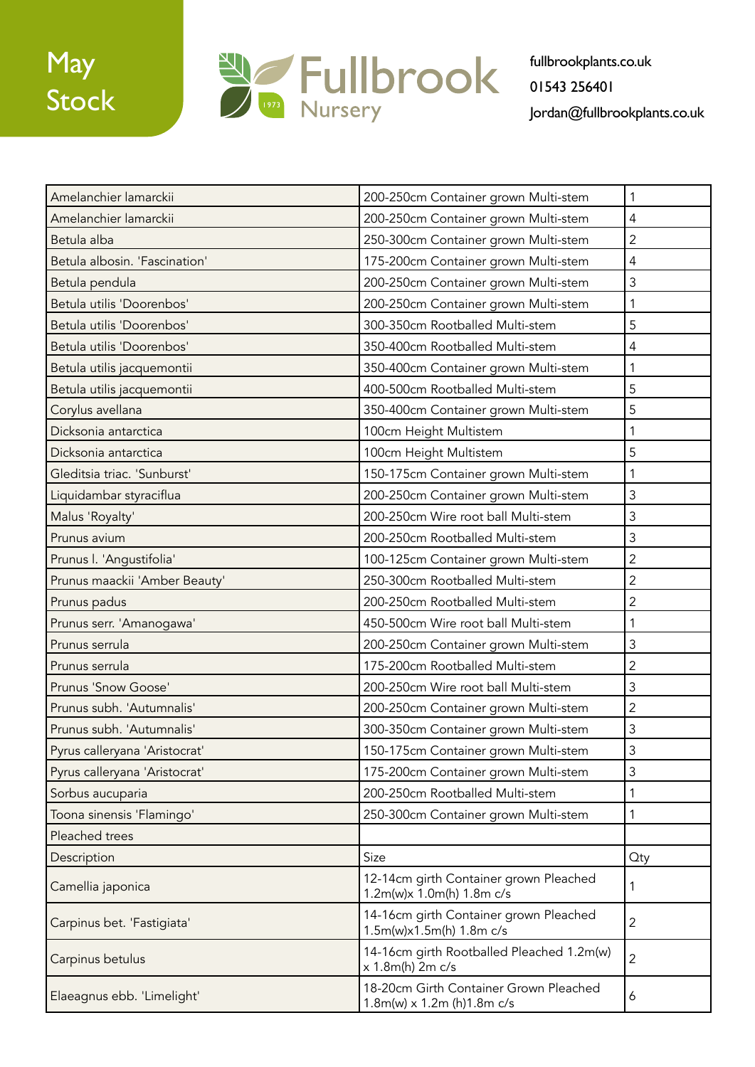# May Stock

**Fullbrook Nursery** 1973

fullbrookplants.co.uk
01543 256401
Jordan@fullbrookplants.co.uk

| | | |
|---|---|---|
| Amelanchier lamarckii | 200-250cm Container grown Multi-stem | 1 |
| Amelanchier lamarckii | 200-250cm Container grown Multi-stem | 4 |
| Betula alba | 250-300cm Container grown Multi-stem | 2 |
| Betula albosin. 'Fascination' | 175-200cm Container grown Multi-stem | 4 |
| Betula pendula | 200-250cm Container grown Multi-stem | 3 |
| Betula utilis 'Doorenbos' | 200-250cm Container grown Multi-stem | 1 |
| Betula utilis 'Doorenbos' | 300-350cm Rootballed Multi-stem | 5 |
| Betula utilis 'Doorenbos' | 350-400cm Rootballed Multi-stem | 4 |
| Betula utilis jacquemontii | 350-400cm Container grown Multi-stem | 1 |
| Betula utilis jacquemontii | 400-500cm Rootballed Multi-stem | 5 |
| Corylus avellana | 350-400cm Container grown Multi-stem | 5 |
| Dicksonia antarctica | 100cm Height Multistem | 1 |
| Dicksonia antarctica | 100cm Height Multistem | 5 |
| Gleditsia triac. 'Sunburst' | 150-175cm Container grown Multi-stem | 1 |
| Liquidambar styraciflua | 200-250cm Container grown Multi-stem | 3 |
| Malus 'Royalty' | 200-250cm Wire root ball Multi-stem | 3 |
| Prunus avium | 200-250cm Rootballed Multi-stem | 3 |
| Prunus l. 'Angustifolia' | 100-125cm Container grown Multi-stem | 2 |
| Prunus maackii 'Amber Beauty' | 250-300cm Rootballed Multi-stem | 2 |
| Prunus padus | 200-250cm Rootballed Multi-stem | 2 |
| Prunus serr. 'Amanogawa' | 450-500cm Wire root ball Multi-stem | 1 |
| Prunus serrula | 200-250cm Container grown Multi-stem | 3 |
| Prunus serrula | 175-200cm Rootballed Multi-stem | 2 |
| Prunus 'Snow Goose' | 200-250cm Wire root ball Multi-stem | 3 |
| Prunus subh. 'Autumnalis' | 200-250cm Container grown Multi-stem | 2 |
| Prunus subh. 'Autumnalis' | 300-350cm Container grown Multi-stem | 3 |
| Pyrus calleryana 'Aristocrat' | 150-175cm Container grown Multi-stem | 3 |
| Pyrus calleryana 'Aristocrat' | 175-200cm Container grown Multi-stem | 3 |
| Sorbus aucuparia | 200-250cm Rootballed Multi-stem | 1 |
| Toona sinensis 'Flamingo' | 250-300cm Container grown Multi-stem | 1 |
| Pleached trees | | |
| Description | Size | Qty |
| Camellia japonica | 12-14cm girth Container grown Pleached 1.2m(w)x 1.0m(h) 1.8m c/s | 1 |
| Carpinus bet. 'Fastigiata' | 14-16cm girth Container grown Pleached 1.5m(w)x1.5m(h) 1.8m c/s | 2 |
| Carpinus betulus | 14-16cm girth Rootballed Pleached 1.2m(w) x 1.8m(h) 2m c/s | 2 |
| Elaeagnus ebb. 'Limelight' | 18-20cm Girth Container Grown Pleached 1.8m(w) x 1.2m (h)1.8m c/s | 6 |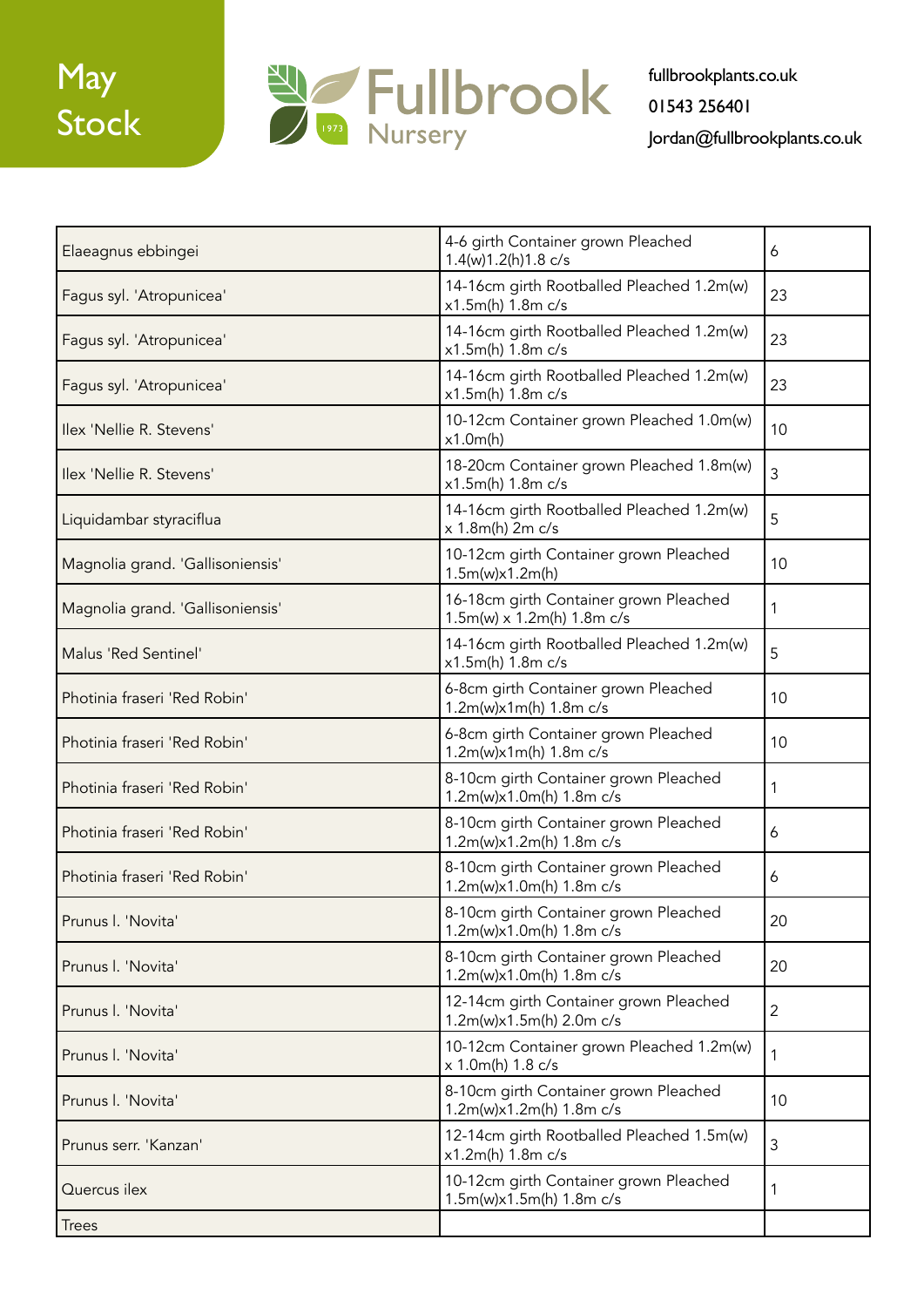May Stock

Fullbrook Nursery 1973

fullbrookplants.co.uk
01543 256401
Jordan@fullbrookplants.co.uk

| | | |
|---|---|---|
| Elaeagnus ebbingei | 4-6 girth Container grown Pleached 1.4(w)1.2(h)1.8 c/s | 6 |
| Fagus syl. 'Atropunicea' | 14-16cm girth Rootballed Pleached 1.2m(w) x1.5m(h) 1.8m c/s | 23 |
| Fagus syl. 'Atropunicea' | 14-16cm girth Rootballed Pleached 1.2m(w) x1.5m(h) 1.8m c/s | 23 |
| Fagus syl. 'Atropunicea' | 14-16cm girth Rootballed Pleached 1.2m(w) x1.5m(h) 1.8m c/s | 23 |
| Ilex 'Nellie R. Stevens' | 10-12cm Container grown Pleached 1.0m(w) x1.0m(h) | 10 |
| Ilex 'Nellie R. Stevens' | 18-20cm Container grown Pleached 1.8m(w) x1.5m(h) 1.8m c/s | 3 |
| Liquidambar styraciflua | 14-16cm girth Rootballed Pleached 1.2m(w) x 1.8m(h) 2m c/s | 5 |
| Magnolia grand. 'Gallisoniensis' | 10-12cm girth Container grown Pleached 1.5m(w)x1.2m(h) | 10 |
| Magnolia grand. 'Gallisoniensis' | 16-18cm girth Container grown Pleached 1.5m(w) x 1.2m(h) 1.8m c/s | 1 |
| Malus 'Red Sentinel' | 14-16cm girth Rootballed Pleached 1.2m(w) x1.5m(h) 1.8m c/s | 5 |
| Photinia fraseri 'Red Robin' | 6-8cm girth Container grown Pleached 1.2m(w)x1m(h) 1.8m c/s | 10 |
| Photinia fraseri 'Red Robin' | 6-8cm girth Container grown Pleached 1.2m(w)x1m(h) 1.8m c/s | 10 |
| Photinia fraseri 'Red Robin' | 8-10cm girth Container grown Pleached 1.2m(w)x1.0m(h) 1.8m c/s | 1 |
| Photinia fraseri 'Red Robin' | 8-10cm girth Container grown Pleached 1.2m(w)x1.2m(h) 1.8m c/s | 6 |
| Photinia fraseri 'Red Robin' | 8-10cm girth Container grown Pleached 1.2m(w)x1.0m(h) 1.8m c/s | 6 |
| Prunus l. 'Novita' | 8-10cm girth Container grown Pleached 1.2m(w)x1.0m(h) 1.8m c/s | 20 |
| Prunus l. 'Novita' | 8-10cm girth Container grown Pleached 1.2m(w)x1.0m(h) 1.8m c/s | 20 |
| Prunus l. 'Novita' | 12-14cm girth Container grown Pleached 1.2m(w)x1.5m(h) 2.0m c/s | 2 |
| Prunus l. 'Novita' | 10-12cm Container grown Pleached 1.2m(w) x 1.0m(h) 1.8 c/s | 1 |
| Prunus l. 'Novita' | 8-10cm girth Container grown Pleached 1.2m(w)x1.2m(h) 1.8m c/s | 10 |
| Prunus serr. 'Kanzan' | 12-14cm girth Rootballed Pleached 1.5m(w) x1.2m(h) 1.8m c/s | 3 |
| Quercus ilex | 10-12cm girth Container grown Pleached 1.5m(w)x1.5m(h) 1.8m c/s | 1 |
| Trees | | |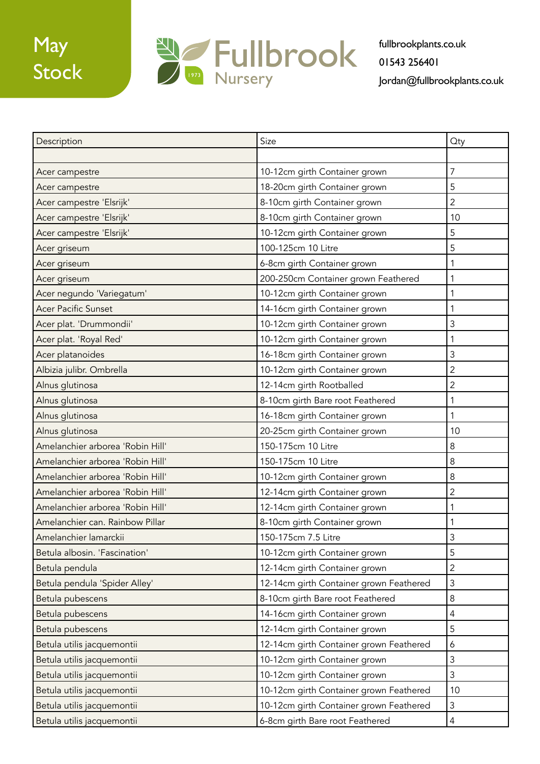May Stock

# Fullbrook Nursery

1973

fullbrookplants.co.uk
01543 256401
Jordan@fullbrookplants.co.uk

| Description | Size | Qty |
|---|---|---|
| | | |
| Acer campestre | 10-12cm girth Container grown | 7 |
| Acer campestre | 18-20cm girth Container grown | 5 |
| Acer campestre 'Elsrijk' | 8-10cm girth Container grown | 2 |
| Acer campestre 'Elsrijk' | 8-10cm girth Container grown | 10 |
| Acer campestre 'Elsrijk' | 10-12cm girth Container grown | 5 |
| Acer griseum | 100-125cm 10 Litre | 5 |
| Acer griseum | 6-8cm girth Container grown | 1 |
| Acer griseum | 200-250cm Container grown Feathered | 1 |
| Acer negundo 'Variegatum' | 10-12cm girth Container grown | 1 |
| Acer Pacific Sunset | 14-16cm girth Container grown | 1 |
| Acer plat. 'Drummondii' | 10-12cm girth Container grown | 3 |
| Acer plat. 'Royal Red' | 10-12cm girth Container grown | 1 |
| Acer platanoides | 16-18cm girth Container grown | 3 |
| Albizia julibr. Ombrella | 10-12cm girth Container grown | 2 |
| Alnus glutinosa | 12-14cm girth Rootballed | 2 |
| Alnus glutinosa | 8-10cm girth Bare root Feathered | 1 |
| Alnus glutinosa | 16-18cm girth Container grown | 1 |
| Alnus glutinosa | 20-25cm girth Container grown | 10 |
| Amelanchier arborea 'Robin Hill' | 150-175cm 10 Litre | 8 |
| Amelanchier arborea 'Robin Hill' | 150-175cm 10 Litre | 8 |
| Amelanchier arborea 'Robin Hill' | 10-12cm girth Container grown | 8 |
| Amelanchier arborea 'Robin Hill' | 12-14cm girth Container grown | 2 |
| Amelanchier arborea 'Robin Hill' | 12-14cm girth Container grown | 1 |
| Amelanchier can. Rainbow Pillar | 8-10cm girth Container grown | 1 |
| Amelanchier lamarckii | 150-175cm 7.5 Litre | 3 |
| Betula albosin. 'Fascination' | 10-12cm girth Container grown | 5 |
| Betula pendula | 12-14cm girth Container grown | 2 |
| Betula pendula 'Spider Alley' | 12-14cm girth Container grown Feathered | 3 |
| Betula pubescens | 8-10cm girth Bare root Feathered | 8 |
| Betula pubescens | 14-16cm girth Container grown | 4 |
| Betula pubescens | 12-14cm girth Container grown | 5 |
| Betula utilis jacquemontii | 12-14cm girth Container grown Feathered | 6 |
| Betula utilis jacquemontii | 10-12cm girth Container grown | 3 |
| Betula utilis jacquemontii | 10-12cm girth Container grown | 3 |
| Betula utilis jacquemontii | 10-12cm girth Container grown Feathered | 10 |
| Betula utilis jacquemontii | 10-12cm girth Container grown Feathered | 3 |
| Betula utilis jacquemontii | 6-8cm girth Bare root Feathered | 4 |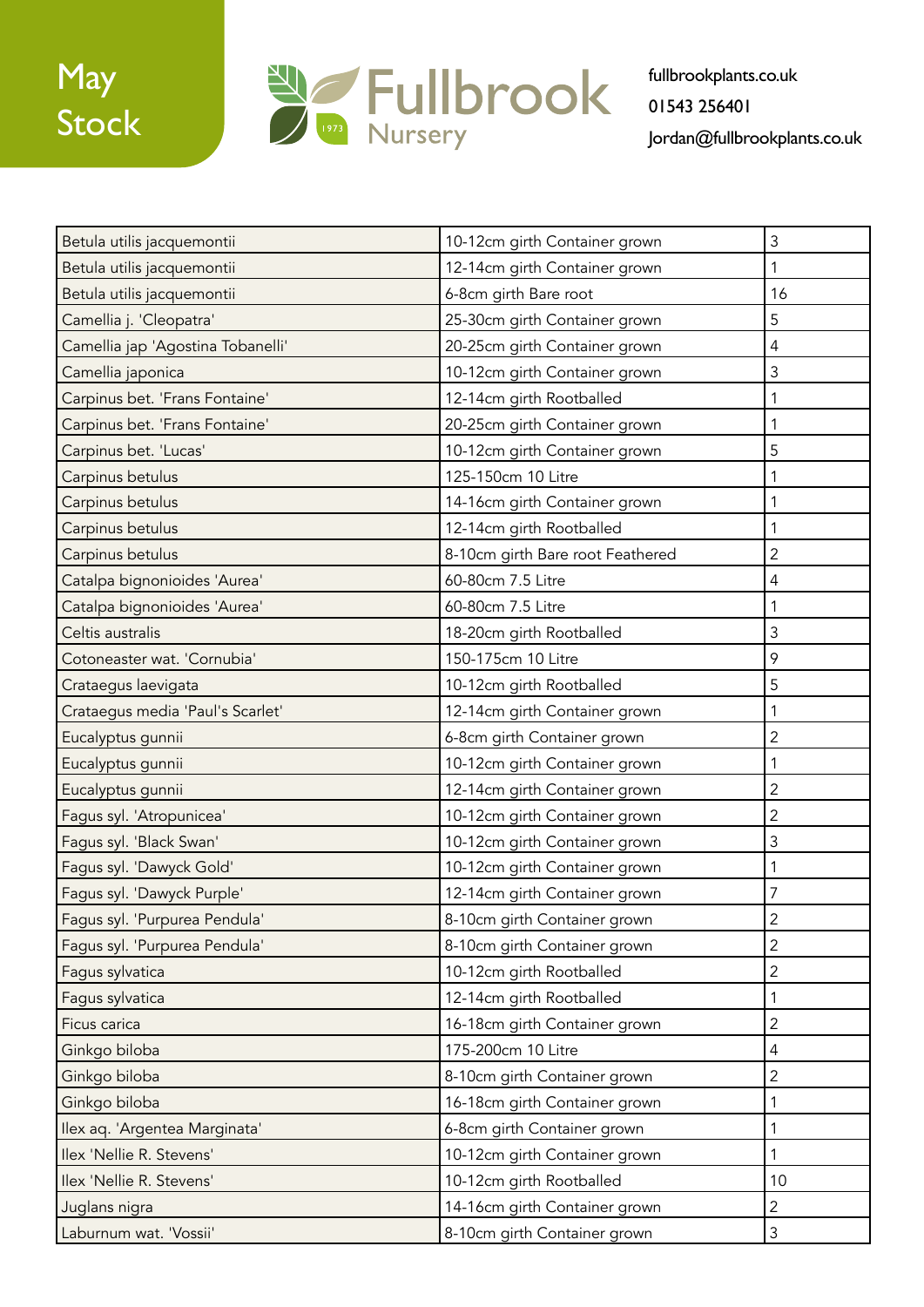May Stock

Fullbrook Nursery 1973

fullbrookplants.co.uk
01543 256401
Jordan@fullbrookplants.co.uk

| | | |
|---|---|---|
| Betula utilis jacquemontii | 10-12cm girth Container grown | 3 |
| Betula utilis jacquemontii | 12-14cm girth Container grown | 1 |
| Betula utilis jacquemontii | 6-8cm girth Bare root | 16 |
| Camellia j. 'Cleopatra' | 25-30cm girth Container grown | 5 |
| Camellia jap 'Agostina Tobanelli' | 20-25cm girth Container grown | 4 |
| Camellia japonica | 10-12cm girth Container grown | 3 |
| Carpinus bet. 'Frans Fontaine' | 12-14cm girth Rootballed | 1 |
| Carpinus bet. 'Frans Fontaine' | 20-25cm girth Container grown | 1 |
| Carpinus bet. 'Lucas' | 10-12cm girth Container grown | 5 |
| Carpinus betulus | 125-150cm 10 Litre | 1 |
| Carpinus betulus | 14-16cm girth Container grown | 1 |
| Carpinus betulus | 12-14cm girth Rootballed | 1 |
| Carpinus betulus | 8-10cm girth Bare root Feathered | 2 |
| Catalpa bignonioides 'Aurea' | 60-80cm 7.5 Litre | 4 |
| Catalpa bignonioides 'Aurea' | 60-80cm 7.5 Litre | 1 |
| Celtis australis | 18-20cm girth Rootballed | 3 |
| Cotoneaster wat. 'Cornubia' | 150-175cm 10 Litre | 9 |
| Crataegus laevigata | 10-12cm girth Rootballed | 5 |
| Crataegus media 'Paul's Scarlet' | 12-14cm girth Container grown | 1 |
| Eucalyptus gunnii | 6-8cm girth Container grown | 2 |
| Eucalyptus gunnii | 10-12cm girth Container grown | 1 |
| Eucalyptus gunnii | 12-14cm girth Container grown | 2 |
| Fagus syl. 'Atropunicea' | 10-12cm girth Container grown | 2 |
| Fagus syl. 'Black Swan' | 10-12cm girth Container grown | 3 |
| Fagus syl. 'Dawyck Gold' | 10-12cm girth Container grown | 1 |
| Fagus syl. 'Dawyck Purple' | 12-14cm girth Container grown | 7 |
| Fagus syl. 'Purpurea Pendula' | 8-10cm girth Container grown | 2 |
| Fagus syl. 'Purpurea Pendula' | 8-10cm girth Container grown | 2 |
| Fagus sylvatica | 10-12cm girth Rootballed | 2 |
| Fagus sylvatica | 12-14cm girth Rootballed | 1 |
| Ficus carica | 16-18cm girth Container grown | 2 |
| Ginkgo biloba | 175-200cm 10 Litre | 4 |
| Ginkgo biloba | 8-10cm girth Container grown | 2 |
| Ginkgo biloba | 16-18cm girth Container grown | 1 |
| Ilex aq. 'Argentea Marginata' | 6-8cm girth Container grown | 1 |
| Ilex 'Nellie R. Stevens' | 10-12cm girth Container grown | 1 |
| Ilex 'Nellie R. Stevens' | 10-12cm girth Rootballed | 10 |
| Juglans nigra | 14-16cm girth Container grown | 2 |
| Laburnum wat. 'Vossii' | 8-10cm girth Container grown | 3 |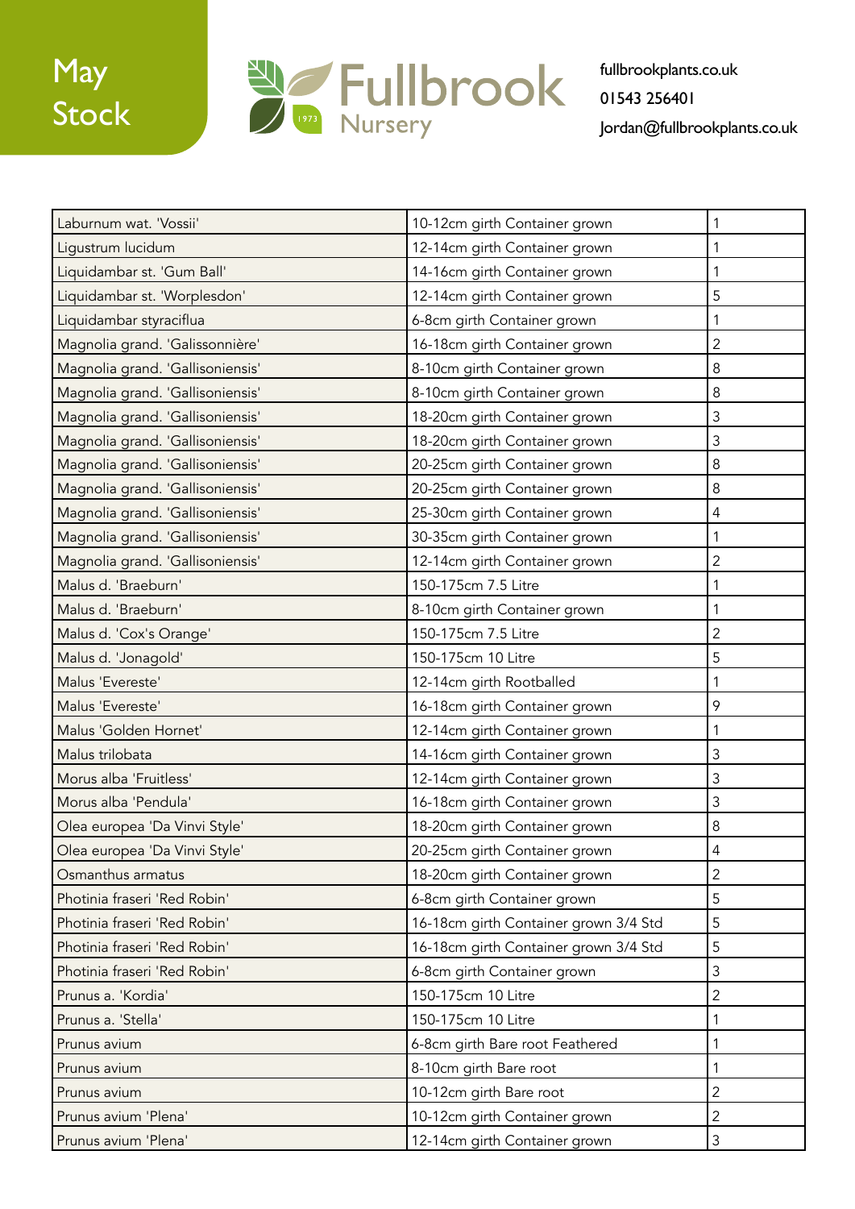May Stock

Fullbrook Nursery 1973

fullbrookplants.co.uk
01543 256401
Jordan@fullbrookplants.co.uk

| Laburnum wat. 'Vossii' | 10-12cm girth Container grown | 1 |
|---|---|---|
| Ligustrum lucidum | 12-14cm girth Container grown | 1 |
| Liquidambar st. 'Gum Ball' | 14-16cm girth Container grown | 1 |
| Liquidambar st. 'Worplesdon' | 12-14cm girth Container grown | 5 |
| Liquidambar styraciflua | 6-8cm girth Container grown | 1 |
| Magnolia grand. 'Galissonnière' | 16-18cm girth Container grown | 2 |
| Magnolia grand. 'Gallisoniensis' | 8-10cm girth Container grown | 8 |
| Magnolia grand. 'Gallisoniensis' | 8-10cm girth Container grown | 8 |
| Magnolia grand. 'Gallisoniensis' | 18-20cm girth Container grown | 3 |
| Magnolia grand. 'Gallisoniensis' | 18-20cm girth Container grown | 3 |
| Magnolia grand. 'Gallisoniensis' | 20-25cm girth Container grown | 8 |
| Magnolia grand. 'Gallisoniensis' | 20-25cm girth Container grown | 8 |
| Magnolia grand. 'Gallisoniensis' | 25-30cm girth Container grown | 4 |
| Magnolia grand. 'Gallisoniensis' | 30-35cm girth Container grown | 1 |
| Magnolia grand. 'Gallisoniensis' | 12-14cm girth Container grown | 2 |
| Malus d. 'Braeburn' | 150-175cm 7.5 Litre | 1 |
| Malus d. 'Braeburn' | 8-10cm girth Container grown | 1 |
| Malus d. 'Cox's Orange' | 150-175cm 7.5 Litre | 2 |
| Malus d. 'Jonagold' | 150-175cm 10 Litre | 5 |
| Malus 'Evereste' | 12-14cm girth Rootballed | 1 |
| Malus 'Evereste' | 16-18cm girth Container grown | 9 |
| Malus 'Golden Hornet' | 12-14cm girth Container grown | 1 |
| Malus trilobata | 14-16cm girth Container grown | 3 |
| Morus alba 'Fruitless' | 12-14cm girth Container grown | 3 |
| Morus alba 'Pendula' | 16-18cm girth Container grown | 3 |
| Olea europea 'Da Vinvi Style' | 18-20cm girth Container grown | 8 |
| Olea europea 'Da Vinvi Style' | 20-25cm girth Container grown | 4 |
| Osmanthus armatus | 18-20cm girth Container grown | 2 |
| Photinia fraseri 'Red Robin' | 6-8cm girth Container grown | 5 |
| Photinia fraseri 'Red Robin' | 16-18cm girth Container grown 3/4 Std | 5 |
| Photinia fraseri 'Red Robin' | 16-18cm girth Container grown 3/4 Std | 5 |
| Photinia fraseri 'Red Robin' | 6-8cm girth Container grown | 3 |
| Prunus a. 'Kordia' | 150-175cm 10 Litre | 2 |
| Prunus a. 'Stella' | 150-175cm 10 Litre | 1 |
| Prunus avium | 6-8cm girth Bare root Feathered | 1 |
| Prunus avium | 8-10cm girth Bare root | 1 |
| Prunus avium | 10-12cm girth Bare root | 2 |
| Prunus avium 'Plena' | 10-12cm girth Container grown | 2 |
| Prunus avium 'Plena' | 12-14cm girth Container grown | 3 |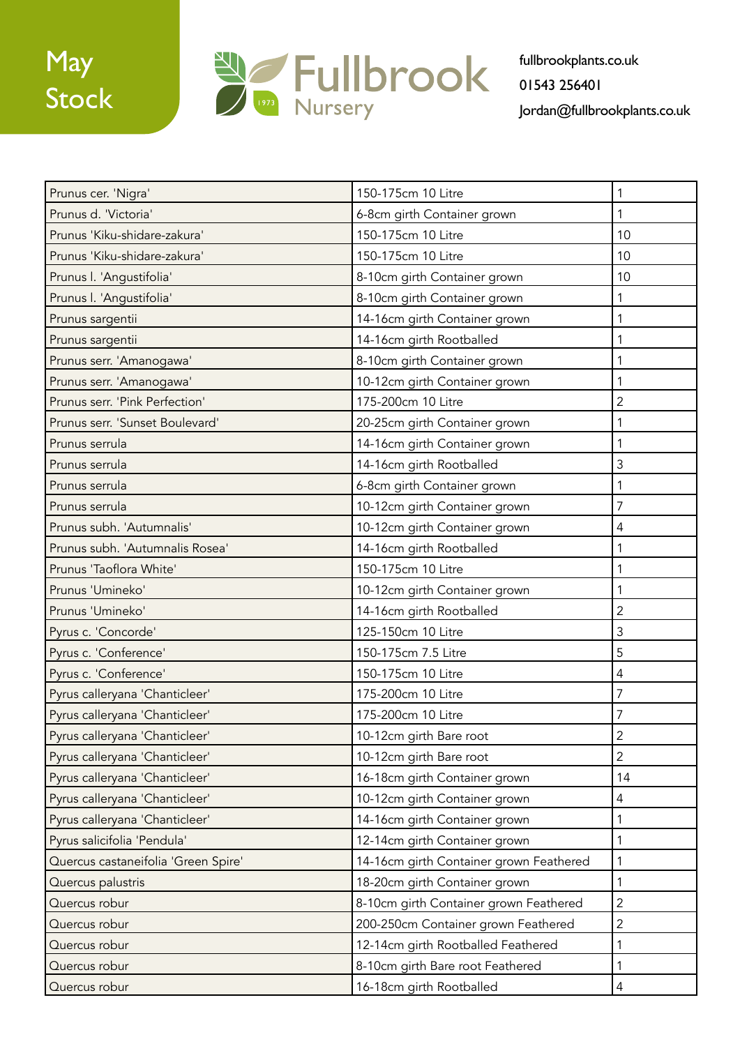May Stock

Fullbrook Nursery 1973

fullbrookplants.co.uk
01543 256401
Jordan@fullbrookplants.co.uk

| | | |
|---|---|---|
| Prunus cer. 'Nigra' | 150-175cm 10 Litre | 1 |
| Prunus d. 'Victoria' | 6-8cm girth Container grown | 1 |
| Prunus 'Kiku-shidare-zakura' | 150-175cm 10 Litre | 10 |
| Prunus 'Kiku-shidare-zakura' | 150-175cm 10 Litre | 10 |
| Prunus l. 'Angustifolia' | 8-10cm girth Container grown | 10 |
| Prunus l. 'Angustifolia' | 8-10cm girth Container grown | 1 |
| Prunus sargentii | 14-16cm girth Container grown | 1 |
| Prunus sargentii | 14-16cm girth Rootballed | 1 |
| Prunus serr. 'Amanogawa' | 8-10cm girth Container grown | 1 |
| Prunus serr. 'Amanogawa' | 10-12cm girth Container grown | 1 |
| Prunus serr. 'Pink Perfection' | 175-200cm 10 Litre | 2 |
| Prunus serr. 'Sunset Boulevard' | 20-25cm girth Container grown | 1 |
| Prunus serrula | 14-16cm girth Container grown | 1 |
| Prunus serrula | 14-16cm girth Rootballed | 3 |
| Prunus serrula | 6-8cm girth Container grown | 1 |
| Prunus serrula | 10-12cm girth Container grown | 7 |
| Prunus subh. 'Autumnalis' | 10-12cm girth Container grown | 4 |
| Prunus subh. 'Autumnalis Rosea' | 14-16cm girth Rootballed | 1 |
| Prunus 'Taoflora White' | 150-175cm 10 Litre | 1 |
| Prunus 'Umineko' | 10-12cm girth Container grown | 1 |
| Prunus 'Umineko' | 14-16cm girth Rootballed | 2 |
| Pyrus c. 'Concorde' | 125-150cm 10 Litre | 3 |
| Pyrus c. 'Conference' | 150-175cm 7.5 Litre | 5 |
| Pyrus c. 'Conference' | 150-175cm 10 Litre | 4 |
| Pyrus calleryana 'Chanticleer' | 175-200cm 10 Litre | 7 |
| Pyrus calleryana 'Chanticleer' | 175-200cm 10 Litre | 7 |
| Pyrus calleryana 'Chanticleer' | 10-12cm girth Bare root | 2 |
| Pyrus calleryana 'Chanticleer' | 10-12cm girth Bare root | 2 |
| Pyrus calleryana 'Chanticleer' | 16-18cm girth Container grown | 14 |
| Pyrus calleryana 'Chanticleer' | 10-12cm girth Container grown | 4 |
| Pyrus calleryana 'Chanticleer' | 14-16cm girth Container grown | 1 |
| Pyrus salicifolia 'Pendula' | 12-14cm girth Container grown | 1 |
| Quercus castaneifolia 'Green Spire' | 14-16cm girth Container grown Feathered | 1 |
| Quercus palustris | 18-20cm girth Container grown | 1 |
| Quercus robur | 8-10cm girth Container grown Feathered | 2 |
| Quercus robur | 200-250cm Container grown Feathered | 2 |
| Quercus robur | 12-14cm girth Rootballed Feathered | 1 |
| Quercus robur | 8-10cm girth Bare root Feathered | 1 |
| Quercus robur | 16-18cm girth Rootballed | 4 |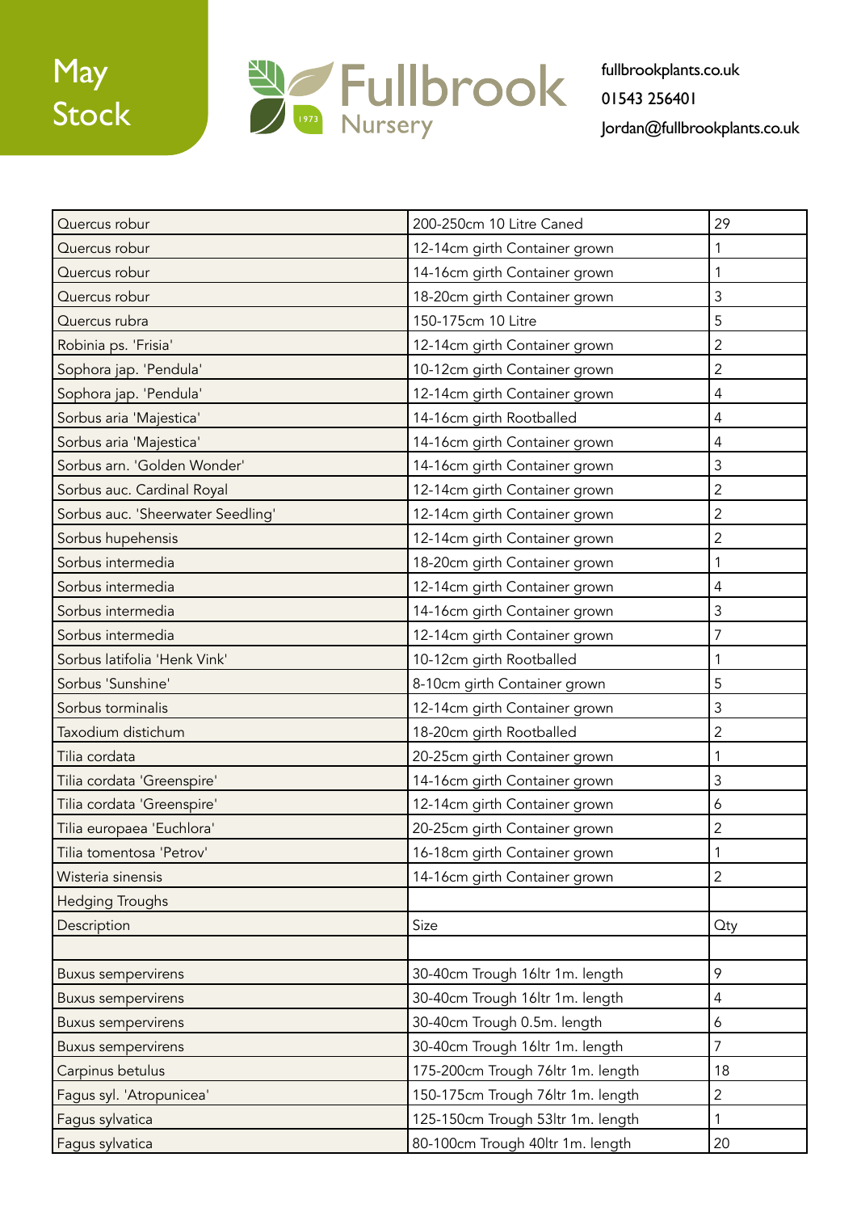May Stock

Fullbrook Nursery 1973

fullbrookplants.co.uk
01543 256401
Jordan@fullbrookplants.co.uk

| | | |
|---|---|---|
| Quercus robur | 200-250cm 10 Litre Caned | 29 |
| Quercus robur | 12-14cm girth Container grown | 1 |
| Quercus robur | 14-16cm girth Container grown | 1 |
| Quercus robur | 18-20cm girth Container grown | 3 |
| Quercus rubra | 150-175cm 10 Litre | 5 |
| Robinia ps. 'Frisia' | 12-14cm girth Container grown | 2 |
| Sophora jap. 'Pendula' | 10-12cm girth Container grown | 2 |
| Sophora jap. 'Pendula' | 12-14cm girth Container grown | 4 |
| Sorbus aria 'Majestica' | 14-16cm girth Rootballed | 4 |
| Sorbus aria 'Majestica' | 14-16cm girth Container grown | 4 |
| Sorbus arn. 'Golden Wonder' | 14-16cm girth Container grown | 3 |
| Sorbus auc. Cardinal Royal | 12-14cm girth Container grown | 2 |
| Sorbus auc. 'Sheerwater Seedling' | 12-14cm girth Container grown | 2 |
| Sorbus hupehensis | 12-14cm girth Container grown | 2 |
| Sorbus intermedia | 18-20cm girth Container grown | 1 |
| Sorbus intermedia | 12-14cm girth Container grown | 4 |
| Sorbus intermedia | 14-16cm girth Container grown | 3 |
| Sorbus intermedia | 12-14cm girth Container grown | 7 |
| Sorbus latifolia 'Henk Vink' | 10-12cm girth Rootballed | 1 |
| Sorbus 'Sunshine' | 8-10cm girth Container grown | 5 |
| Sorbus torminalis | 12-14cm girth Container grown | 3 |
| Taxodium distichum | 18-20cm girth Rootballed | 2 |
| Tilia cordata | 20-25cm girth Container grown | 1 |
| Tilia cordata 'Greenspire' | 14-16cm girth Container grown | 3 |
| Tilia cordata 'Greenspire' | 12-14cm girth Container grown | 6 |
| Tilia europaea 'Euchlora' | 20-25cm girth Container grown | 2 |
| Tilia tomentosa 'Petrov' | 16-18cm girth Container grown | 1 |
| Wisteria sinensis | 14-16cm girth Container grown | 2 |
| Hedging Troughs | | |
| Description | Size | Qty |
| | | |
| Buxus sempervirens | 30-40cm Trough 16ltr 1m. length | 9 |
| Buxus sempervirens | 30-40cm Trough 16ltr 1m. length | 4 |
| Buxus sempervirens | 30-40cm Trough 0.5m. length | 6 |
| Buxus sempervirens | 30-40cm Trough 16ltr 1m. length | 7 |
| Carpinus betulus | 175-200cm Trough 76ltr 1m. length | 18 |
| Fagus syl. 'Atropunicea' | 150-175cm Trough 76ltr 1m. length | 2 |
| Fagus sylvatica | 125-150cm Trough 53ltr 1m. length | 1 |
| Fagus sylvatica | 80-100cm Trough 40ltr 1m. length | 20 |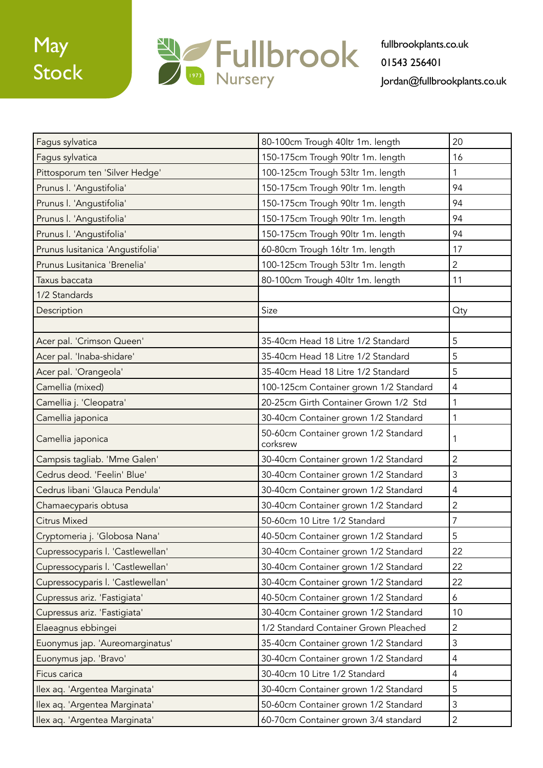# May Stock

Fullbrook Nursery

fullbrookplants.co.uk
01543 256401
Jordan@fullbrookplants.co.uk

| | | |
|---|---|---|
| Fagus sylvatica | 80-100cm Trough 40ltr 1m. length | 20 |
| Fagus sylvatica | 150-175cm Trough 90ltr 1m. length | 16 |
| Pittosporum ten 'Silver Hedge' | 100-125cm Trough 53ltr 1m. length | 1 |
| Prunus l. 'Angustifolia' | 150-175cm Trough 90ltr 1m. length | 94 |
| Prunus l. 'Angustifolia' | 150-175cm Trough 90ltr 1m. length | 94 |
| Prunus l. 'Angustifolia' | 150-175cm Trough 90ltr 1m. length | 94 |
| Prunus l. 'Angustifolia' | 150-175cm Trough 90ltr 1m. length | 94 |
| Prunus lusitanica 'Angustifolia' | 60-80cm Trough 16ltr 1m. length | 17 |
| Prunus Lusitanica 'Brenelia' | 100-125cm Trough 53ltr 1m. length | 2 |
| Taxus baccata | 80-100cm Trough 40ltr 1m. length | 11 |
| 1/2 Standards | | |
| Description | Size | Qty |
| | | |
| Acer pal. 'Crimson Queen' | 35-40cm Head 18 Litre 1/2 Standard | 5 |
| Acer pal. 'Inaba-shidare' | 35-40cm Head 18 Litre 1/2 Standard | 5 |
| Acer pal. 'Orangeola' | 35-40cm Head 18 Litre 1/2 Standard | 5 |
| Camellia (mixed) | 100-125cm Container grown 1/2 Standard | 4 |
| Camellia j. 'Cleopatra' | 20-25cm Girth Container Grown 1/2 Std | 1 |
| Camellia japonica | 30-40cm Container grown 1/2 Standard | 1 |
| Camellia japonica | 50-60cm Container grown 1/2 Standard corksrew | 1 |
| Campsis tagliab. 'Mme Galen' | 30-40cm Container grown 1/2 Standard | 2 |
| Cedrus deod. 'Feelin' Blue' | 30-40cm Container grown 1/2 Standard | 3 |
| Cedrus libani 'Glauca Pendula' | 30-40cm Container grown 1/2 Standard | 4 |
| Chamaecyparis obtusa | 30-40cm Container grown 1/2 Standard | 2 |
| Citrus Mixed | 50-60cm 10 Litre 1/2 Standard | 7 |
| Cryptomeria j. 'Globosa Nana' | 40-50cm Container grown 1/2 Standard | 5 |
| Cupressocyparis l. 'Castlewellan' | 30-40cm Container grown 1/2 Standard | 22 |
| Cupressocyparis l. 'Castlewellan' | 30-40cm Container grown 1/2 Standard | 22 |
| Cupressocyparis l. 'Castlewellan' | 30-40cm Container grown 1/2 Standard | 22 |
| Cupressus ariz. 'Fastigiata' | 40-50cm Container grown 1/2 Standard | 6 |
| Cupressus ariz. 'Fastigiata' | 30-40cm Container grown 1/2 Standard | 10 |
| Elaeagnus ebbingei | 1/2 Standard Container Grown Pleached | 2 |
| Euonymus jap. 'Aureomarginatus' | 35-40cm Container grown 1/2 Standard | 3 |
| Euonymus jap. 'Bravo' | 30-40cm Container grown 1/2 Standard | 4 |
| Ficus carica | 30-40cm 10 Litre 1/2 Standard | 4 |
| Ilex aq. 'Argentea Marginata' | 30-40cm Container grown 1/2 Standard | 5 |
| Ilex aq. 'Argentea Marginata' | 50-60cm Container grown 1/2 Standard | 3 |
| Ilex aq. 'Argentea Marginata' | 60-70cm Container grown 3/4 standard | 2 |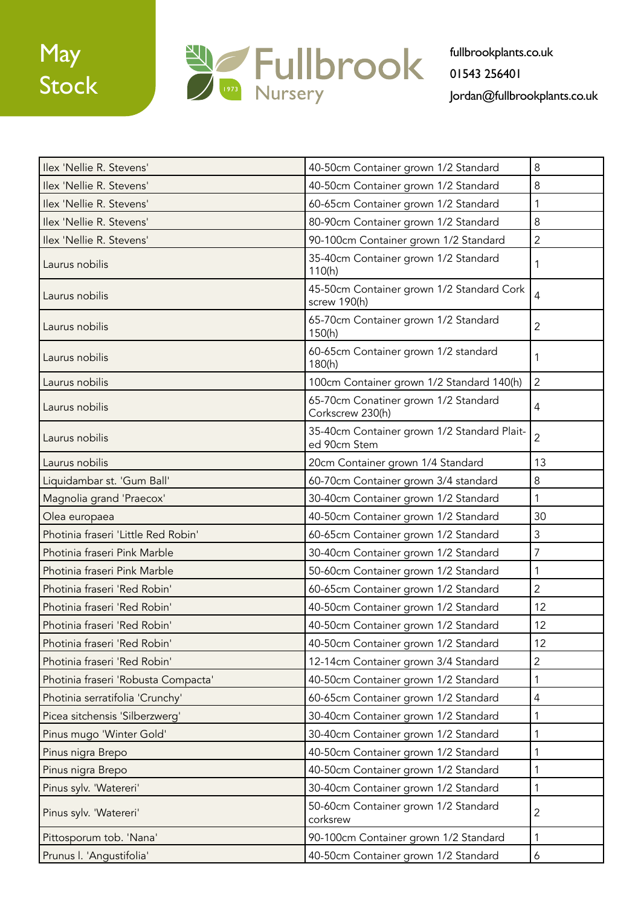May Stock

Fullbrook Nursery 1973

fullbrookplants.co.uk
01543 256401
Jordan@fullbrookplants.co.uk

| | | |
|---|---|---|
| Ilex 'Nellie R. Stevens' | 40-50cm Container grown 1/2 Standard | 8 |
| Ilex 'Nellie R. Stevens' | 40-50cm Container grown 1/2 Standard | 8 |
| Ilex 'Nellie R. Stevens' | 60-65cm Container grown 1/2 Standard | 1 |
| Ilex 'Nellie R. Stevens' | 80-90cm Container grown 1/2 Standard | 8 |
| Ilex 'Nellie R. Stevens' | 90-100cm Container grown 1/2 Standard | 2 |
| Laurus nobilis | 35-40cm Container grown 1/2 Standard 110(h) | 1 |
| Laurus nobilis | 45-50cm Container grown 1/2 Standard Cork screw 190(h) | 4 |
| Laurus nobilis | 65-70cm Container grown 1/2 Standard 150(h) | 2 |
| Laurus nobilis | 60-65cm Container grown 1/2 standard 180(h) | 1 |
| Laurus nobilis | 100cm Container grown 1/2 Standard 140(h) | 2 |
| Laurus nobilis | 65-70cm Conatiner grown 1/2 Standard Corkscrew 230(h) | 4 |
| Laurus nobilis | 35-40cm Container grown 1/2 Standard Plait-ed 90cm Stem | 2 |
| Laurus nobilis | 20cm Container grown 1/4 Standard | 13 |
| Liquidambar st. 'Gum Ball' | 60-70cm Container grown 3/4 standard | 8 |
| Magnolia grand 'Praecox' | 30-40cm Container grown 1/2 Standard | 1 |
| Olea europaea | 40-50cm Container grown 1/2 Standard | 30 |
| Photinia fraseri 'Little Red Robin' | 60-65cm Container grown 1/2 Standard | 3 |
| Photinia fraseri Pink Marble | 30-40cm Container grown 1/2 Standard | 7 |
| Photinia fraseri Pink Marble | 50-60cm Container grown 1/2 Standard | 1 |
| Photinia fraseri 'Red Robin' | 60-65cm Container grown 1/2 Standard | 2 |
| Photinia fraseri 'Red Robin' | 40-50cm Container grown 1/2 Standard | 12 |
| Photinia fraseri 'Red Robin' | 40-50cm Container grown 1/2 Standard | 12 |
| Photinia fraseri 'Red Robin' | 40-50cm Container grown 1/2 Standard | 12 |
| Photinia fraseri 'Red Robin' | 12-14cm Container grown 3/4 Standard | 2 |
| Photinia fraseri 'Robusta Compacta' | 40-50cm Container grown 1/2 Standard | 1 |
| Photinia serratifolia 'Crunchy' | 60-65cm Container grown 1/2 Standard | 4 |
| Picea sitchensis 'Silberzwerg' | 30-40cm Container grown 1/2 Standard | 1 |
| Pinus mugo 'Winter Gold' | 30-40cm Container grown 1/2 Standard | 1 |
| Pinus nigra Brepo | 40-50cm Container grown 1/2 Standard | 1 |
| Pinus nigra Brepo | 40-50cm Container grown 1/2 Standard | 1 |
| Pinus sylv. 'Watereri' | 30-40cm Container grown 1/2 Standard | 1 |
| Pinus sylv. 'Watereri' | 50-60cm Container grown 1/2 Standard corksrew | 2 |
| Pittosporum tob. 'Nana' | 90-100cm Container grown 1/2 Standard | 1 |
| Prunus l. 'Angustifolia' | 40-50cm Container grown 1/2 Standard | 6 |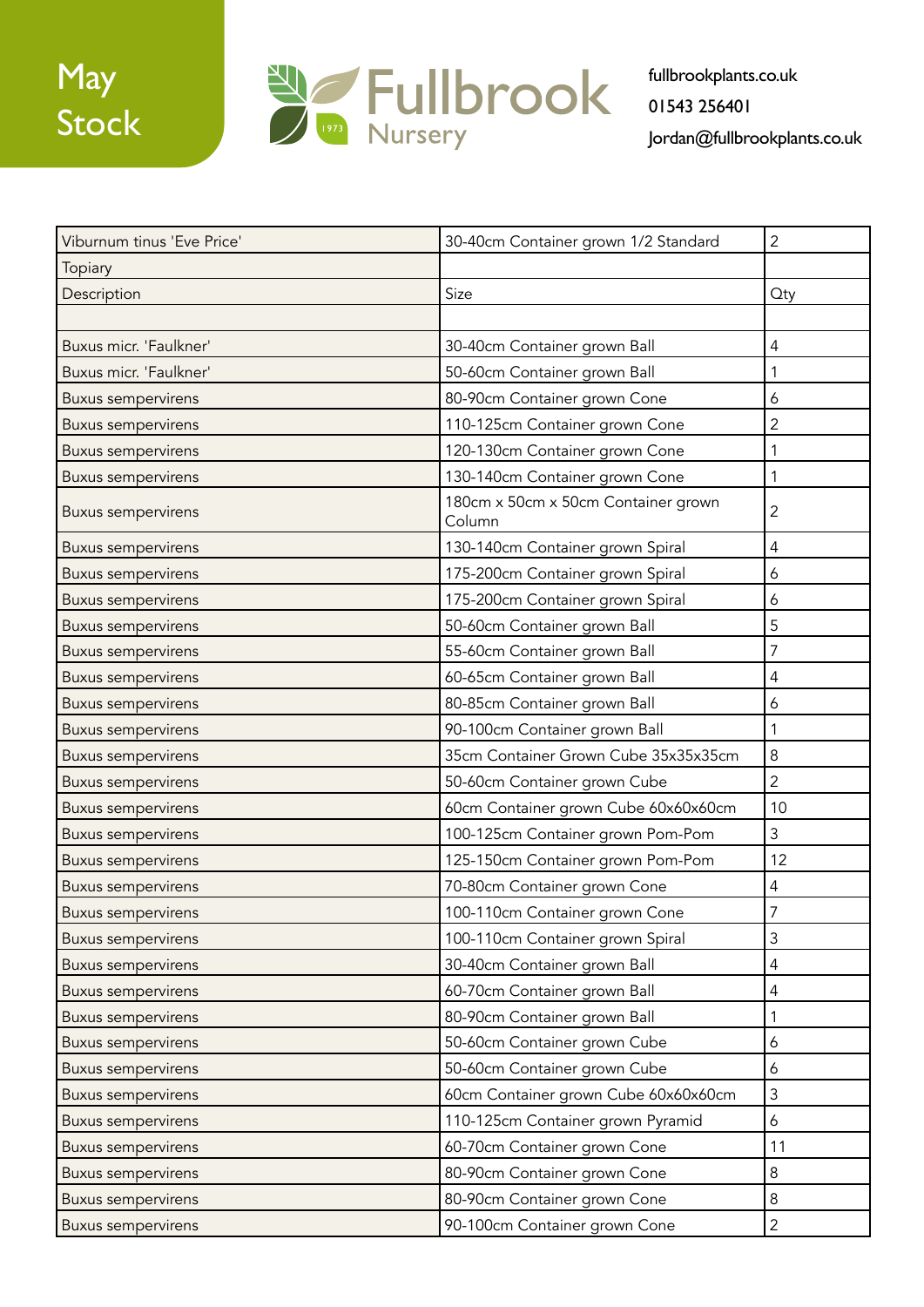May Stock

Fullbrook Nursery 1973

fullbrookplants.co.uk
01543 256401
Jordan@fullbrookplants.co.uk

| Viburnum tinus 'Eve Price' | 30-40cm Container grown 1/2 Standard | 2 |
|---|---|---|
| Topiary | | |
| Description | Size | Qty |
| | | |
| Buxus micr. 'Faulkner' | 30-40cm Container grown Ball | 4 |
| Buxus micr. 'Faulkner' | 50-60cm Container grown Ball | 1 |
| Buxus sempervirens | 80-90cm Container grown Cone | 6 |
| Buxus sempervirens | 110-125cm Container grown Cone | 2 |
| Buxus sempervirens | 120-130cm Container grown Cone | 1 |
| Buxus sempervirens | 130-140cm Container grown Cone | 1 |
| Buxus sempervirens | 180cm x 50cm x 50cm Container grown Column | 2 |
| Buxus sempervirens | 130-140cm Container grown Spiral | 4 |
| Buxus sempervirens | 175-200cm Container grown Spiral | 6 |
| Buxus sempervirens | 175-200cm Container grown Spiral | 6 |
| Buxus sempervirens | 50-60cm Container grown Ball | 5 |
| Buxus sempervirens | 55-60cm Container grown Ball | 7 |
| Buxus sempervirens | 60-65cm Container grown Ball | 4 |
| Buxus sempervirens | 80-85cm Container grown Ball | 6 |
| Buxus sempervirens | 90-100cm Container grown Ball | 1 |
| Buxus sempervirens | 35cm Container Grown Cube 35x35x35cm | 8 |
| Buxus sempervirens | 50-60cm Container grown Cube | 2 |
| Buxus sempervirens | 60cm Container grown Cube 60x60x60cm | 10 |
| Buxus sempervirens | 100-125cm Container grown Pom-Pom | 3 |
| Buxus sempervirens | 125-150cm Container grown Pom-Pom | 12 |
| Buxus sempervirens | 70-80cm Container grown Cone | 4 |
| Buxus sempervirens | 100-110cm Container grown Cone | 7 |
| Buxus sempervirens | 100-110cm Container grown Spiral | 3 |
| Buxus sempervirens | 30-40cm Container grown Ball | 4 |
| Buxus sempervirens | 60-70cm Container grown Ball | 4 |
| Buxus sempervirens | 80-90cm Container grown Ball | 1 |
| Buxus sempervirens | 50-60cm Container grown Cube | 6 |
| Buxus sempervirens | 50-60cm Container grown Cube | 6 |
| Buxus sempervirens | 60cm Container grown Cube 60x60x60cm | 3 |
| Buxus sempervirens | 110-125cm Container grown Pyramid | 6 |
| Buxus sempervirens | 60-70cm Container grown Cone | 11 |
| Buxus sempervirens | 80-90cm Container grown Cone | 8 |
| Buxus sempervirens | 80-90cm Container grown Cone | 8 |
| Buxus sempervirens | 90-100cm Container grown Cone | 2 |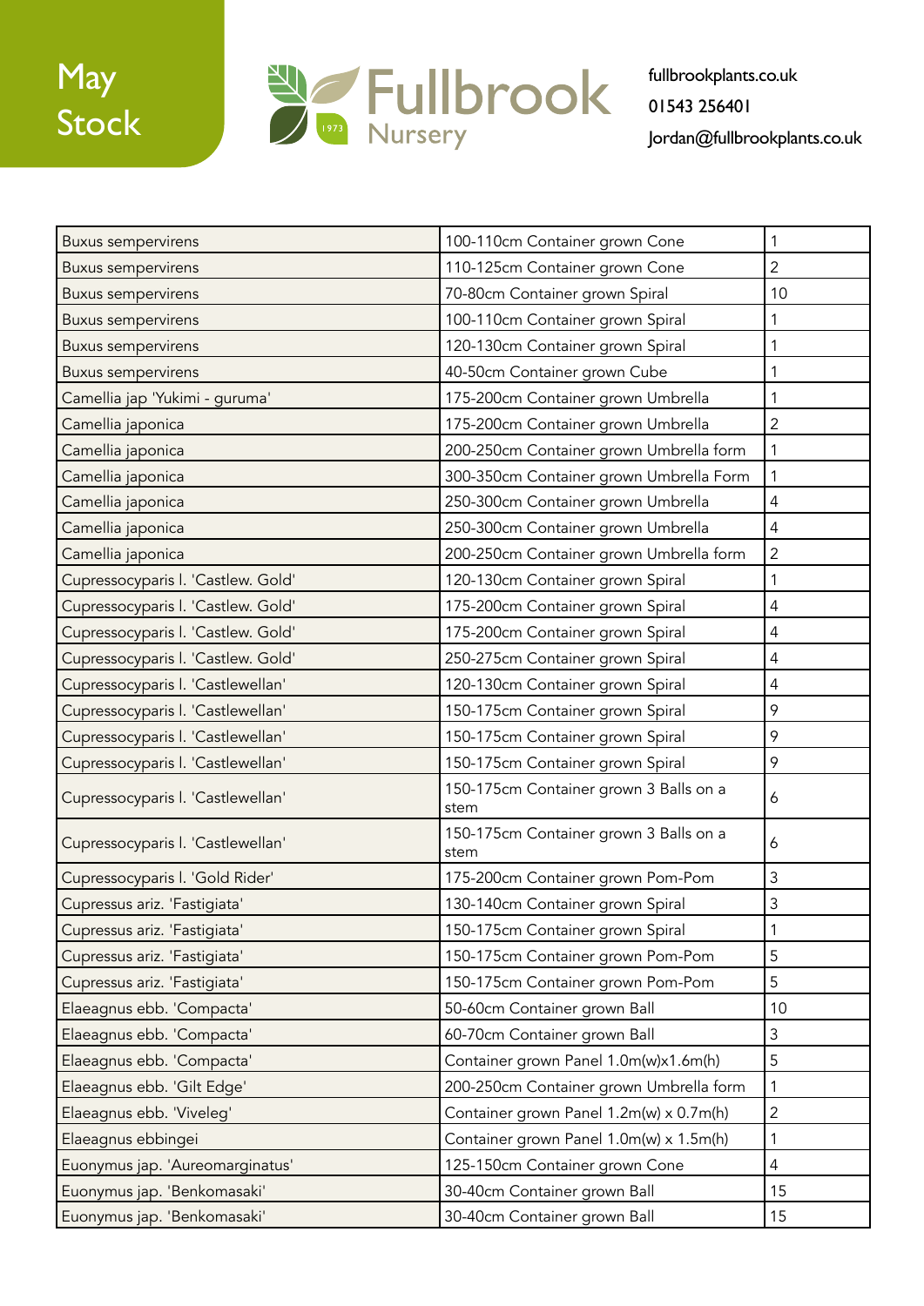# May Stock

Fullbrook Nursery 1973

fullbrookplants.co.uk
01543 256401
Jordan@fullbrookplants.co.uk

| | | |
|---|---|---|
| Buxus sempervirens | 100-110cm Container grown Cone | 1 |
| Buxus sempervirens | 110-125cm Container grown Cone | 2 |
| Buxus sempervirens | 70-80cm Container grown Spiral | 10 |
| Buxus sempervirens | 100-110cm Container grown Spiral | 1 |
| Buxus sempervirens | 120-130cm Container grown Spiral | 1 |
| Buxus sempervirens | 40-50cm Container grown Cube | 1 |
| Camellia jap 'Yukimi - guruma' | 175-200cm Container grown Umbrella | 1 |
| Camellia japonica | 175-200cm Container grown Umbrella | 2 |
| Camellia japonica | 200-250cm Container grown Umbrella form | 1 |
| Camellia japonica | 300-350cm Container grown Umbrella Form | 1 |
| Camellia japonica | 250-300cm Container grown Umbrella | 4 |
| Camellia japonica | 250-300cm Container grown Umbrella | 4 |
| Camellia japonica | 200-250cm Container grown Umbrella form | 2 |
| Cupressocyparis l. 'Castlew. Gold' | 120-130cm Container grown Spiral | 1 |
| Cupressocyparis l. 'Castlew. Gold' | 175-200cm Container grown Spiral | 4 |
| Cupressocyparis l. 'Castlew. Gold' | 175-200cm Container grown Spiral | 4 |
| Cupressocyparis l. 'Castlew. Gold' | 250-275cm Container grown Spiral | 4 |
| Cupressocyparis l. 'Castlewellan' | 120-130cm Container grown Spiral | 4 |
| Cupressocyparis l. 'Castlewellan' | 150-175cm Container grown Spiral | 9 |
| Cupressocyparis l. 'Castlewellan' | 150-175cm Container grown Spiral | 9 |
| Cupressocyparis l. 'Castlewellan' | 150-175cm Container grown Spiral | 9 |
| Cupressocyparis l. 'Castlewellan' | 150-175cm Container grown 3 Balls on a stem | 6 |
| Cupressocyparis l. 'Castlewellan' | 150-175cm Container grown 3 Balls on a stem | 6 |
| Cupressocyparis l. 'Gold Rider' | 175-200cm Container grown Pom-Pom | 3 |
| Cupressus ariz. 'Fastigiata' | 130-140cm Container grown Spiral | 3 |
| Cupressus ariz. 'Fastigiata' | 150-175cm Container grown Spiral | 1 |
| Cupressus ariz. 'Fastigiata' | 150-175cm Container grown Pom-Pom | 5 |
| Cupressus ariz. 'Fastigiata' | 150-175cm Container grown Pom-Pom | 5 |
| Elaeagnus ebb. 'Compacta' | 50-60cm Container grown Ball | 10 |
| Elaeagnus ebb. 'Compacta' | 60-70cm Container grown Ball | 3 |
| Elaeagnus ebb. 'Compacta' | Container grown Panel 1.0m(w)x1.6m(h) | 5 |
| Elaeagnus ebb. 'Gilt Edge' | 200-250cm Container grown Umbrella form | 1 |
| Elaeagnus ebb. 'Viveleg' | Container grown Panel 1.2m(w) x 0.7m(h) | 2 |
| Elaeagnus ebbingei | Container grown Panel 1.0m(w) x 1.5m(h) | 1 |
| Euonymus jap. 'Aureomarginatus' | 125-150cm Container grown Cone | 4 |
| Euonymus jap. 'Benkomasaki' | 30-40cm Container grown Ball | 15 |
| Euonymus jap. 'Benkomasaki' | 30-40cm Container grown Ball | 15 |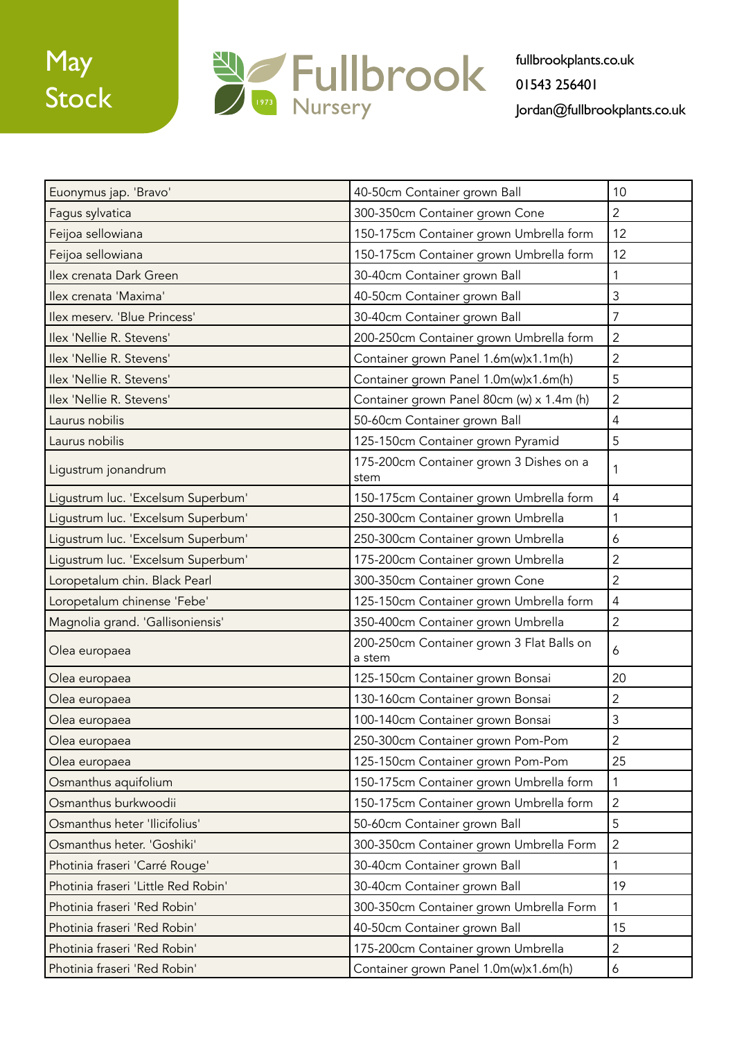May Stock

Fullbrook Nursery 1973

fullbrookplants.co.uk
01543 256401
Jordan@fullbrookplants.co.uk

| | | |
|---|---|---|
| Euonymus jap. 'Bravo' | 40-50cm Container grown Ball | 10 |
| Fagus sylvatica | 300-350cm Container grown Cone | 2 |
| Feijoa sellowiana | 150-175cm Container grown Umbrella form | 12 |
| Feijoa sellowiana | 150-175cm Container grown Umbrella form | 12 |
| Ilex crenata Dark Green | 30-40cm Container grown Ball | 1 |
| Ilex crenata 'Maxima' | 40-50cm Container grown Ball | 3 |
| Ilex meserv. 'Blue Princess' | 30-40cm Container grown Ball | 7 |
| Ilex 'Nellie R. Stevens' | 200-250cm Container grown Umbrella form | 2 |
| Ilex 'Nellie R. Stevens' | Container grown Panel 1.6m(w)x1.1m(h) | 2 |
| Ilex 'Nellie R. Stevens' | Container grown Panel 1.0m(w)x1.6m(h) | 5 |
| Ilex 'Nellie R. Stevens' | Container grown Panel 80cm (w) x 1.4m (h) | 2 |
| Laurus nobilis | 50-60cm Container grown Ball | 4 |
| Laurus nobilis | 125-150cm Container grown Pyramid | 5 |
| Ligustrum jonandrum | 175-200cm Container grown 3 Dishes on a stem | 1 |
| Ligustrum luc. 'Excelsum Superbum' | 150-175cm Container grown Umbrella form | 4 |
| Ligustrum luc. 'Excelsum Superbum' | 250-300cm Container grown Umbrella | 1 |
| Ligustrum luc. 'Excelsum Superbum' | 250-300cm Container grown Umbrella | 6 |
| Ligustrum luc. 'Excelsum Superbum' | 175-200cm Container grown Umbrella | 2 |
| Loropetalum chin. Black Pearl | 300-350cm Container grown Cone | 2 |
| Loropetalum chinense 'Febe' | 125-150cm Container grown Umbrella form | 4 |
| Magnolia grand. 'Gallisoniensis' | 350-400cm Container grown Umbrella | 2 |
| Olea europaea | 200-250cm Container grown 3 Flat Balls on a stem | 6 |
| Olea europaea | 125-150cm Container grown Bonsai | 20 |
| Olea europaea | 130-160cm Container grown Bonsai | 2 |
| Olea europaea | 100-140cm Container grown Bonsai | 3 |
| Olea europaea | 250-300cm Container grown Pom-Pom | 2 |
| Olea europaea | 125-150cm Container grown Pom-Pom | 25 |
| Osmanthus aquifolium | 150-175cm Container grown Umbrella form | 1 |
| Osmanthus burkwoodii | 150-175cm Container grown Umbrella form | 2 |
| Osmanthus heter 'Ilicifolius' | 50-60cm Container grown Ball | 5 |
| Osmanthus heter. 'Goshiki' | 300-350cm Container grown Umbrella Form | 2 |
| Photinia fraseri 'Carré Rouge' | 30-40cm Container grown Ball | 1 |
| Photinia fraseri 'Little Red Robin' | 30-40cm Container grown Ball | 19 |
| Photinia fraseri 'Red Robin' | 300-350cm Container grown Umbrella Form | 1 |
| Photinia fraseri 'Red Robin' | 40-50cm Container grown Ball | 15 |
| Photinia fraseri 'Red Robin' | 175-200cm Container grown Umbrella | 2 |
| Photinia fraseri 'Red Robin' | Container grown Panel 1.0m(w)x1.6m(h) | 6 |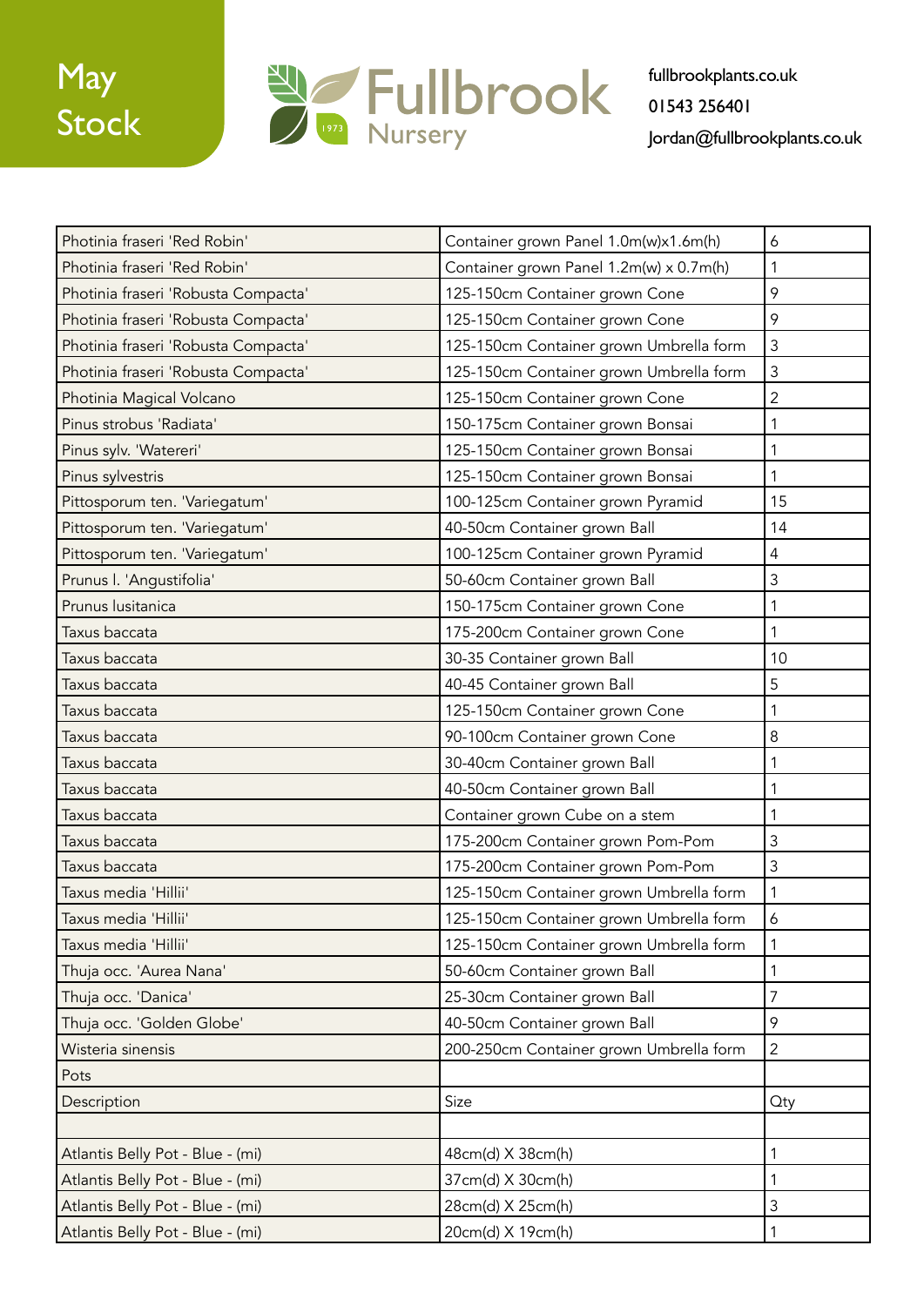May Stock

Fullbrook Nursery 1973

fullbrookplants.co.uk
01543 256401
Jordan@fullbrookplants.co.uk

| | | |
|---|---|---|
| Photinia fraseri 'Red Robin' | Container grown Panel 1.0m(w)x1.6m(h) | 6 |
| Photinia fraseri 'Red Robin' | Container grown Panel 1.2m(w) x 0.7m(h) | 1 |
| Photinia fraseri 'Robusta Compacta' | 125-150cm Container grown Cone | 9 |
| Photinia fraseri 'Robusta Compacta' | 125-150cm Container grown Cone | 9 |
| Photinia fraseri 'Robusta Compacta' | 125-150cm Container grown Umbrella form | 3 |
| Photinia fraseri 'Robusta Compacta' | 125-150cm Container grown Umbrella form | 3 |
| Photinia Magical Volcano | 125-150cm Container grown Cone | 2 |
| Pinus strobus 'Radiata' | 150-175cm Container grown Bonsai | 1 |
| Pinus sylv. 'Watereri' | 125-150cm Container grown Bonsai | 1 |
| Pinus sylvestris | 125-150cm Container grown Bonsai | 1 |
| Pittosporum ten. 'Variegatum' | 100-125cm Container grown Pyramid | 15 |
| Pittosporum ten. 'Variegatum' | 40-50cm Container grown Ball | 14 |
| Pittosporum ten. 'Variegatum' | 100-125cm Container grown Pyramid | 4 |
| Prunus l. 'Angustifolia' | 50-60cm Container grown Ball | 3 |
| Prunus lusitanica | 150-175cm Container grown Cone | 1 |
| Taxus baccata | 175-200cm Container grown Cone | 1 |
| Taxus baccata | 30-35 Container grown Ball | 10 |
| Taxus baccata | 40-45 Container grown Ball | 5 |
| Taxus baccata | 125-150cm Container grown Cone | 1 |
| Taxus baccata | 90-100cm Container grown Cone | 8 |
| Taxus baccata | 30-40cm Container grown Ball | 1 |
| Taxus baccata | 40-50cm Container grown Ball | 1 |
| Taxus baccata | Container grown Cube on a stem | 1 |
| Taxus baccata | 175-200cm Container grown Pom-Pom | 3 |
| Taxus baccata | 175-200cm Container grown Pom-Pom | 3 |
| Taxus media 'Hillii' | 125-150cm Container grown Umbrella form | 1 |
| Taxus media 'Hillii' | 125-150cm Container grown Umbrella form | 6 |
| Taxus media 'Hillii' | 125-150cm Container grown Umbrella form | 1 |
| Thuja occ. 'Aurea Nana' | 50-60cm Container grown Ball | 1 |
| Thuja occ. 'Danica' | 25-30cm Container grown Ball | 7 |
| Thuja occ. 'Golden Globe' | 40-50cm Container grown Ball | 9 |
| Wisteria sinensis | 200-250cm Container grown Umbrella form | 2 |
| Pots | | |
| Description | Size | Qty |
| | | |
| Atlantis Belly Pot - Blue - (mi) | 48cm(d) X 38cm(h) | 1 |
| Atlantis Belly Pot - Blue - (mi) | 37cm(d) X 30cm(h) | 1 |
| Atlantis Belly Pot - Blue - (mi) | 28cm(d) X 25cm(h) | 3 |
| Atlantis Belly Pot - Blue - (mi) | 20cm(d) X 19cm(h) | 1 |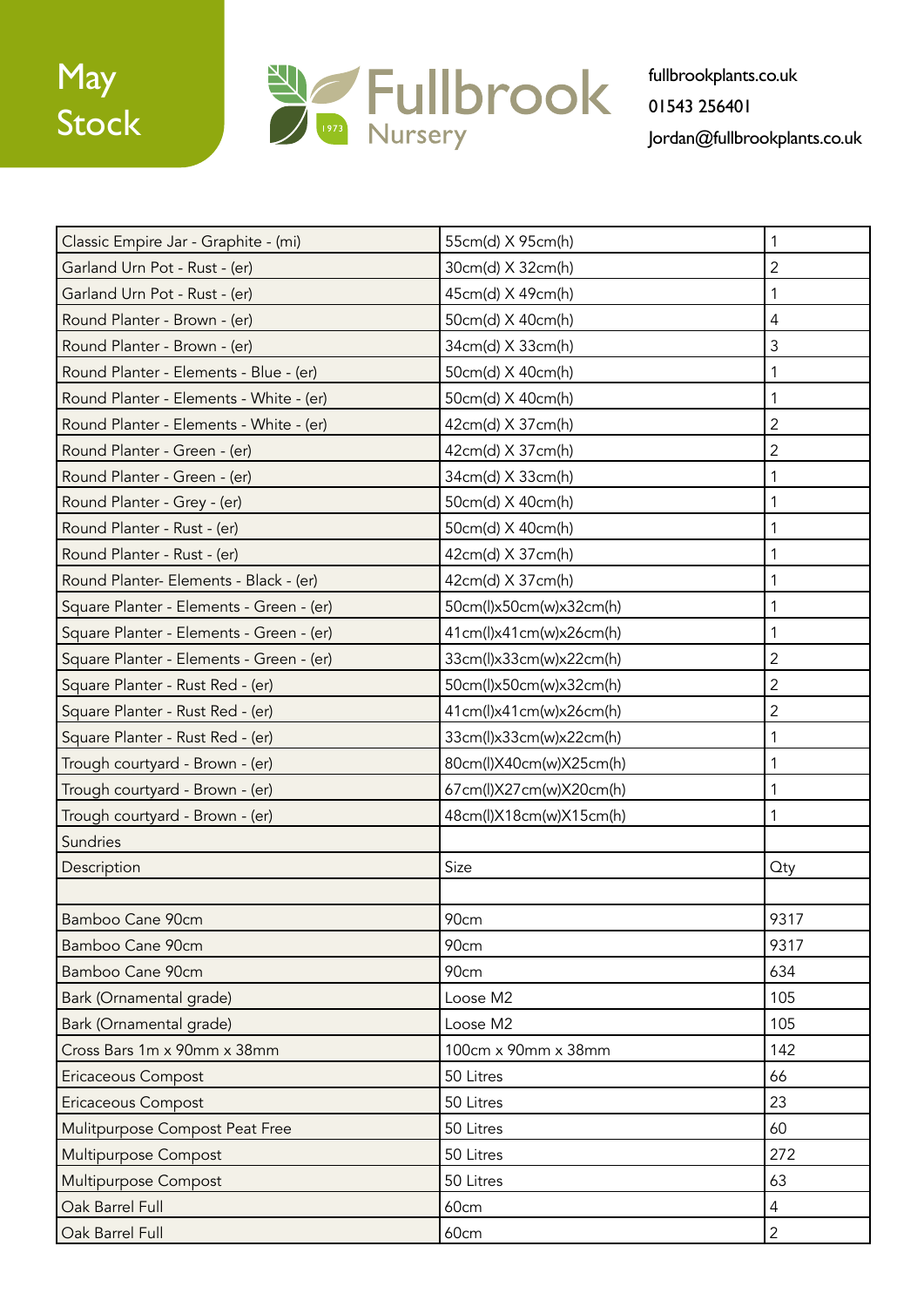# May Stock

Fullbrook Nursery

fullbrookplants.co.uk
01543 256401
Jordan@fullbrookplants.co.uk

| | | |
|---|---|---|
| Classic Empire Jar - Graphite - (mi) | 55cm(d) X 95cm(h) | 1 |
| Garland Urn Pot - Rust - (er) | 30cm(d) X 32cm(h) | 2 |
| Garland Urn Pot - Rust - (er) | 45cm(d) X 49cm(h) | 1 |
| Round Planter - Brown - (er) | 50cm(d) X 40cm(h) | 4 |
| Round Planter - Brown - (er) | 34cm(d) X 33cm(h) | 3 |
| Round Planter - Elements - Blue - (er) | 50cm(d) X 40cm(h) | 1 |
| Round Planter - Elements - White - (er) | 50cm(d) X 40cm(h) | 1 |
| Round Planter - Elements - White - (er) | 42cm(d) X 37cm(h) | 2 |
| Round Planter - Green - (er) | 42cm(d) X 37cm(h) | 2 |
| Round Planter - Green - (er) | 34cm(d) X 33cm(h) | 1 |
| Round Planter - Grey - (er) | 50cm(d) X 40cm(h) | 1 |
| Round Planter - Rust - (er) | 50cm(d) X 40cm(h) | 1 |
| Round Planter - Rust - (er) | 42cm(d) X 37cm(h) | 1 |
| Round Planter- Elements - Black - (er) | 42cm(d) X 37cm(h) | 1 |
| Square Planter - Elements - Green - (er) | 50cm(l)x50cm(w)x32cm(h) | 1 |
| Square Planter - Elements - Green - (er) | 41cm(l)x41cm(w)x26cm(h) | 1 |
| Square Planter - Elements - Green - (er) | 33cm(l)x33cm(w)x22cm(h) | 2 |
| Square Planter - Rust Red - (er) | 50cm(l)x50cm(w)x32cm(h) | 2 |
| Square Planter - Rust Red - (er) | 41cm(l)x41cm(w)x26cm(h) | 2 |
| Square Planter - Rust Red - (er) | 33cm(l)x33cm(w)x22cm(h) | 1 |
| Trough courtyard - Brown - (er) | 80cm(l)X40cm(w)X25cm(h) | 1 |
| Trough courtyard - Brown - (er) | 67cm(l)X27cm(w)X20cm(h) | 1 |
| Trough courtyard - Brown - (er) | 48cm(l)X18cm(w)X15cm(h) | 1 |
| Sundries | | |
| Description | Size | Qty |
| | | |
| Bamboo Cane 90cm | 90cm | 9317 |
| Bamboo Cane 90cm | 90cm | 9317 |
| Bamboo Cane 90cm | 90cm | 634 |
| Bark (Ornamental grade) | Loose M2 | 105 |
| Bark (Ornamental grade) | Loose M2 | 105 |
| Cross Bars 1m x 90mm x 38mm | 100cm x 90mm x 38mm | 142 |
| Ericaceous Compost | 50 Litres | 66 |
| Ericaceous Compost | 50 Litres | 23 |
| Mulitpurpose Compost Peat Free | 50 Litres | 60 |
| Multipurpose Compost | 50 Litres | 272 |
| Multipurpose Compost | 50 Litres | 63 |
| Oak Barrel Full | 60cm | 4 |
| Oak Barrel Full | 60cm | 2 |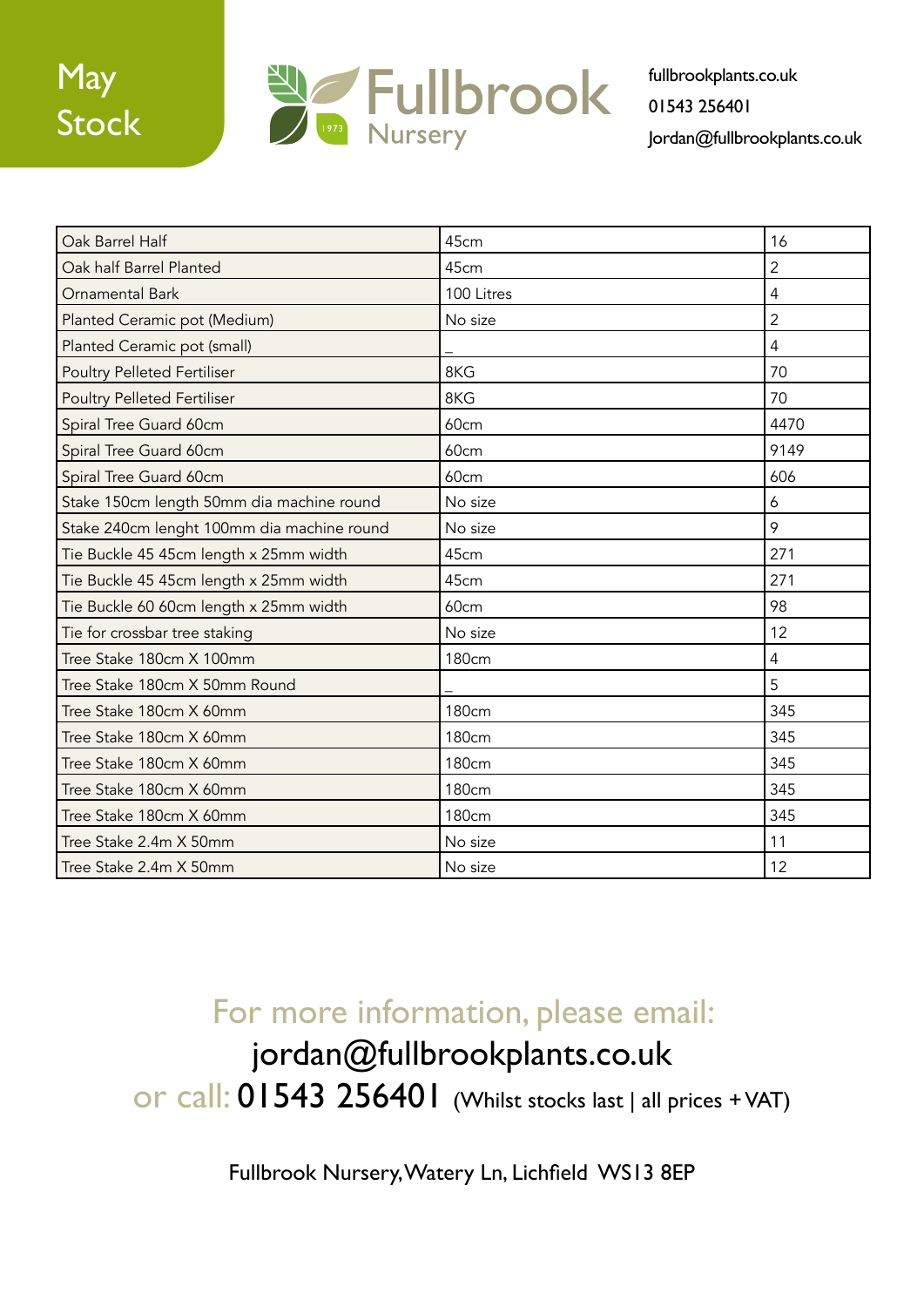# May Stock

Fullbrook Nursery 1973

fullbrookplants.co.uk
01543 256401
Jordan@fullbrookplants.co.uk

| | | |
|---|---|---|
| Oak Barrel Half | 45cm | 16 |
| Oak half Barrel Planted | 45cm | 2 |
| Ornamental Bark | 100 Litres | 4 |
| Planted Ceramic pot (Medium) | No size | 2 |
| Planted Ceramic pot (small) | _ | 4 |
| Poultry Pelleted Fertiliser | 8KG | 70 |
| Poultry Pelleted Fertiliser | 8KG | 70 |
| Spiral Tree Guard 60cm | 60cm | 4470 |
| Spiral Tree Guard 60cm | 60cm | 9149 |
| Spiral Tree Guard 60cm | 60cm | 606 |
| Stake 150cm length 50mm dia machine round | No size | 6 |
| Stake 240cm lenght 100mm dia machine round | No size | 9 |
| Tie Buckle 45 45cm length x 25mm width | 45cm | 271 |
| Tie Buckle 45 45cm length x 25mm width | 45cm | 271 |
| Tie Buckle 60 60cm length x 25mm width | 60cm | 98 |
| Tie for crossbar tree staking | No size | 12 |
| Tree Stake 180cm X 100mm | 180cm | 4 |
| Tree Stake 180cm X 50mm Round | _ | 5 |
| Tree Stake 180cm X 60mm | 180cm | 345 |
| Tree Stake 180cm X 60mm | 180cm | 345 |
| Tree Stake 180cm X 60mm | 180cm | 345 |
| Tree Stake 180cm X 60mm | 180cm | 345 |
| Tree Stake 180cm X 60mm | 180cm | 345 |
| Tree Stake 2.4m X 50mm | No size | 11 |
| Tree Stake 2.4m X 50mm | No size | 12 |

For more information, please email:
jordan@fullbrookplants.co.uk
or call: **01543 256401** (Whilst stocks last | all prices + VAT)

Fullbrook Nursery, Watery Ln, Lichfield WS13 8EP